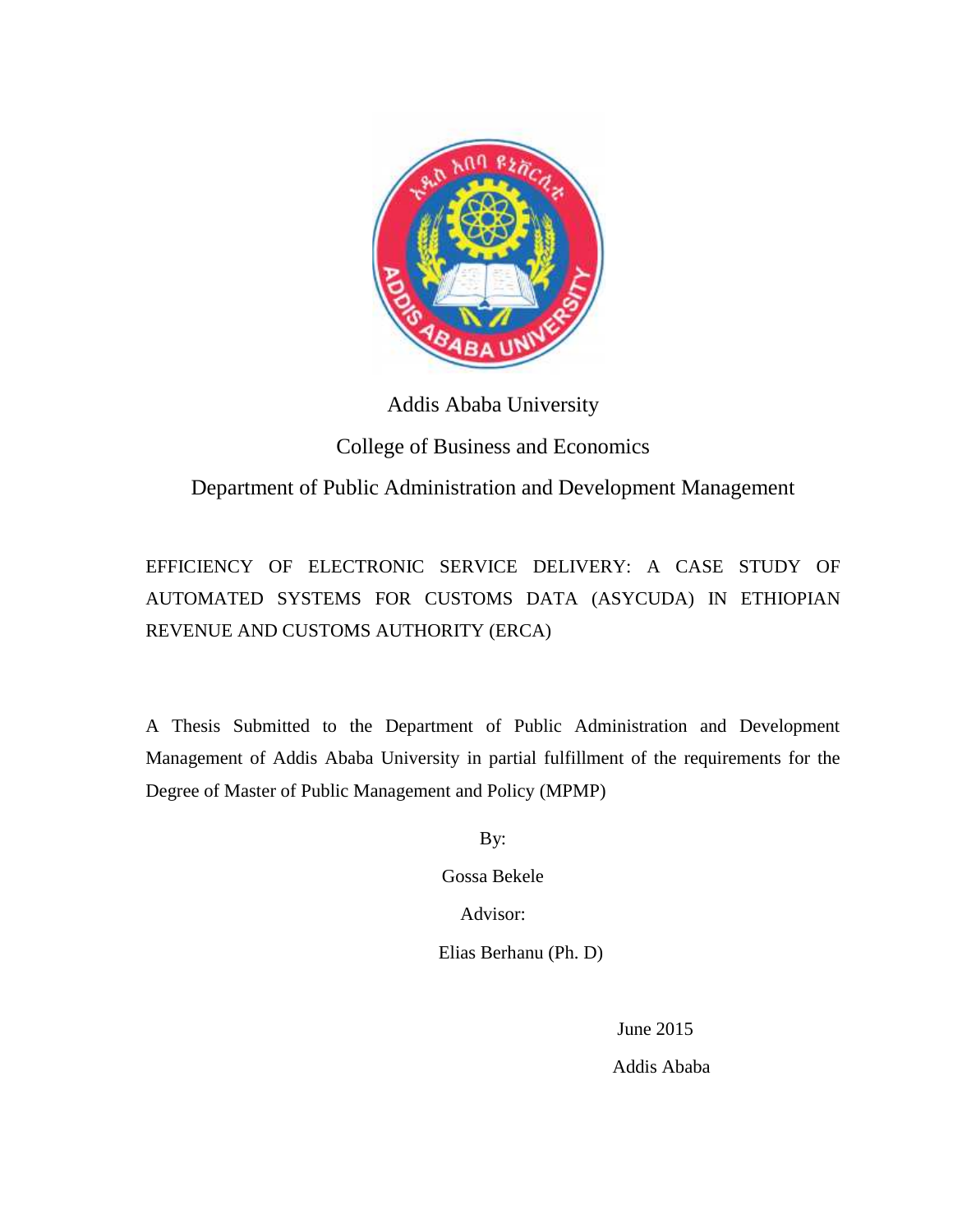Addis Ababa University

College of Business and Economics

Department of Public Administration and Development Management

# EFFICIENCY OF ELECTRONIC SERVICE DELIVERY: A CASE STUDY OF AUTOMATED SYSTEMS FOR CUSTOMS DATA (ASYCUDA) IN ETHIOPIAN REVENUE AND CUSTOMS AUTHORITY (ERCA)

A Thesis Submitted to the Department of Public Administration and Development Management of Addis Ababa University in partial fulfillment of the requirements for the Degree of Master of Public Management and Policy (MPMP)

By:

Gossa Bekele

Advisor:

Elias Berhanu (Ph. D)

June 2015

Addis Ababa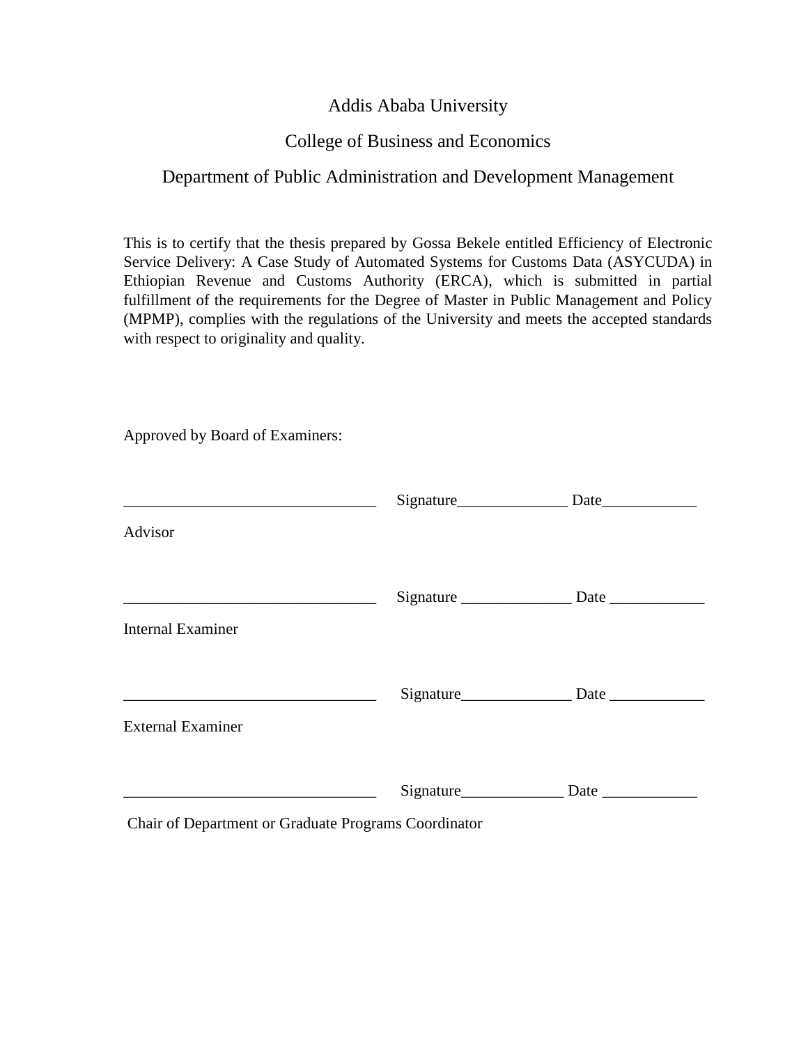Addis Ababa University

College of Business and Economics

Department of Public Administration and Development Management

This is to certify that the thesis prepared by Gossa Bekele entitled Efficiency of Electronic Service Delivery: A Case Study of Automated Systems for Customs Data (ASYCUDA) in Ethiopian Revenue and Customs Authority (ERCA), which is submitted in partial fulfillment of the requirements for the Degree of Master in Public Management and Policy (MPMP), complies with the regulations of the University and meets the accepted standards with respect to originality and quality.

Approved by Board of Examiners:

________________________________ Signature______________ Date____________

Advisor

________________________________ Signature ______________ Date ____________

Internal Examiner

________________________________ Signature______________ Date ____________

External Examiner

________________________________ Signature_____________ Date ____________

Chair of Department or Graduate Programs Coordinator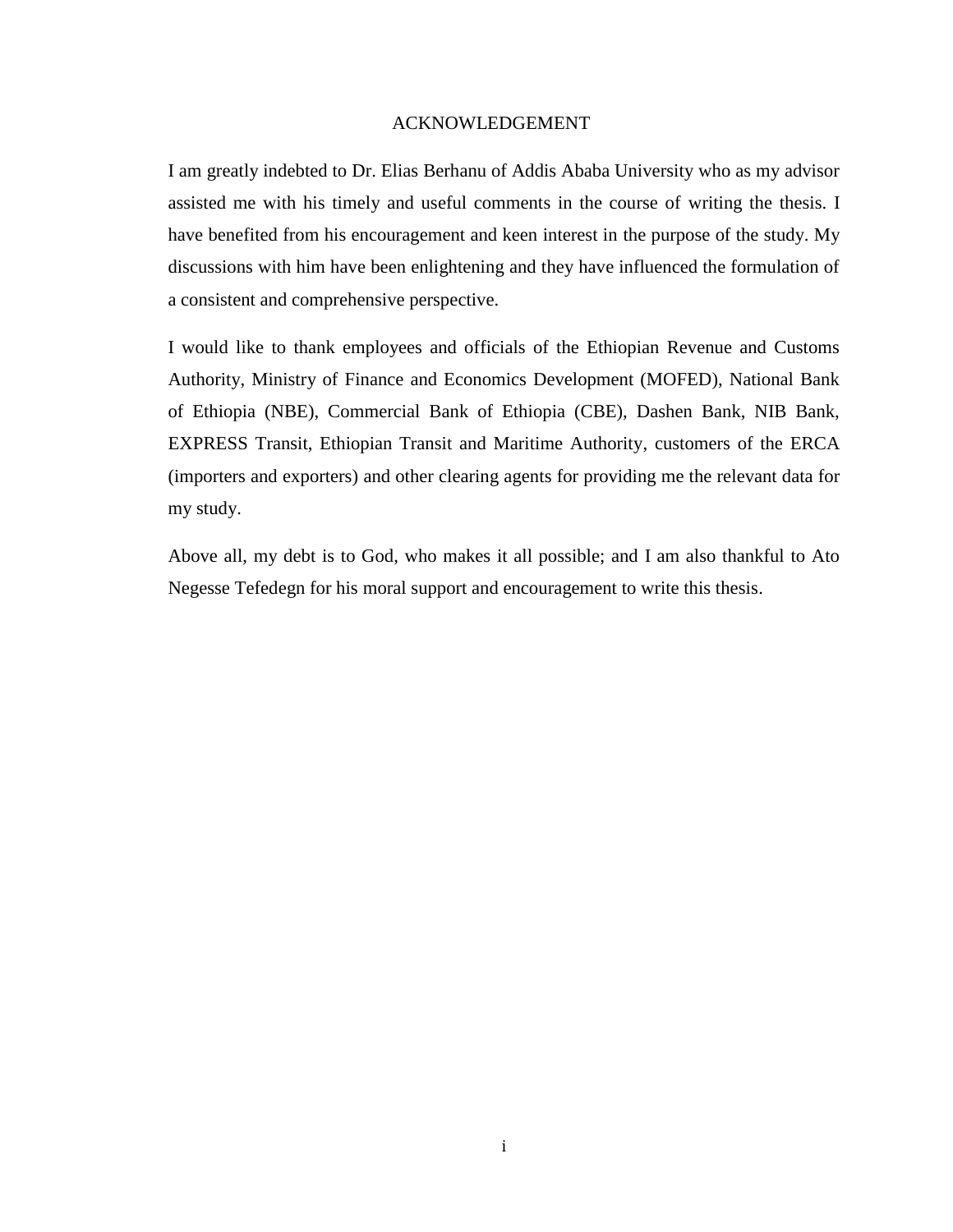## ACKNOWLEDGEMENT

I am greatly indebted to Dr. Elias Berhanu of Addis Ababa University who as my advisor assisted me with his timely and useful comments in the course of writing the thesis. I have benefited from his encouragement and keen interest in the purpose of the study. My discussions with him have been enlightening and they have influenced the formulation of a consistent and comprehensive perspective.

I would like to thank employees and officials of the Ethiopian Revenue and Customs Authority, Ministry of Finance and Economics Development (MOFED), National Bank of Ethiopia (NBE), Commercial Bank of Ethiopia (CBE), Dashen Bank, NIB Bank, EXPRESS Transit, Ethiopian Transit and Maritime Authority, customers of the ERCA (importers and exporters) and other clearing agents for providing me the relevant data for my study.

Above all, my debt is to God, who makes it all possible; and I am also thankful to Ato Negesse Tefedegn for his moral support and encouragement to write this thesis.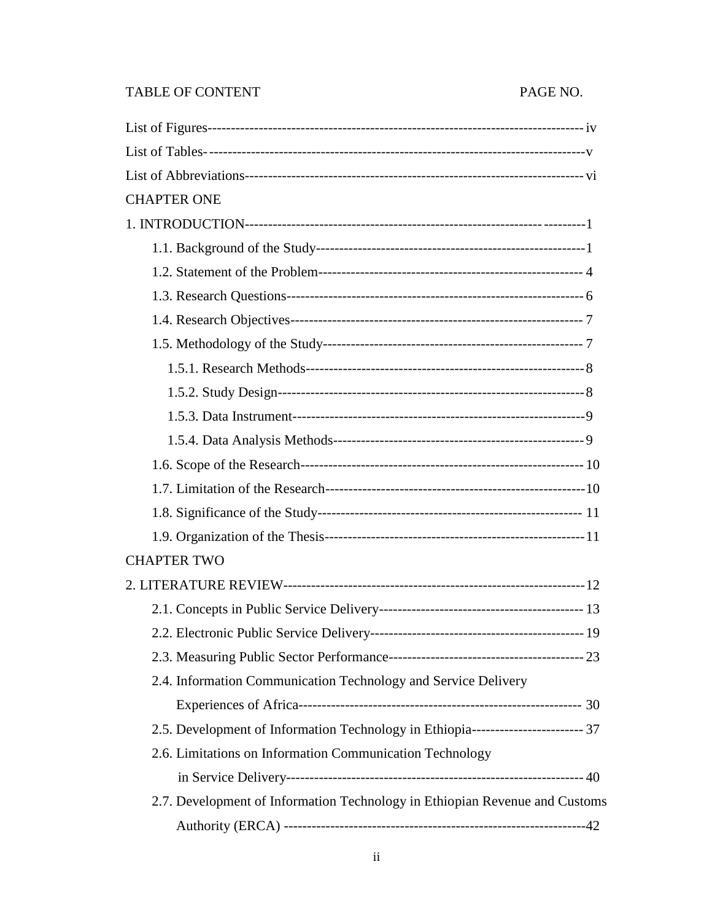TABLE OF CONTENT PAGE NO.

List of Figures---------------------------------------------------------------------------------- iv

List of Tables----------------------------------------------------------------------------------- v

List of Abbreviations----------------------------------------------------------------------------- vi

CHAPTER ONE

1. INTRODUCTION--------------------------------------------------------------------------1
   - 1.1. Background of the Study-----------------------------------------------------------1
   - 1.2. Statement of the Problem---------------------------------------------------------- 4
   - 1.3. Research Questions---------------------------------------------------------------- 6
   - 1.4. Research Objectives--------------------------------------------------------------- 7
   - 1.5. Methodology of the Study---------------------------------------------------------- 7
     - 1.5.1. Research Methods-------------------------------------------------------------8
     - 1.5.2. Study Design-----------------------------------------------------------------8
     - 1.5.3. Data Instrument--------------------------------------------------------------9
     - 1.5.4. Data Analysis Methods-------------------------------------------------------9
   - 1.6. Scope of the Research------------------------------------------------------------10
   - 1.7. Limitation of the Research---------------------------------------------------------10
   - 1.8. Significance of the Study---------------------------------------------------------- 11
   - 1.9. Organization of the Thesis---------------------------------------------------------11

CHAPTER TWO

2. LITERATURE REVIEW--------------------------------------------------------------------12
   - 2.1. Concepts in Public Service Delivery---------------------------------------------- 13
   - 2.2. Electronic Public Service Delivery------------------------------------------------ 19
   - 2.3. Measuring Public Sector Performance------------------------------------------ 23
   - 2.4. Information Communication Technology and Service Delivery Experiences of Africa------------------------------------------------------------- 30
   - 2.5. Development of Information Technology in Ethiopia------------------------ 37
   - 2.6. Limitations on Information Communication Technology in Service Delivery--------------------------------------------------------------- 40
   - 2.7. Development of Information Technology in Ethiopian Revenue and Customs Authority (ERCA) -----------------------------------------------------------------42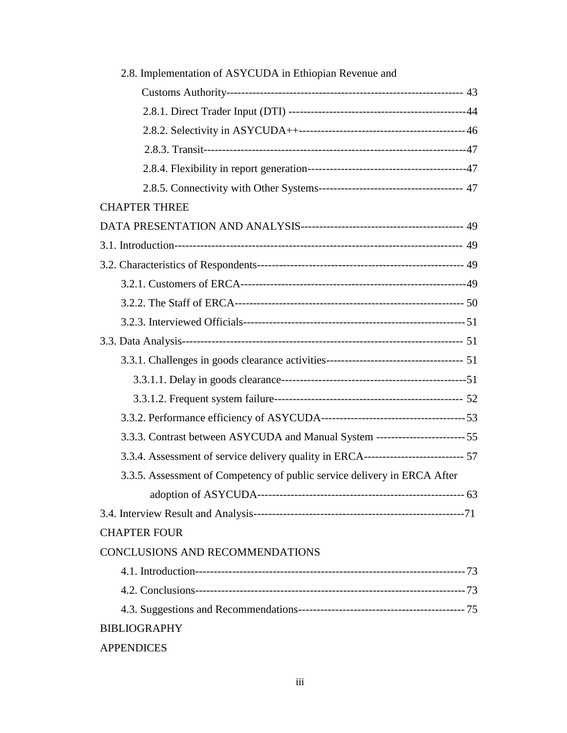2.8. Implementation of ASYCUDA in Ethiopian Revenue and Customs Authority------------------------------------------------------------- 43

2.8.1. Direct Trader Input (DTI) ------------------------------------------------44

2.8.2. Selectivity in ASYCUDA++--------------------------------------------46

2.8.3. Transit--------------------------------------------------------------------47

2.8.4. Flexibility in report generation-------------------------------------------47

2.8.5. Connectivity with Other Systems--------------------------------------- 47

CHAPTER THREE

DATA PRESENTATION AND ANALYSIS------------------------------------------- 49

3.1. Introduction------------------------------------------------------------------------ 49

3.2. Characteristics of Respondents------------------------------------------------------- 49

3.2.1. Customers of ERCA-----------------------------------------------------------49

3.2.2. The Staff of ERCA------------------------------------------------------------- 50

3.2.3. Interviewed Officials-----------------------------------------------------------51

3.3. Data Analysis------------------------------------------------------------------------ 51

3.3.1. Challenges in goods clearance activities------------------------------------- 51

3.3.1.1. Delay in goods clearance-------------------------------------------------51

3.3.1.2. Frequent system failure-------------------------------------------------- 52

3.3.2. Performance efficiency of ASYCUDA-------------------------------------53

3.3.3. Contrast between ASYCUDA and Manual System ------------------------55

3.3.4. Assessment of service delivery quality in ERCA--------------------------- 57

3.3.5. Assessment of Competency of public service delivery in ERCA After adoption of ASYCUDA------------------------------------------------------- 63

3.4. Interview Result and Analysis-------------------------------------------------------71

CHAPTER FOUR

CONCLUSIONS AND RECOMMENDATIONS

4.1. Introduction-----------------------------------------------------------------------73

4.2. Conclusions-----------------------------------------------------------------------73

4.3. Suggestions and Recommendations------------------------------------------- 75

BIBLIOGRAPHY

APPENDICES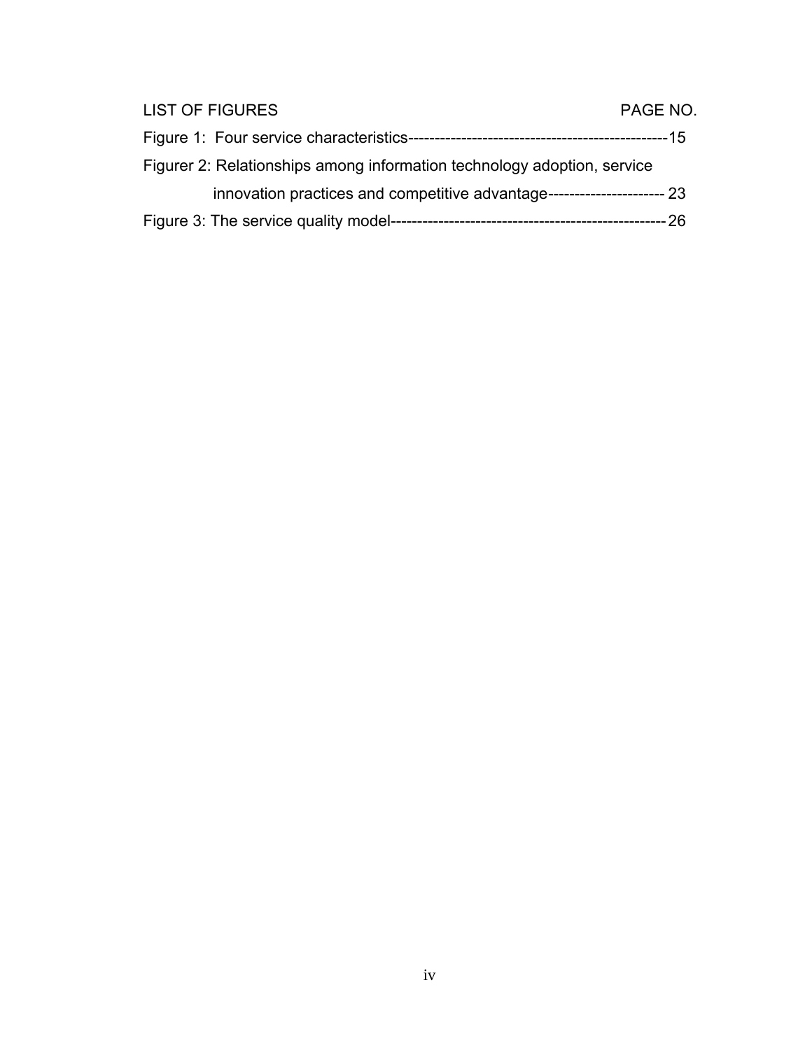LIST OF FIGURES PAGE NO.

Figure 1: Four service characteristics-------------------------------------------------15

Figurer 2: Relationships among information technology adoption, service innovation practices and competitive advantage---------------------- 23

Figure 3: The service quality model----------------------------------------------------26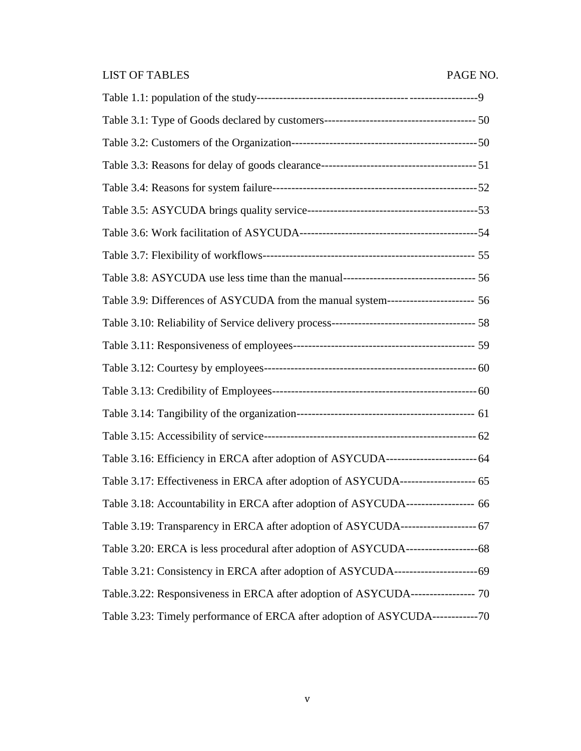LIST OF TABLES PAGE NO.

Table 1.1: population of the study------------------------------------------------------------9

Table 3.1: Type of Goods declared by customers---------------------------------------- 50

Table 3.2: Customers of the Organization------------------------------------------------50

Table 3.3: Reasons for delay of goods clearance----------------------------------------- 51

Table 3.4: Reasons for system failure-----------------------------------------------------52

Table 3.5: ASYCUDA brings quality service--------------------------------------------53

Table 3.6: Work facilitation of ASYCUDA----------------------------------------------54

Table 3.7: Flexibility of workflows------------------------------------------------------- 55

Table 3.8: ASYCUDA use less time than the manual---------------------------------- 56

Table 3.9: Differences of ASYCUDA from the manual system----------------------- 56

Table 3.10: Reliability of Service delivery process------------------------------------- 58

Table 3.11: Responsiveness of employees----------------------------------------------- 59

Table 3.12: Courtesy by employees------------------------------------------------------- 60

Table 3.13: Credibility of Employees-----------------------------------------------------60

Table 3.14: Tangibility of the organization---------------------------------------------- 61

Table 3.15: Accessibility of service------------------------------------------------------- 62

Table 3.16: Efficiency in ERCA after adoption of ASYCUDA------------------------64

Table 3.17: Effectiveness in ERCA after adoption of ASYCUDA-------------------- 65

Table 3.18: Accountability in ERCA after adoption of ASYCUDA------------------ 66

Table 3.19: Transparency in ERCA after adoption of ASYCUDA--------------------67

Table 3.20: ERCA is less procedural after adoption of ASYCUDA-------------------68

Table 3.21: Consistency in ERCA after adoption of ASYCUDA----------------------69

Table.3.22: Responsiveness in ERCA after adoption of ASYCUDA----------------- 70

Table 3.23: Timely performance of ERCA after adoption of ASYCUDA------------70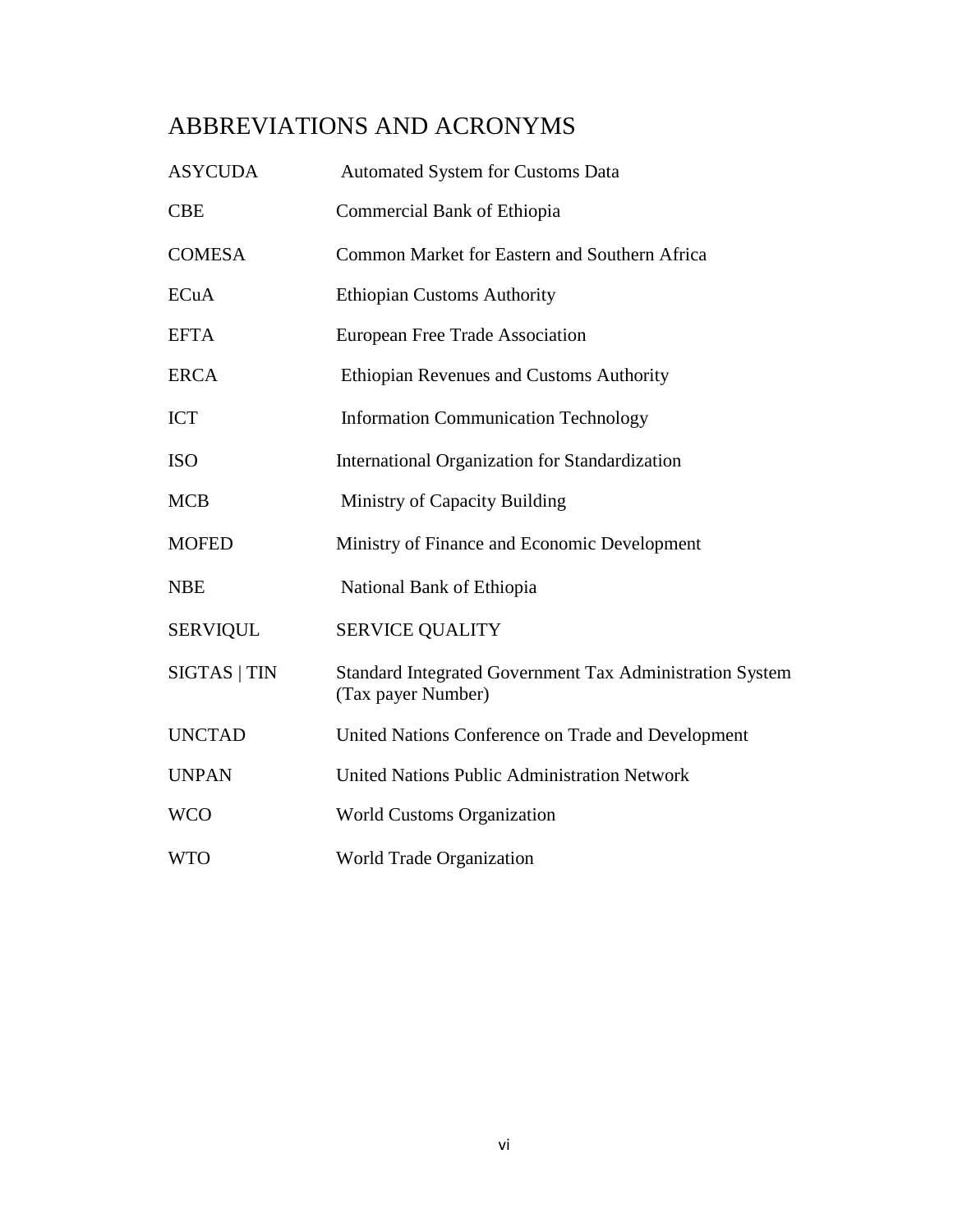# ABBREVIATIONS AND ACRONYMS

| | |
|---|---|
| ASYCUDA | Automated System for Customs Data |
| CBE | Commercial Bank of Ethiopia |
| COMESA | Common Market for Eastern and Southern Africa |
| ECuA | Ethiopian Customs Authority |
| EFTA | European Free Trade Association |
| ERCA | Ethiopian Revenues and Customs Authority |
| ICT | Information Communication Technology |
| ISO | International Organization for Standardization |
| MCB | Ministry of Capacity Building |
| MOFED | Ministry of Finance and Economic Development |
| NBE | National Bank of Ethiopia |
| SERVIQUL | SERVICE QUALITY |
| SIGTAS \| TIN | Standard Integrated Government Tax Administration System (Tax payer Number) |
| UNCTAD | United Nations Conference on Trade and Development |
| UNPAN | United Nations Public Administration Network |
| WCO | World Customs Organization |
| WTO | World Trade Organization |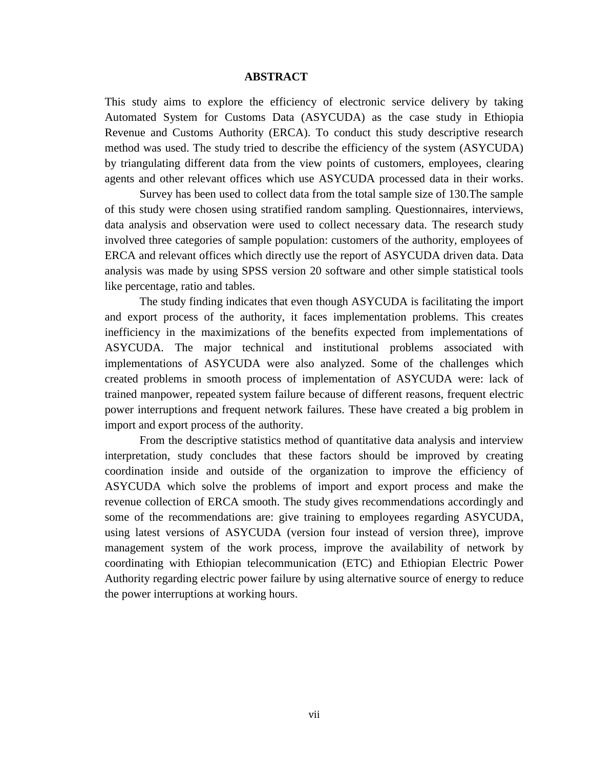# ABSTRACT

This study aims to explore the efficiency of electronic service delivery by taking Automated System for Customs Data (ASYCUDA) as the case study in Ethiopia Revenue and Customs Authority (ERCA). To conduct this study descriptive research method was used. The study tried to describe the efficiency of the system (ASYCUDA) by triangulating different data from the view points of customers, employees, clearing agents and other relevant offices which use ASYCUDA processed data in their works.

Survey has been used to collect data from the total sample size of 130.The sample of this study were chosen using stratified random sampling. Questionnaires, interviews, data analysis and observation were used to collect necessary data. The research study involved three categories of sample population: customers of the authority, employees of ERCA and relevant offices which directly use the report of ASYCUDA driven data. Data analysis was made by using SPSS version 20 software and other simple statistical tools like percentage, ratio and tables.

The study finding indicates that even though ASYCUDA is facilitating the import and export process of the authority, it faces implementation problems. This creates inefficiency in the maximizations of the benefits expected from implementations of ASYCUDA. The major technical and institutional problems associated with implementations of ASYCUDA were also analyzed. Some of the challenges which created problems in smooth process of implementation of ASYCUDA were: lack of trained manpower, repeated system failure because of different reasons, frequent electric power interruptions and frequent network failures. These have created a big problem in import and export process of the authority.

From the descriptive statistics method of quantitative data analysis and interview interpretation, study concludes that these factors should be improved by creating coordination inside and outside of the organization to improve the efficiency of ASYCUDA which solve the problems of import and export process and make the revenue collection of ERCA smooth. The study gives recommendations accordingly and some of the recommendations are: give training to employees regarding ASYCUDA, using latest versions of ASYCUDA (version four instead of version three), improve management system of the work process, improve the availability of network by coordinating with Ethiopian telecommunication (ETC) and Ethiopian Electric Power Authority regarding electric power failure by using alternative source of energy to reduce the power interruptions at working hours.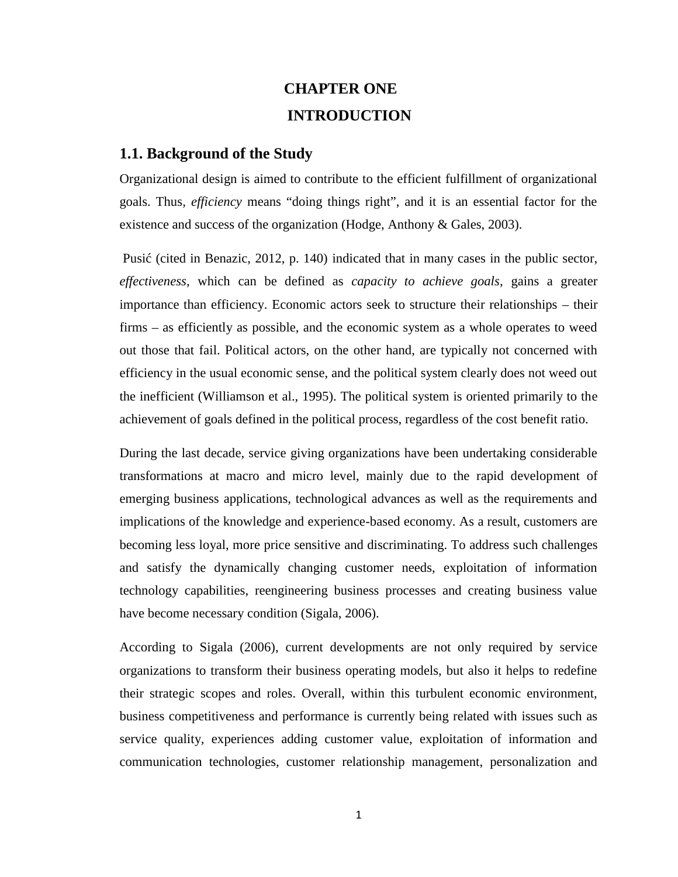# CHAPTER ONE

# INTRODUCTION

## 1.1. Background of the Study

Organizational design is aimed to contribute to the efficient fulfillment of organizational goals. Thus, *efficiency* means "doing things right", and it is an essential factor for the existence and success of the organization (Hodge, Anthony & Gales, 2003).

Pusić (cited in Benazic, 2012, p. 140) indicated that in many cases in the public sector, *effectiveness*, which can be defined as *capacity to achieve goals*, gains a greater importance than efficiency. Economic actors seek to structure their relationships – their firms – as efficiently as possible, and the economic system as a whole operates to weed out those that fail. Political actors, on the other hand, are typically not concerned with efficiency in the usual economic sense, and the political system clearly does not weed out the inefficient (Williamson et al., 1995). The political system is oriented primarily to the achievement of goals defined in the political process, regardless of the cost benefit ratio.

During the last decade, service giving organizations have been undertaking considerable transformations at macro and micro level, mainly due to the rapid development of emerging business applications, technological advances as well as the requirements and implications of the knowledge and experience-based economy. As a result, customers are becoming less loyal, more price sensitive and discriminating. To address such challenges and satisfy the dynamically changing customer needs, exploitation of information technology capabilities, reengineering business processes and creating business value have become necessary condition (Sigala, 2006).

According to Sigala (2006), current developments are not only required by service organizations to transform their business operating models, but also it helps to redefine their strategic scopes and roles. Overall, within this turbulent economic environment, business competitiveness and performance is currently being related with issues such as service quality, experiences adding customer value, exploitation of information and communication technologies, customer relationship management, personalization and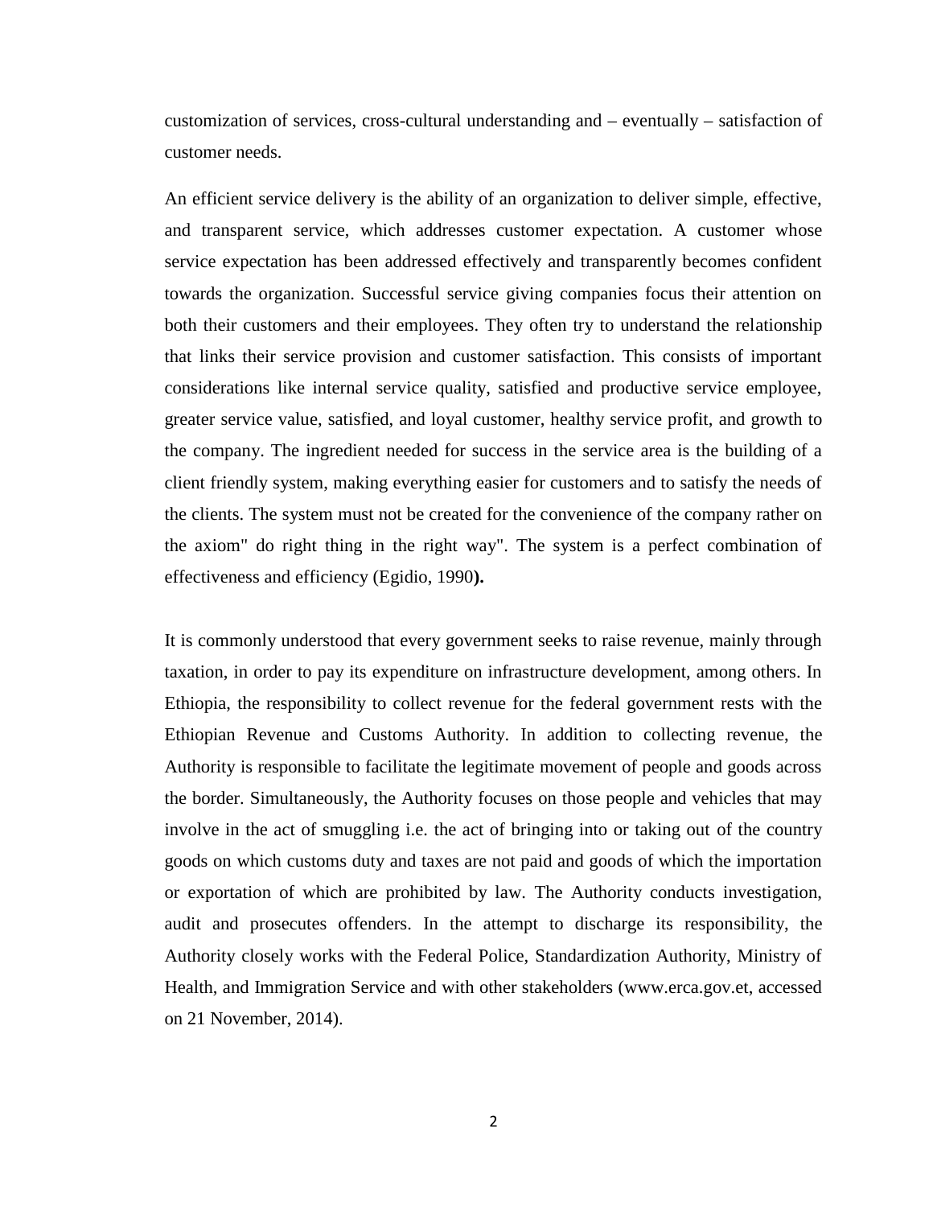customization of services, cross-cultural understanding and – eventually – satisfaction of customer needs.

An efficient service delivery is the ability of an organization to deliver simple, effective, and transparent service, which addresses customer expectation. A customer whose service expectation has been addressed effectively and transparently becomes confident towards the organization. Successful service giving companies focus their attention on both their customers and their employees. They often try to understand the relationship that links their service provision and customer satisfaction. This consists of important considerations like internal service quality, satisfied and productive service employee, greater service value, satisfied, and loyal customer, healthy service profit, and growth to the company. The ingredient needed for success in the service area is the building of a client friendly system, making everything easier for customers and to satisfy the needs of the clients. The system must not be created for the convenience of the company rather on the axiom" do right thing in the right way". The system is a perfect combination of effectiveness and efficiency (Egidio, 1990**).**

It is commonly understood that every government seeks to raise revenue, mainly through taxation, in order to pay its expenditure on infrastructure development, among others. In Ethiopia, the responsibility to collect revenue for the federal government rests with the Ethiopian Revenue and Customs Authority. In addition to collecting revenue, the Authority is responsible to facilitate the legitimate movement of people and goods across the border. Simultaneously, the Authority focuses on those people and vehicles that may involve in the act of smuggling i.e. the act of bringing into or taking out of the country goods on which customs duty and taxes are not paid and goods of which the importation or exportation of which are prohibited by law. The Authority conducts investigation, audit and prosecutes offenders. In the attempt to discharge its responsibility, the Authority closely works with the Federal Police, Standardization Authority, Ministry of Health, and Immigration Service and with other stakeholders (www.erca.gov.et, accessed on 21 November, 2014).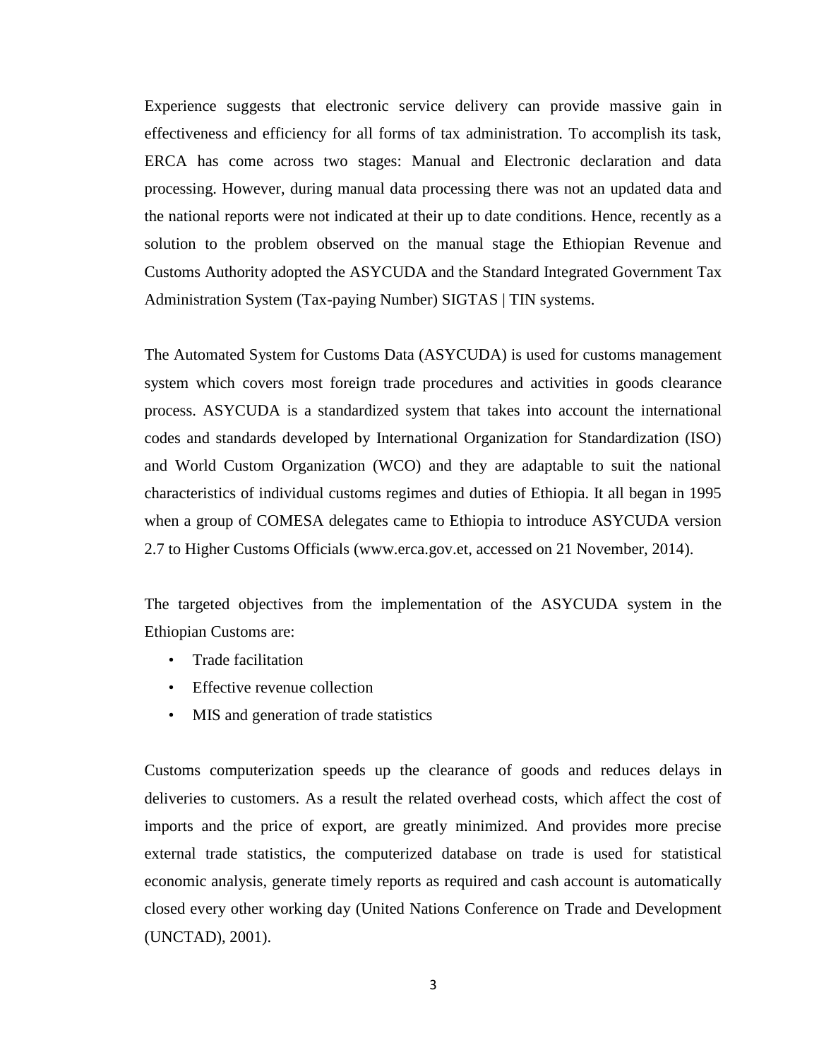Experience suggests that electronic service delivery can provide massive gain in effectiveness and efficiency for all forms of tax administration. To accomplish its task, ERCA has come across two stages: Manual and Electronic declaration and data processing. However, during manual data processing there was not an updated data and the national reports were not indicated at their up to date conditions. Hence, recently as a solution to the problem observed on the manual stage the Ethiopian Revenue and Customs Authority adopted the ASYCUDA and the Standard Integrated Government Tax Administration System (Tax-paying Number) SIGTAS | TIN systems.

The Automated System for Customs Data (ASYCUDA) is used for customs management system which covers most foreign trade procedures and activities in goods clearance process. ASYCUDA is a standardized system that takes into account the international codes and standards developed by International Organization for Standardization (ISO) and World Custom Organization (WCO) and they are adaptable to suit the national characteristics of individual customs regimes and duties of Ethiopia. It all began in 1995 when a group of COMESA delegates came to Ethiopia to introduce ASYCUDA version 2.7 to Higher Customs Officials (www.erca.gov.et, accessed on 21 November, 2014).

The targeted objectives from the implementation of the ASYCUDA system in the Ethiopian Customs are:

- Trade facilitation
- Effective revenue collection
- MIS and generation of trade statistics

Customs computerization speeds up the clearance of goods and reduces delays in deliveries to customers. As a result the related overhead costs, which affect the cost of imports and the price of export, are greatly minimized. And provides more precise external trade statistics, the computerized database on trade is used for statistical economic analysis, generate timely reports as required and cash account is automatically closed every other working day (United Nations Conference on Trade and Development (UNCTAD), 2001).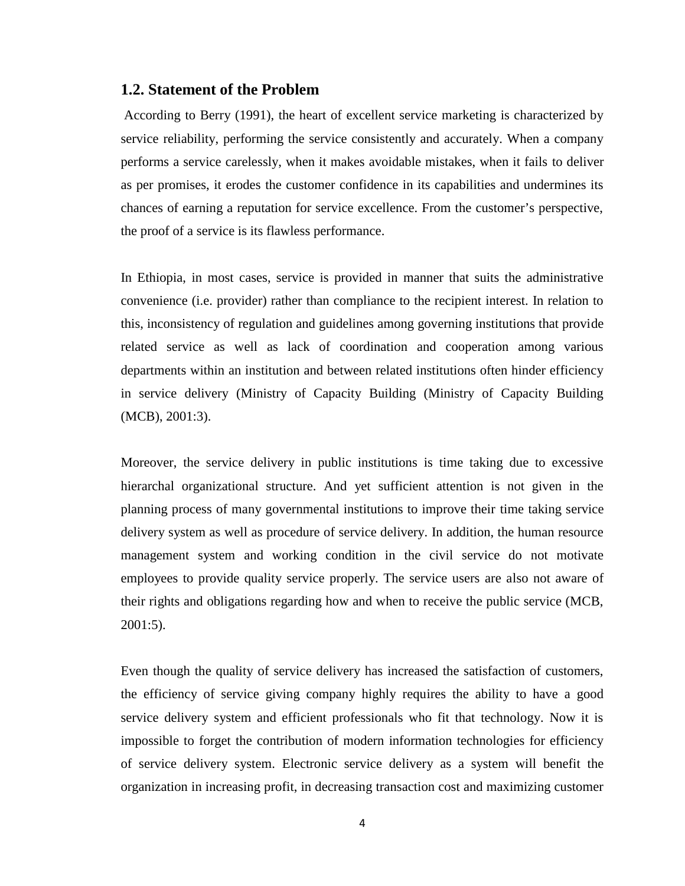## 1.2. Statement of the Problem

According to Berry (1991), the heart of excellent service marketing is characterized by service reliability, performing the service consistently and accurately. When a company performs a service carelessly, when it makes avoidable mistakes, when it fails to deliver as per promises, it erodes the customer confidence in its capabilities and undermines its chances of earning a reputation for service excellence. From the customer's perspective, the proof of a service is its flawless performance.

In Ethiopia, in most cases, service is provided in manner that suits the administrative convenience (i.e. provider) rather than compliance to the recipient interest. In relation to this, inconsistency of regulation and guidelines among governing institutions that provide related service as well as lack of coordination and cooperation among various departments within an institution and between related institutions often hinder efficiency in service delivery (Ministry of Capacity Building (Ministry of Capacity Building (MCB), 2001:3).

Moreover, the service delivery in public institutions is time taking due to excessive hierarchal organizational structure. And yet sufficient attention is not given in the planning process of many governmental institutions to improve their time taking service delivery system as well as procedure of service delivery. In addition, the human resource management system and working condition in the civil service do not motivate employees to provide quality service properly. The service users are also not aware of their rights and obligations regarding how and when to receive the public service (MCB, 2001:5).

Even though the quality of service delivery has increased the satisfaction of customers, the efficiency of service giving company highly requires the ability to have a good service delivery system and efficient professionals who fit that technology. Now it is impossible to forget the contribution of modern information technologies for efficiency of service delivery system. Electronic service delivery as a system will benefit the organization in increasing profit, in decreasing transaction cost and maximizing customer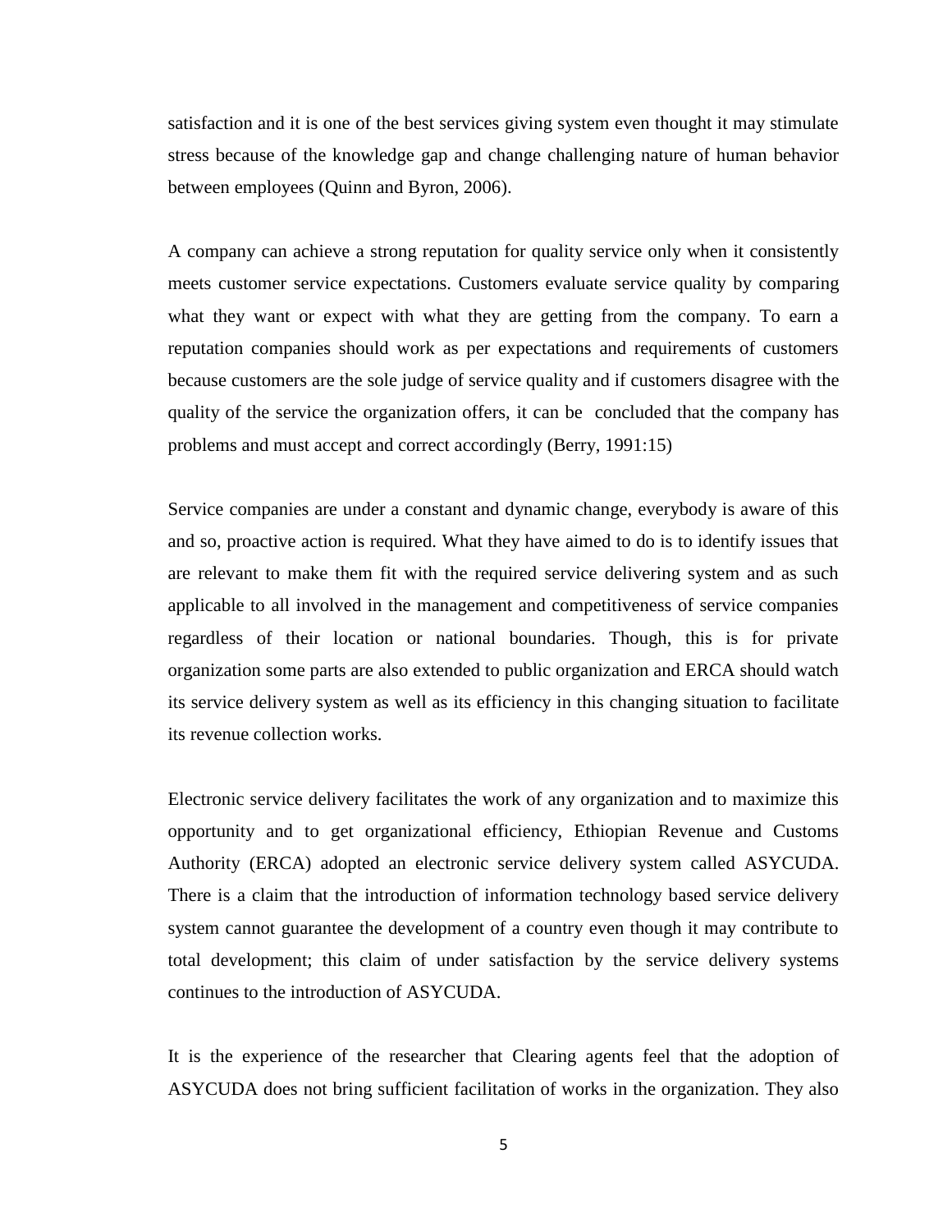satisfaction and it is one of the best services giving system even thought it may stimulate stress because of the knowledge gap and change challenging nature of human behavior between employees (Quinn and Byron, 2006).

A company can achieve a strong reputation for quality service only when it consistently meets customer service expectations. Customers evaluate service quality by comparing what they want or expect with what they are getting from the company. To earn a reputation companies should work as per expectations and requirements of customers because customers are the sole judge of service quality and if customers disagree with the quality of the service the organization offers, it can be concluded that the company has problems and must accept and correct accordingly (Berry, 1991:15)

Service companies are under a constant and dynamic change, everybody is aware of this and so, proactive action is required. What they have aimed to do is to identify issues that are relevant to make them fit with the required service delivering system and as such applicable to all involved in the management and competitiveness of service companies regardless of their location or national boundaries. Though, this is for private organization some parts are also extended to public organization and ERCA should watch its service delivery system as well as its efficiency in this changing situation to facilitate its revenue collection works.

Electronic service delivery facilitates the work of any organization and to maximize this opportunity and to get organizational efficiency, Ethiopian Revenue and Customs Authority (ERCA) adopted an electronic service delivery system called ASYCUDA. There is a claim that the introduction of information technology based service delivery system cannot guarantee the development of a country even though it may contribute to total development; this claim of under satisfaction by the service delivery systems continues to the introduction of ASYCUDA.

It is the experience of the researcher that Clearing agents feel that the adoption of ASYCUDA does not bring sufficient facilitation of works in the organization. They also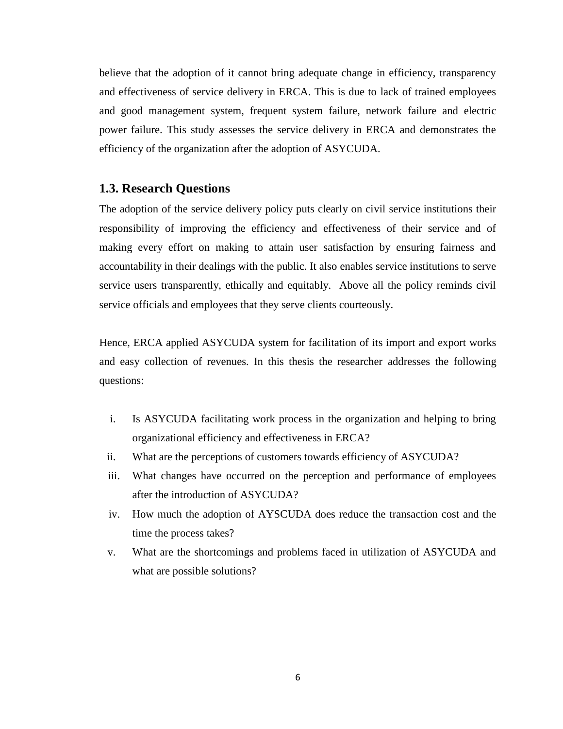believe that the adoption of it cannot bring adequate change in efficiency, transparency and effectiveness of service delivery in ERCA. This is due to lack of trained employees and good management system, frequent system failure, network failure and electric power failure. This study assesses the service delivery in ERCA and demonstrates the efficiency of the organization after the adoption of ASYCUDA.

## 1.3. Research Questions

The adoption of the service delivery policy puts clearly on civil service institutions their responsibility of improving the efficiency and effectiveness of their service and of making every effort on making to attain user satisfaction by ensuring fairness and accountability in their dealings with the public. It also enables service institutions to serve service users transparently, ethically and equitably. Above all the policy reminds civil service officials and employees that they serve clients courteously.

Hence, ERCA applied ASYCUDA system for facilitation of its import and export works and easy collection of revenues. In this thesis the researcher addresses the following questions:

i. Is ASYCUDA facilitating work process in the organization and helping to bring organizational efficiency and effectiveness in ERCA?
ii. What are the perceptions of customers towards efficiency of ASYCUDA?
iii. What changes have occurred on the perception and performance of employees after the introduction of ASYCUDA?
iv. How much the adoption of AYSCUDA does reduce the transaction cost and the time the process takes?
v. What are the shortcomings and problems faced in utilization of ASYCUDA and what are possible solutions?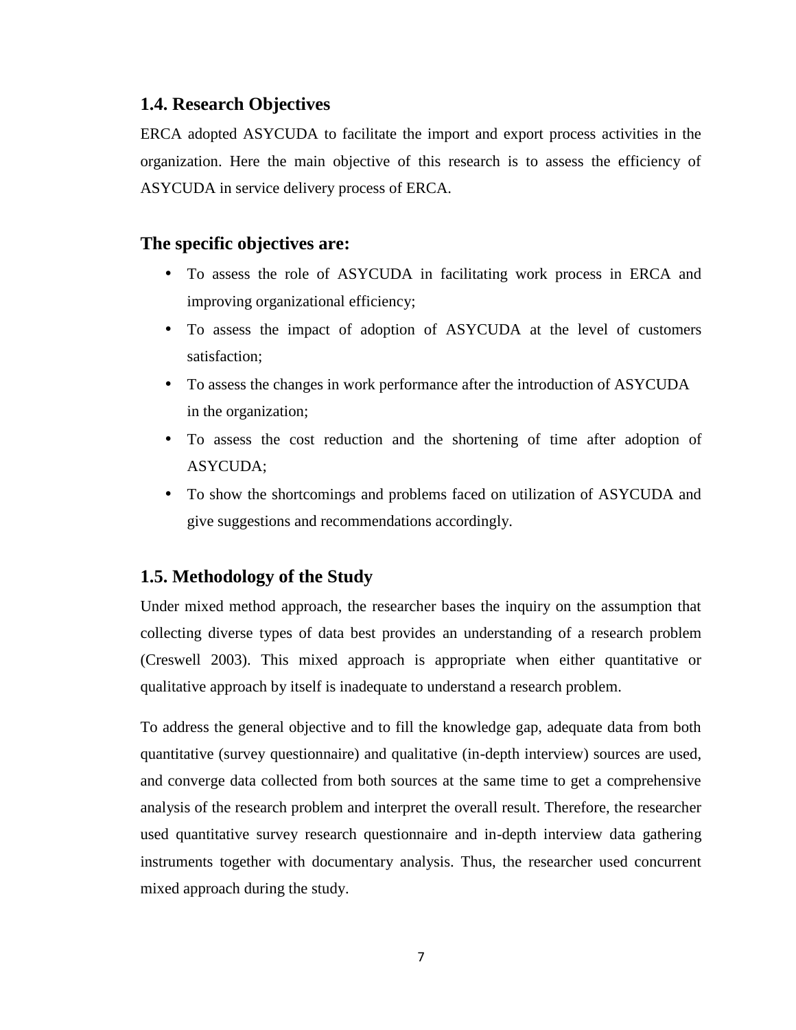## 1.4. Research Objectives

ERCA adopted ASYCUDA to facilitate the import and export process activities in the organization. Here the main objective of this research is to assess the efficiency of ASYCUDA in service delivery process of ERCA.

### The specific objectives are:

- To assess the role of ASYCUDA in facilitating work process in ERCA and improving organizational efficiency;
- To assess the impact of adoption of ASYCUDA at the level of customers satisfaction;
- To assess the changes in work performance after the introduction of ASYCUDA in the organization;
- To assess the cost reduction and the shortening of time after adoption of ASYCUDA;
- To show the shortcomings and problems faced on utilization of ASYCUDA and give suggestions and recommendations accordingly.

## 1.5. Methodology of the Study

Under mixed method approach, the researcher bases the inquiry on the assumption that collecting diverse types of data best provides an understanding of a research problem (Creswell 2003). This mixed approach is appropriate when either quantitative or qualitative approach by itself is inadequate to understand a research problem.

To address the general objective and to fill the knowledge gap, adequate data from both quantitative (survey questionnaire) and qualitative (in-depth interview) sources are used, and converge data collected from both sources at the same time to get a comprehensive analysis of the research problem and interpret the overall result. Therefore, the researcher used quantitative survey research questionnaire and in-depth interview data gathering instruments together with documentary analysis. Thus, the researcher used concurrent mixed approach during the study.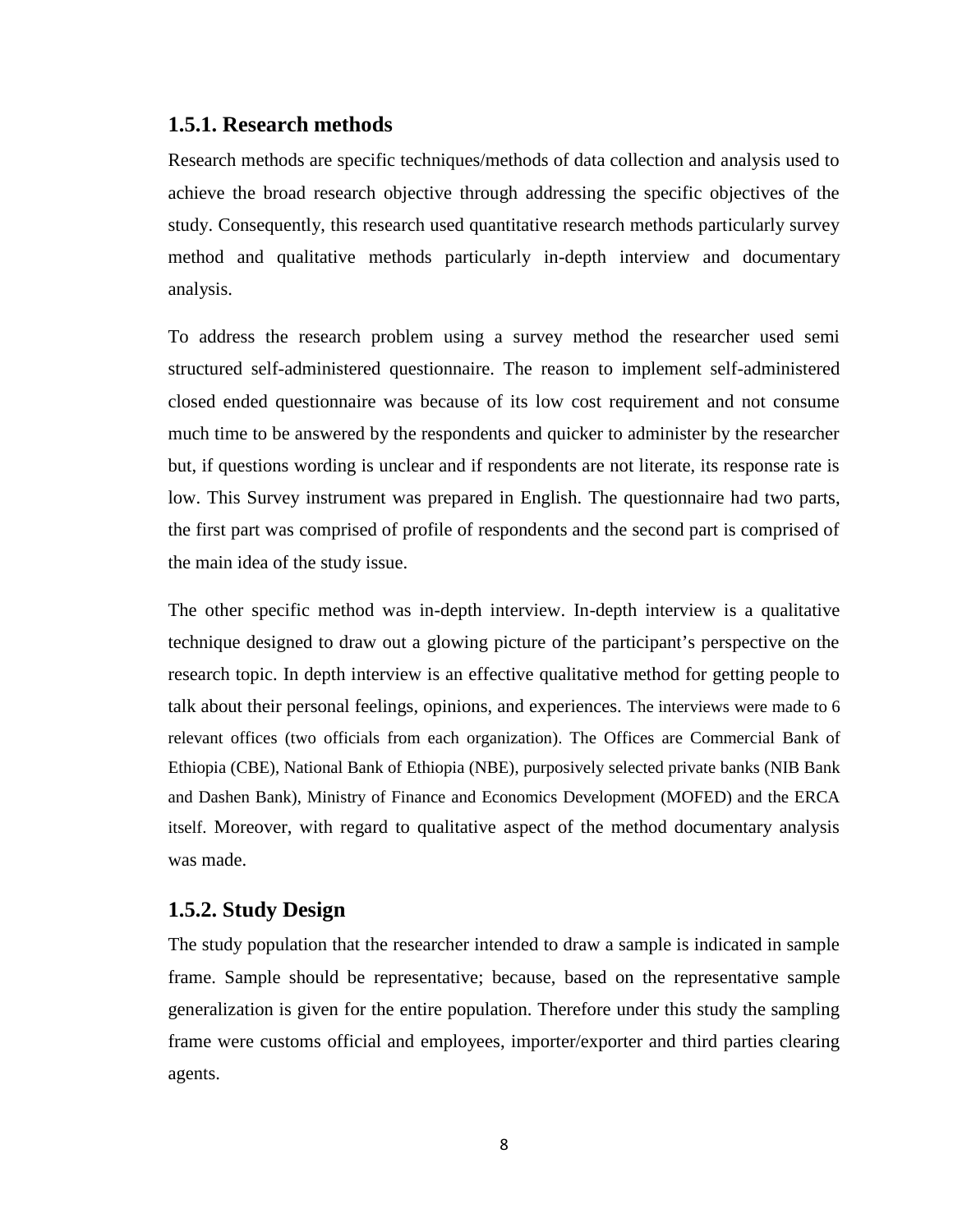### 1.5.1. Research methods

Research methods are specific techniques/methods of data collection and analysis used to achieve the broad research objective through addressing the specific objectives of the study. Consequently, this research used quantitative research methods particularly survey method and qualitative methods particularly in-depth interview and documentary analysis.

To address the research problem using a survey method the researcher used semi structured self-administered questionnaire. The reason to implement self-administered closed ended questionnaire was because of its low cost requirement and not consume much time to be answered by the respondents and quicker to administer by the researcher but, if questions wording is unclear and if respondents are not literate, its response rate is low. This Survey instrument was prepared in English. The questionnaire had two parts, the first part was comprised of profile of respondents and the second part is comprised of the main idea of the study issue.

The other specific method was in-depth interview. In-depth interview is a qualitative technique designed to draw out a glowing picture of the participant's perspective on the research topic. In depth interview is an effective qualitative method for getting people to talk about their personal feelings, opinions, and experiences. The interviews were made to 6 relevant offices (two officials from each organization). The Offices are Commercial Bank of Ethiopia (CBE), National Bank of Ethiopia (NBE), purposively selected private banks (NIB Bank and Dashen Bank), Ministry of Finance and Economics Development (MOFED) and the ERCA itself. Moreover, with regard to qualitative aspect of the method documentary analysis was made.

### 1.5.2. Study Design

The study population that the researcher intended to draw a sample is indicated in sample frame. Sample should be representative; because, based on the representative sample generalization is given for the entire population. Therefore under this study the sampling frame were customs official and employees, importer/exporter and third parties clearing agents.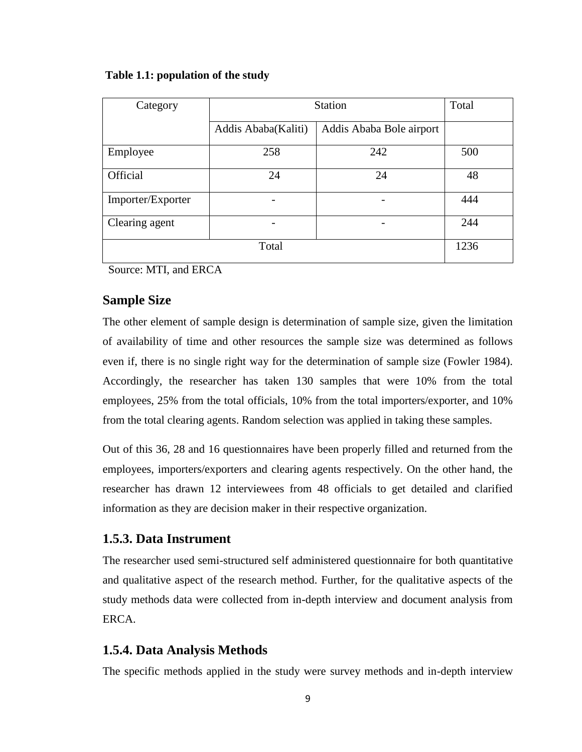**Table 1.1: population of the study**

| Category | Station | | Total |
|---|---|---|---|
| | Addis Ababa(Kaliti) | Addis Ababa Bole airport | |
| Employee | 258 | 242 | 500 |
| Official | 24 | 24 | 48 |
| Importer/Exporter | - | - | 444 |
| Clearing agent | - | - | 244 |
| Total | | | 1236 |

Source: MTI, and ERCA

## Sample Size

The other element of sample design is determination of sample size, given the limitation of availability of time and other resources the sample size was determined as follows even if, there is no single right way for the determination of sample size (Fowler 1984). Accordingly, the researcher has taken 130 samples that were 10% from the total employees, 25% from the total officials, 10% from the total importers/exporter, and 10% from the total clearing agents. Random selection was applied in taking these samples.

Out of this 36, 28 and 16 questionnaires have been properly filled and returned from the employees, importers/exporters and clearing agents respectively. On the other hand, the researcher has drawn 12 interviewees from 48 officials to get detailed and clarified information as they are decision maker in their respective organization.

## 1.5.3. Data Instrument

The researcher used semi-structured self administered questionnaire for both quantitative and qualitative aspect of the research method. Further, for the qualitative aspects of the study methods data were collected from in-depth interview and document analysis from ERCA.

## 1.5.4. Data Analysis Methods

The specific methods applied in the study were survey methods and in-depth interview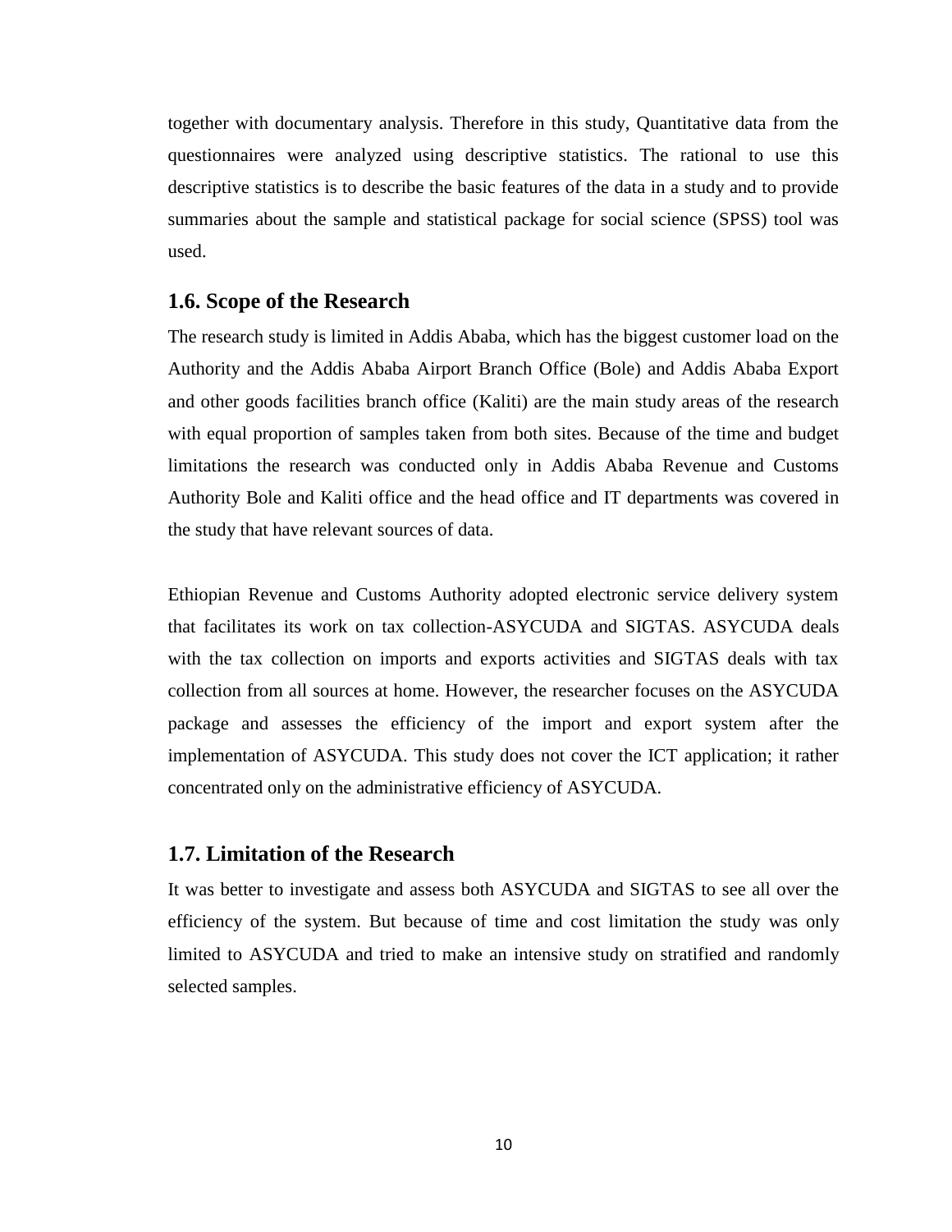together with documentary analysis. Therefore in this study, Quantitative data from the questionnaires were analyzed using descriptive statistics. The rational to use this descriptive statistics is to describe the basic features of the data in a study and to provide summaries about the sample and statistical package for social science (SPSS) tool was used.

## 1.6. Scope of the Research

The research study is limited in Addis Ababa, which has the biggest customer load on the Authority and the Addis Ababa Airport Branch Office (Bole) and Addis Ababa Export and other goods facilities branch office (Kaliti) are the main study areas of the research with equal proportion of samples taken from both sites. Because of the time and budget limitations the research was conducted only in Addis Ababa Revenue and Customs Authority Bole and Kaliti office and the head office and IT departments was covered in the study that have relevant sources of data.

Ethiopian Revenue and Customs Authority adopted electronic service delivery system that facilitates its work on tax collection-ASYCUDA and SIGTAS. ASYCUDA deals with the tax collection on imports and exports activities and SIGTAS deals with tax collection from all sources at home. However, the researcher focuses on the ASYCUDA package and assesses the efficiency of the import and export system after the implementation of ASYCUDA. This study does not cover the ICT application; it rather concentrated only on the administrative efficiency of ASYCUDA.

## 1.7. Limitation of the Research

It was better to investigate and assess both ASYCUDA and SIGTAS to see all over the efficiency of the system. But because of time and cost limitation the study was only limited to ASYCUDA and tried to make an intensive study on stratified and randomly selected samples.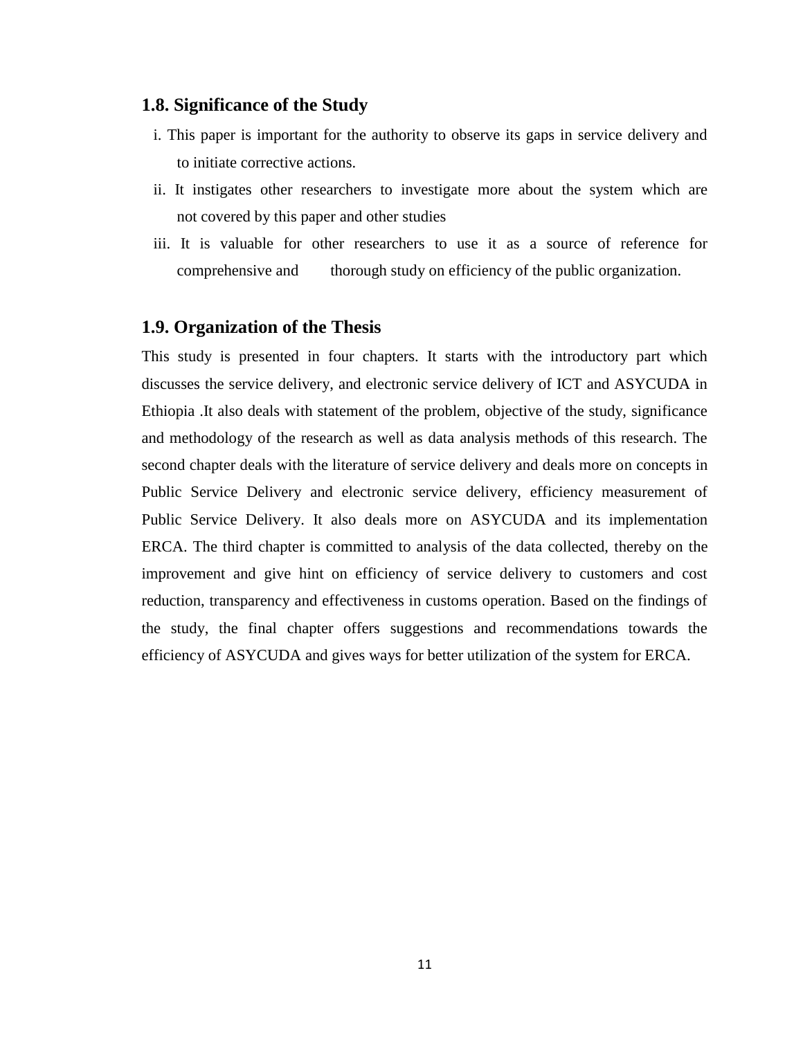## 1.8. Significance of the Study

i. This paper is important for the authority to observe its gaps in service delivery and to initiate corrective actions.

ii. It instigates other researchers to investigate more about the system which are not covered by this paper and other studies

iii. It is valuable for other researchers to use it as a source of reference for comprehensive and thorough study on efficiency of the public organization.

## 1.9. Organization of the Thesis

This study is presented in four chapters. It starts with the introductory part which discusses the service delivery, and electronic service delivery of ICT and ASYCUDA in Ethiopia .It also deals with statement of the problem, objective of the study, significance and methodology of the research as well as data analysis methods of this research. The second chapter deals with the literature of service delivery and deals more on concepts in Public Service Delivery and electronic service delivery, efficiency measurement of Public Service Delivery. It also deals more on ASYCUDA and its implementation ERCA. The third chapter is committed to analysis of the data collected, thereby on the improvement and give hint on efficiency of service delivery to customers and cost reduction, transparency and effectiveness in customs operation. Based on the findings of the study, the final chapter offers suggestions and recommendations towards the efficiency of ASYCUDA and gives ways for better utilization of the system for ERCA.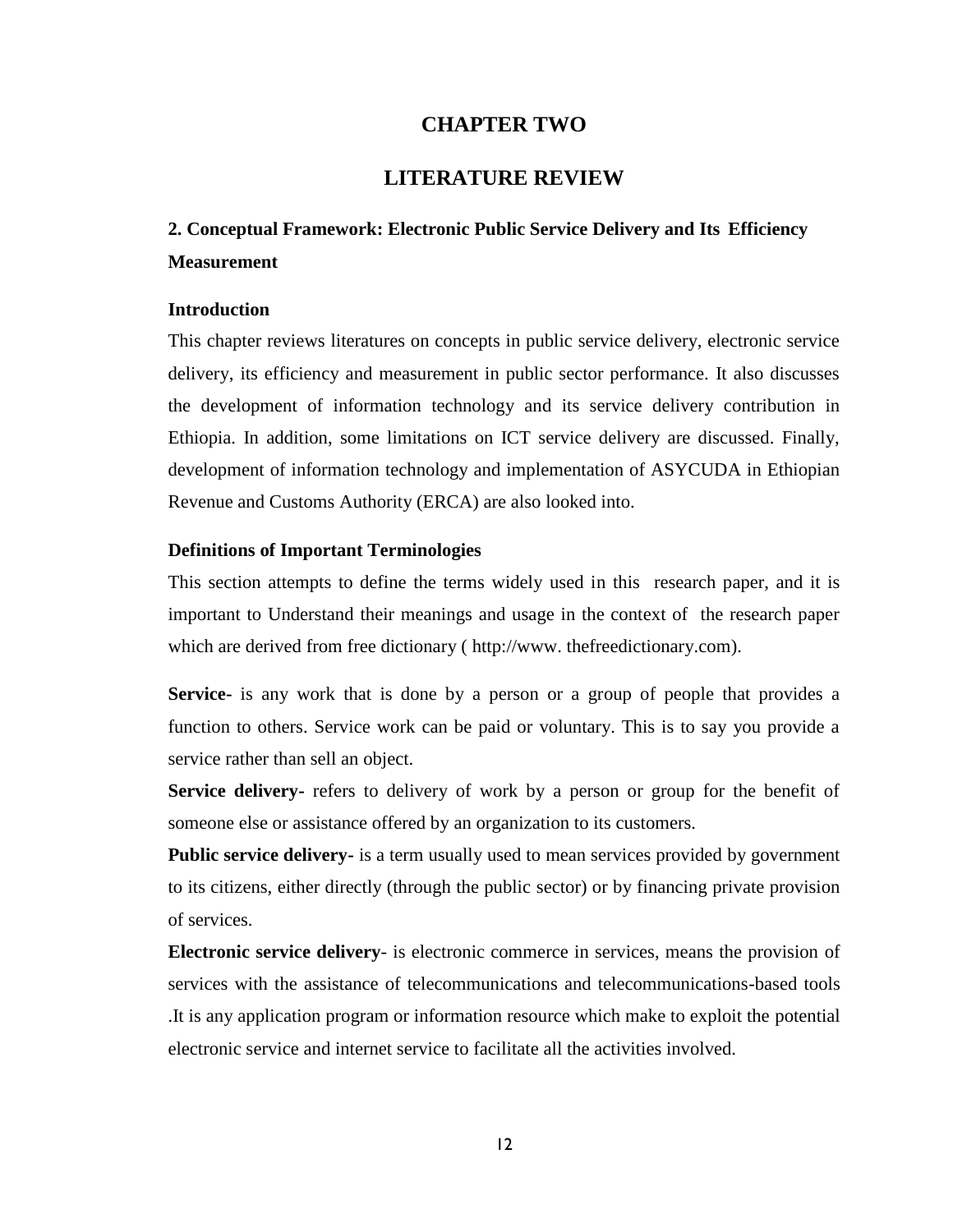# CHAPTER TWO

# LITERATURE REVIEW

## 2. Conceptual Framework: Electronic Public Service Delivery and Its Efficiency Measurement

### Introduction

This chapter reviews literatures on concepts in public service delivery, electronic service delivery, its efficiency and measurement in public sector performance. It also discusses the development of information technology and its service delivery contribution in Ethiopia. In addition, some limitations on ICT service delivery are discussed. Finally, development of information technology and implementation of ASYCUDA in Ethiopian Revenue and Customs Authority (ERCA) are also looked into.

### Definitions of Important Terminologies

This section attempts to define the terms widely used in this research paper, and it is important to Understand their meanings and usage in the context of the research paper which are derived from free dictionary ( http://www. thefreedictionary.com).

**Service-** is any work that is done by a person or a group of people that provides a function to others. Service work can be paid or voluntary. This is to say you provide a service rather than sell an object.

**Service delivery-** refers to delivery of work by a person or group for the benefit of someone else or assistance offered by an organization to its customers.

**Public service delivery-** is a term usually used to mean services provided by government to its citizens, either directly (through the public sector) or by financing private provision of services.

**Electronic service delivery**- is electronic commerce in services, means the provision of services with the assistance of telecommunications and telecommunications-based tools .It is any application program or information resource which make to exploit the potential electronic service and internet service to facilitate all the activities involved.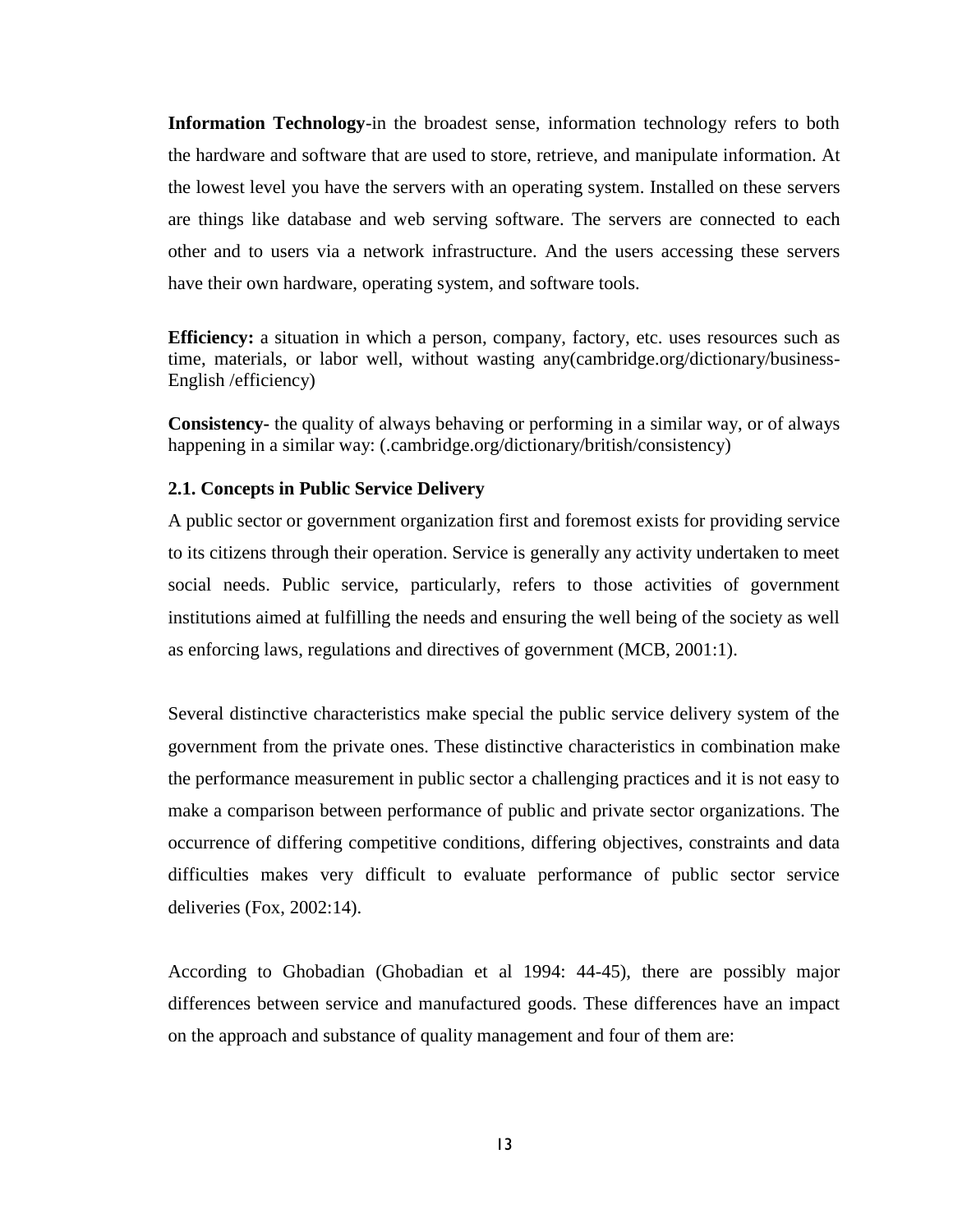**Information Technology**-in the broadest sense, information technology refers to both the hardware and software that are used to store, retrieve, and manipulate information. At the lowest level you have the servers with an operating system. Installed on these servers are things like database and web serving software. The servers are connected to each other and to users via a network infrastructure. And the users accessing these servers have their own hardware, operating system, and software tools.

**Efficiency:** a situation in which a person, company, factory, etc. uses resources such as time, materials, or labor well, without wasting any(cambridge.org/dictionary/business-English /efficiency)

**Consistency-** the quality of always behaving or performing in a similar way, or of always happening in a similar way: (.cambridge.org/dictionary/british/consistency)

### 2.1. Concepts in Public Service Delivery

A public sector or government organization first and foremost exists for providing service to its citizens through their operation. Service is generally any activity undertaken to meet social needs. Public service, particularly, refers to those activities of government institutions aimed at fulfilling the needs and ensuring the well being of the society as well as enforcing laws, regulations and directives of government (MCB, 2001:1).

Several distinctive characteristics make special the public service delivery system of the government from the private ones. These distinctive characteristics in combination make the performance measurement in public sector a challenging practices and it is not easy to make a comparison between performance of public and private sector organizations. The occurrence of differing competitive conditions, differing objectives, constraints and data difficulties makes very difficult to evaluate performance of public sector service deliveries (Fox, 2002:14).

According to Ghobadian (Ghobadian et al 1994: 44-45), there are possibly major differences between service and manufactured goods. These differences have an impact on the approach and substance of quality management and four of them are: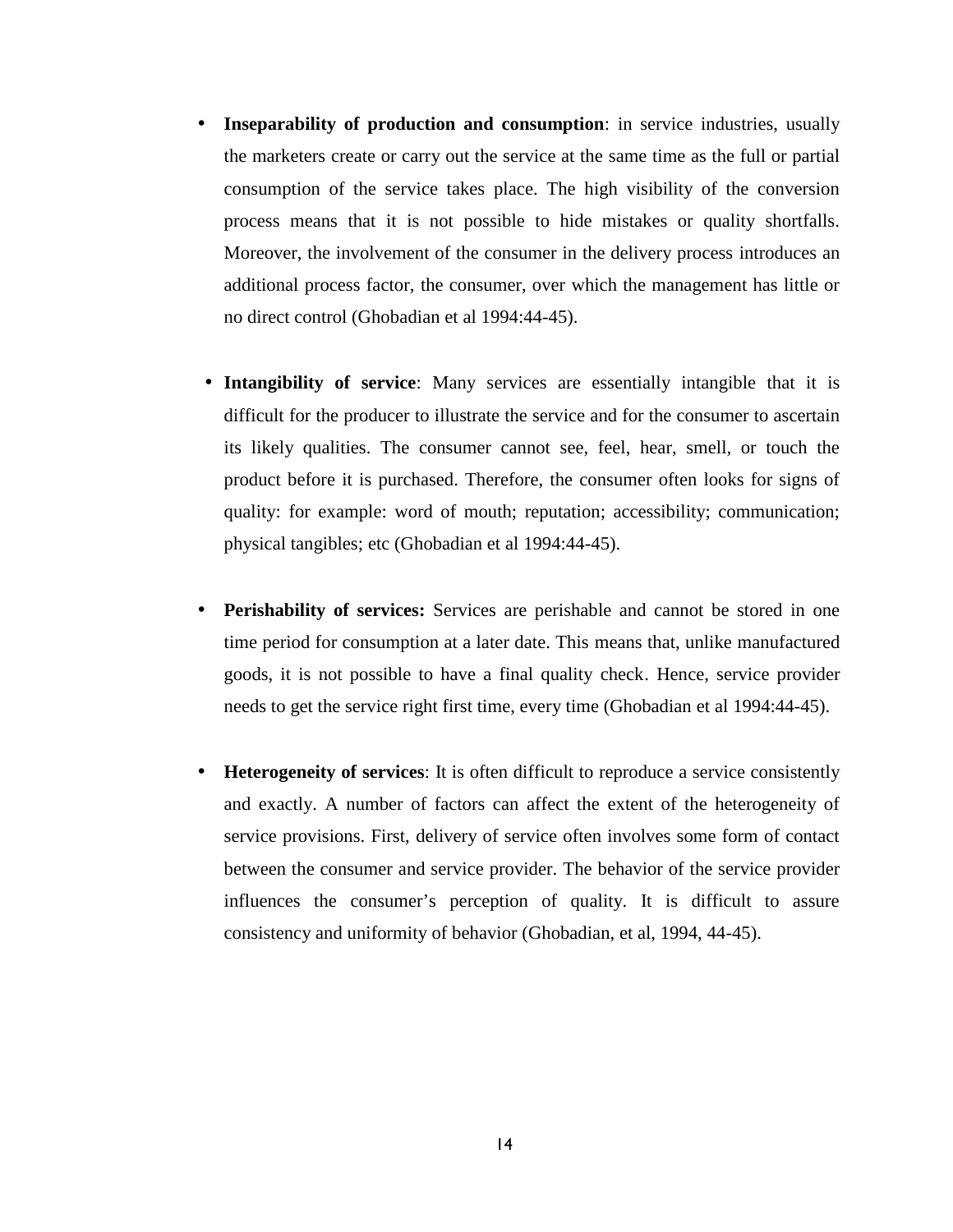- **Inseparability of production and consumption**: in service industries, usually the marketers create or carry out the service at the same time as the full or partial consumption of the service takes place. The high visibility of the conversion process means that it is not possible to hide mistakes or quality shortfalls. Moreover, the involvement of the consumer in the delivery process introduces an additional process factor, the consumer, over which the management has little or no direct control (Ghobadian et al 1994:44-45).

- **Intangibility of service**: Many services are essentially intangible that it is difficult for the producer to illustrate the service and for the consumer to ascertain its likely qualities. The consumer cannot see, feel, hear, smell, or touch the product before it is purchased. Therefore, the consumer often looks for signs of quality: for example: word of mouth; reputation; accessibility; communication; physical tangibles; etc (Ghobadian et al 1994:44-45).

- **Perishability of services:** Services are perishable and cannot be stored in one time period for consumption at a later date. This means that, unlike manufactured goods, it is not possible to have a final quality check. Hence, service provider needs to get the service right first time, every time (Ghobadian et al 1994:44-45).

- **Heterogeneity of services**: It is often difficult to reproduce a service consistently and exactly. A number of factors can affect the extent of the heterogeneity of service provisions. First, delivery of service often involves some form of contact between the consumer and service provider. The behavior of the service provider influences the consumer's perception of quality. It is difficult to assure consistency and uniformity of behavior (Ghobadian, et al, 1994, 44-45).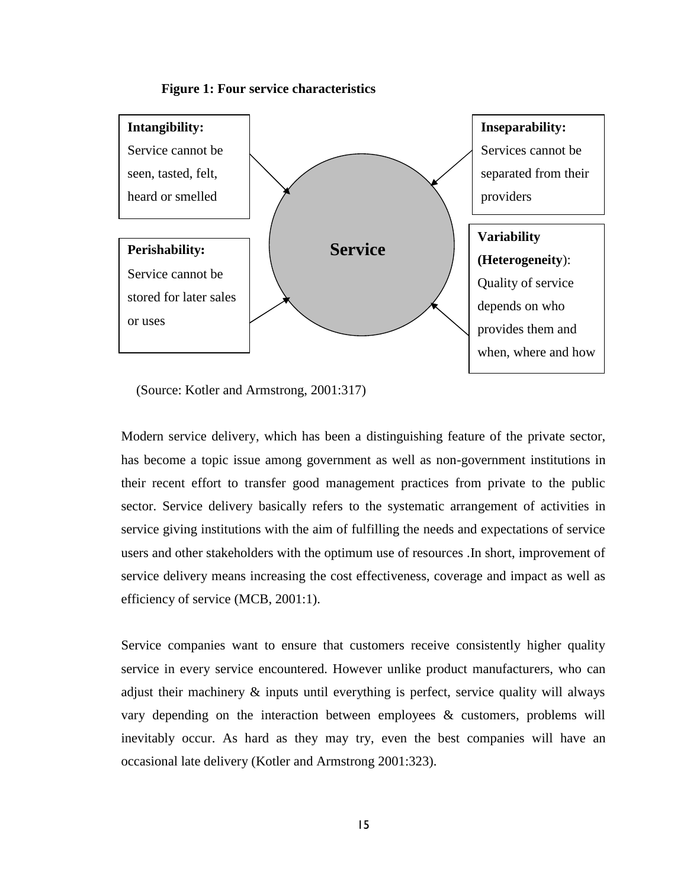**Figure 1: Four service characteristics**

**Intangibility:** Service cannot be seen, tasted, felt, heard or smelled

**Inseparability:** Services cannot be separated from their providers

**Service**

**Perishability:** Service cannot be stored for later sales or uses

**Variability (Heterogeneity)**: Quality of service depends on who provides them and when, where and how

(Source: Kotler and Armstrong, 2001:317)

Modern service delivery, which has been a distinguishing feature of the private sector, has become a topic issue among government as well as non-government institutions in their recent effort to transfer good management practices from private to the public sector. Service delivery basically refers to the systematic arrangement of activities in service giving institutions with the aim of fulfilling the needs and expectations of service users and other stakeholders with the optimum use of resources .In short, improvement of service delivery means increasing the cost effectiveness, coverage and impact as well as efficiency of service (MCB, 2001:1).

Service companies want to ensure that customers receive consistently higher quality service in every service encountered. However unlike product manufacturers, who can adjust their machinery & inputs until everything is perfect, service quality will always vary depending on the interaction between employees & customers, problems will inevitably occur. As hard as they may try, even the best companies will have an occasional late delivery (Kotler and Armstrong 2001:323).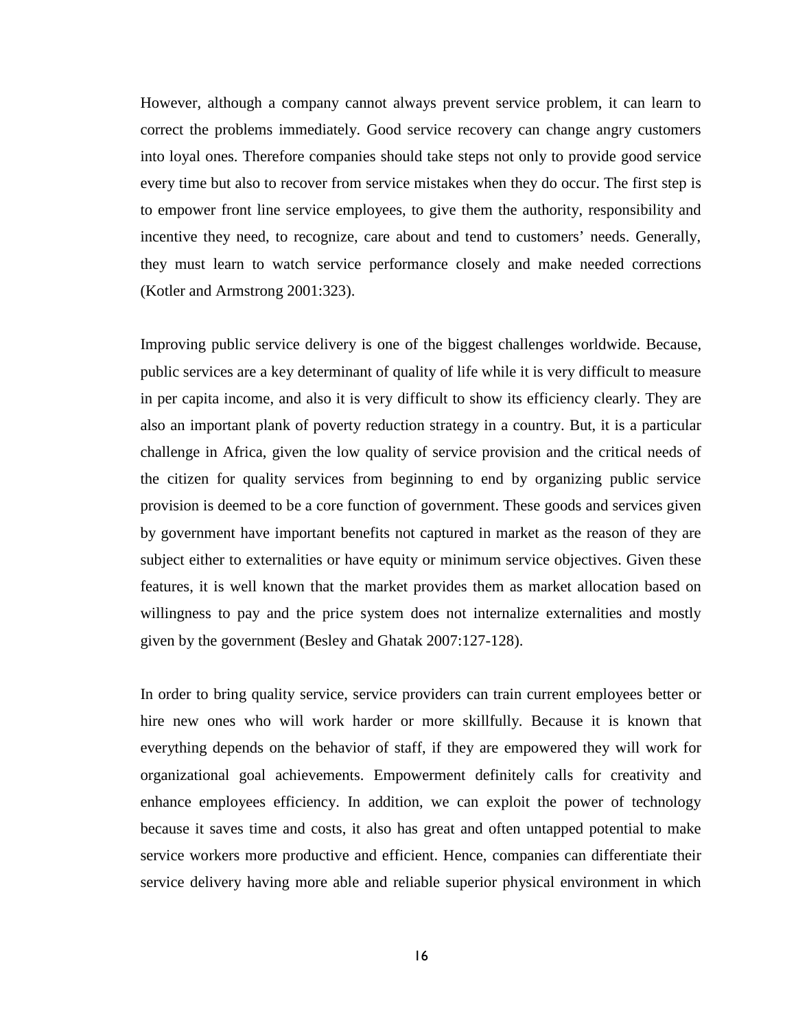However, although a company cannot always prevent service problem, it can learn to correct the problems immediately. Good service recovery can change angry customers into loyal ones. Therefore companies should take steps not only to provide good service every time but also to recover from service mistakes when they do occur. The first step is to empower front line service employees, to give them the authority, responsibility and incentive they need, to recognize, care about and tend to customers' needs. Generally, they must learn to watch service performance closely and make needed corrections (Kotler and Armstrong 2001:323).

Improving public service delivery is one of the biggest challenges worldwide. Because, public services are a key determinant of quality of life while it is very difficult to measure in per capita income, and also it is very difficult to show its efficiency clearly. They are also an important plank of poverty reduction strategy in a country. But, it is a particular challenge in Africa, given the low quality of service provision and the critical needs of the citizen for quality services from beginning to end by organizing public service provision is deemed to be a core function of government. These goods and services given by government have important benefits not captured in market as the reason of they are subject either to externalities or have equity or minimum service objectives. Given these features, it is well known that the market provides them as market allocation based on willingness to pay and the price system does not internalize externalities and mostly given by the government (Besley and Ghatak 2007:127-128).

In order to bring quality service, service providers can train current employees better or hire new ones who will work harder or more skillfully. Because it is known that everything depends on the behavior of staff, if they are empowered they will work for organizational goal achievements. Empowerment definitely calls for creativity and enhance employees efficiency. In addition, we can exploit the power of technology because it saves time and costs, it also has great and often untapped potential to make service workers more productive and efficient. Hence, companies can differentiate their service delivery having more able and reliable superior physical environment in which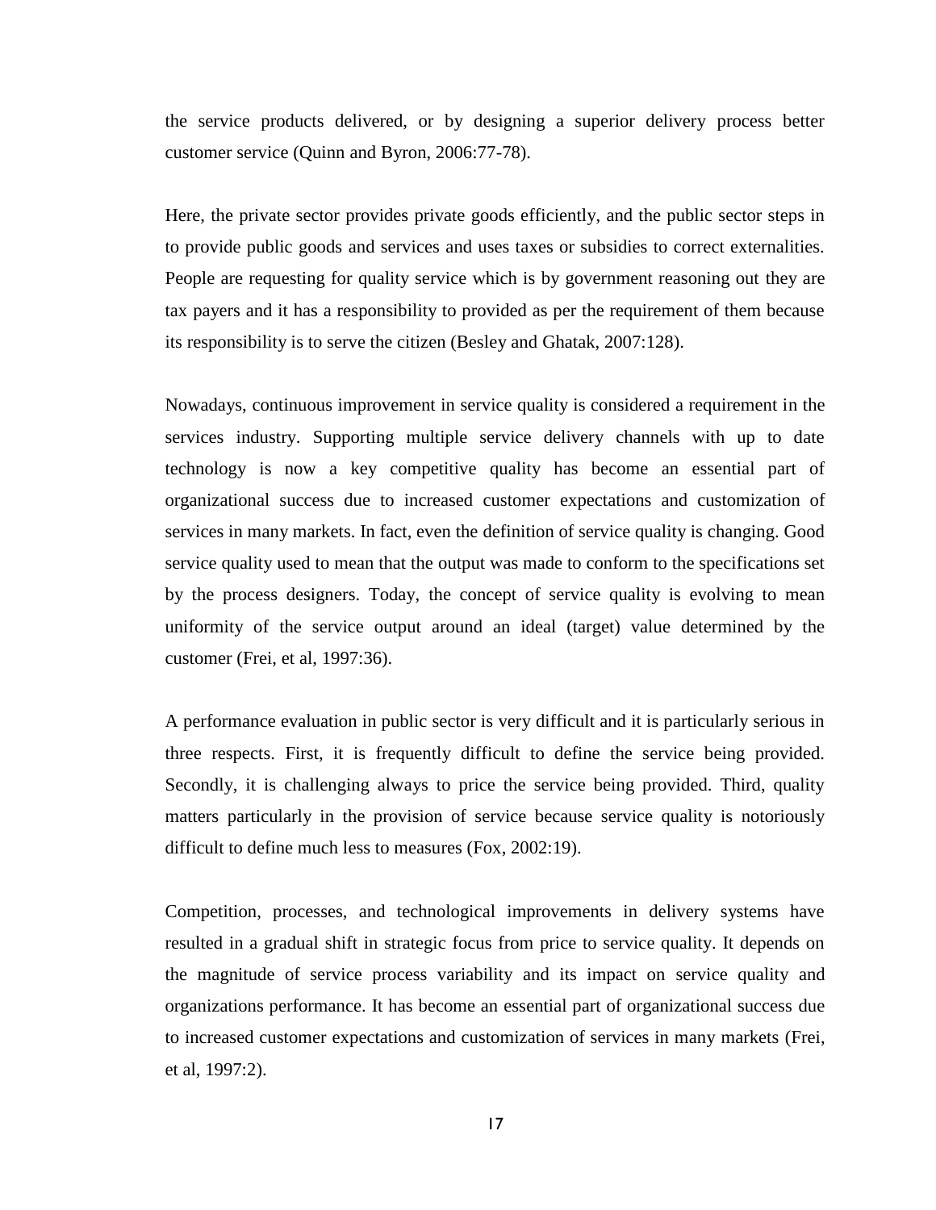the service products delivered, or by designing a superior delivery process better customer service (Quinn and Byron, 2006:77-78).

Here, the private sector provides private goods efficiently, and the public sector steps in to provide public goods and services and uses taxes or subsidies to correct externalities. People are requesting for quality service which is by government reasoning out they are tax payers and it has a responsibility to provided as per the requirement of them because its responsibility is to serve the citizen (Besley and Ghatak, 2007:128).

Nowadays, continuous improvement in service quality is considered a requirement in the services industry. Supporting multiple service delivery channels with up to date technology is now a key competitive quality has become an essential part of organizational success due to increased customer expectations and customization of services in many markets. In fact, even the definition of service quality is changing. Good service quality used to mean that the output was made to conform to the specifications set by the process designers. Today, the concept of service quality is evolving to mean uniformity of the service output around an ideal (target) value determined by the customer (Frei, et al, 1997:36).

A performance evaluation in public sector is very difficult and it is particularly serious in three respects. First, it is frequently difficult to define the service being provided. Secondly, it is challenging always to price the service being provided. Third, quality matters particularly in the provision of service because service quality is notoriously difficult to define much less to measures (Fox, 2002:19).

Competition, processes, and technological improvements in delivery systems have resulted in a gradual shift in strategic focus from price to service quality. It depends on the magnitude of service process variability and its impact on service quality and organizations performance. It has become an essential part of organizational success due to increased customer expectations and customization of services in many markets (Frei, et al, 1997:2).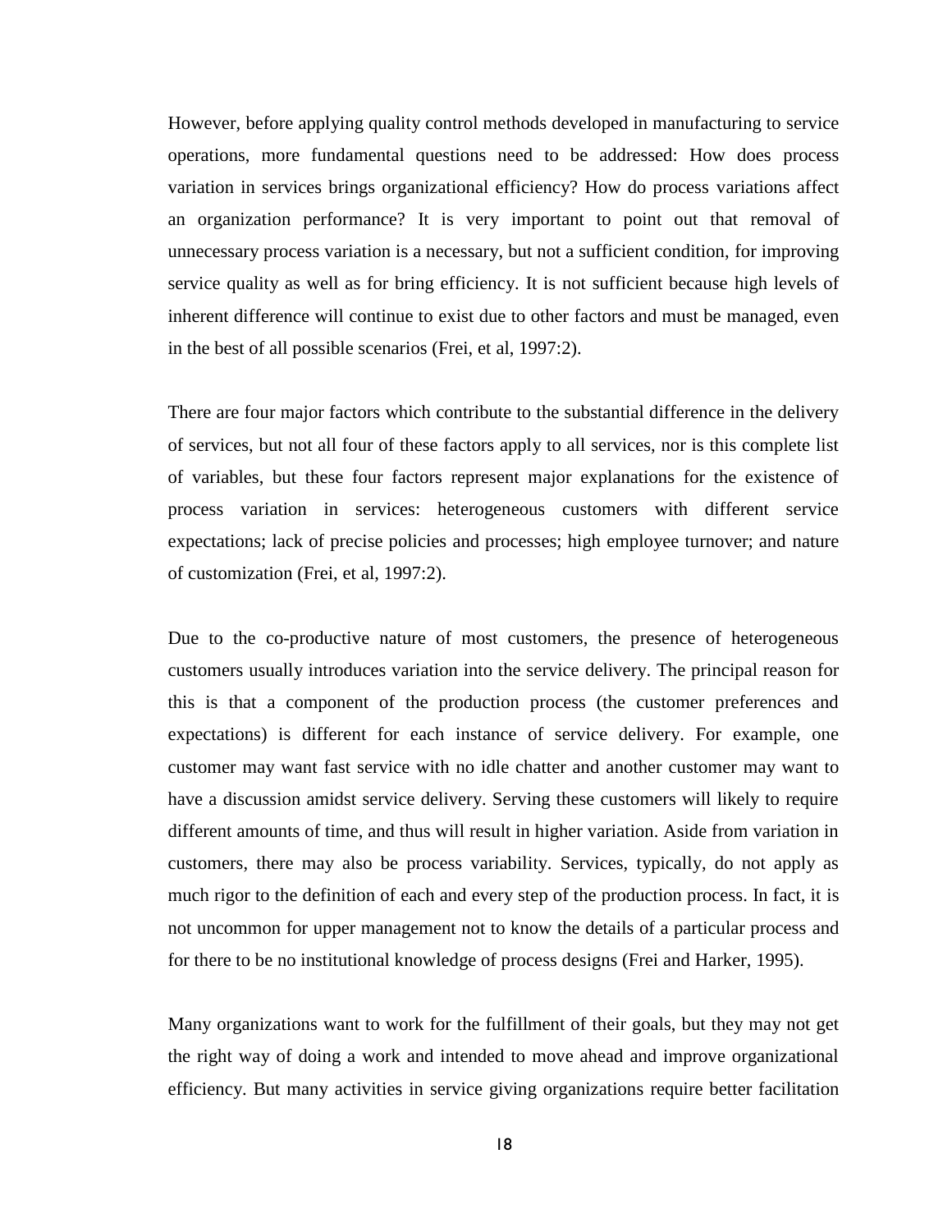However, before applying quality control methods developed in manufacturing to service operations, more fundamental questions need to be addressed: How does process variation in services brings organizational efficiency? How do process variations affect an organization performance? It is very important to point out that removal of unnecessary process variation is a necessary, but not a sufficient condition, for improving service quality as well as for bring efficiency. It is not sufficient because high levels of inherent difference will continue to exist due to other factors and must be managed, even in the best of all possible scenarios (Frei, et al, 1997:2).

There are four major factors which contribute to the substantial difference in the delivery of services, but not all four of these factors apply to all services, nor is this complete list of variables, but these four factors represent major explanations for the existence of process variation in services: heterogeneous customers with different service expectations; lack of precise policies and processes; high employee turnover; and nature of customization (Frei, et al, 1997:2).

Due to the co-productive nature of most customers, the presence of heterogeneous customers usually introduces variation into the service delivery. The principal reason for this is that a component of the production process (the customer preferences and expectations) is different for each instance of service delivery. For example, one customer may want fast service with no idle chatter and another customer may want to have a discussion amidst service delivery. Serving these customers will likely to require different amounts of time, and thus will result in higher variation. Aside from variation in customers, there may also be process variability. Services, typically, do not apply as much rigor to the definition of each and every step of the production process. In fact, it is not uncommon for upper management not to know the details of a particular process and for there to be no institutional knowledge of process designs (Frei and Harker, 1995).

Many organizations want to work for the fulfillment of their goals, but they may not get the right way of doing a work and intended to move ahead and improve organizational efficiency. But many activities in service giving organizations require better facilitation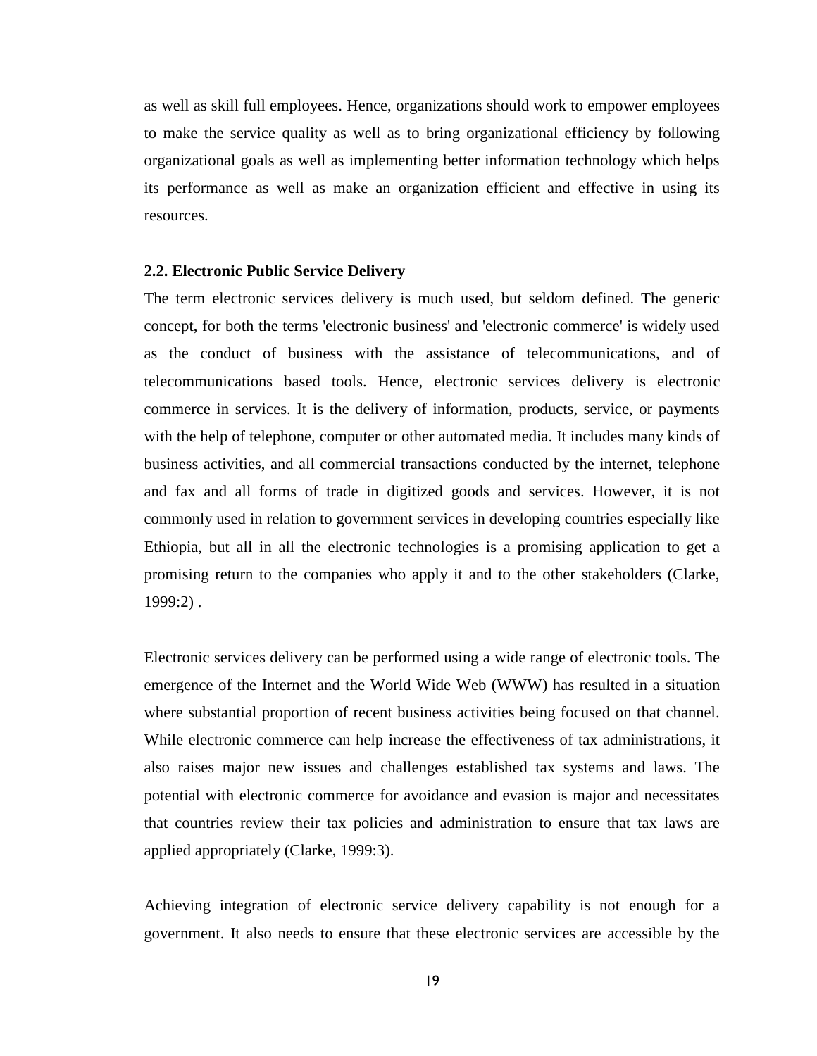as well as skill full employees. Hence, organizations should work to empower employees to make the service quality as well as to bring organizational efficiency by following organizational goals as well as implementing better information technology which helps its performance as well as make an organization efficient and effective in using its resources.

### 2.2. Electronic Public Service Delivery

The term electronic services delivery is much used, but seldom defined. The generic concept, for both the terms 'electronic business' and 'electronic commerce' is widely used as the conduct of business with the assistance of telecommunications, and of telecommunications based tools. Hence, electronic services delivery is electronic commerce in services. It is the delivery of information, products, service, or payments with the help of telephone, computer or other automated media. It includes many kinds of business activities, and all commercial transactions conducted by the internet, telephone and fax and all forms of trade in digitized goods and services. However, it is not commonly used in relation to government services in developing countries especially like Ethiopia, but all in all the electronic technologies is a promising application to get a promising return to the companies who apply it and to the other stakeholders (Clarke, 1999:2) .

Electronic services delivery can be performed using a wide range of electronic tools. The emergence of the Internet and the World Wide Web (WWW) has resulted in a situation where substantial proportion of recent business activities being focused on that channel. While electronic commerce can help increase the effectiveness of tax administrations, it also raises major new issues and challenges established tax systems and laws. The potential with electronic commerce for avoidance and evasion is major and necessitates that countries review their tax policies and administration to ensure that tax laws are applied appropriately (Clarke, 1999:3).

Achieving integration of electronic service delivery capability is not enough for a government. It also needs to ensure that these electronic services are accessible by the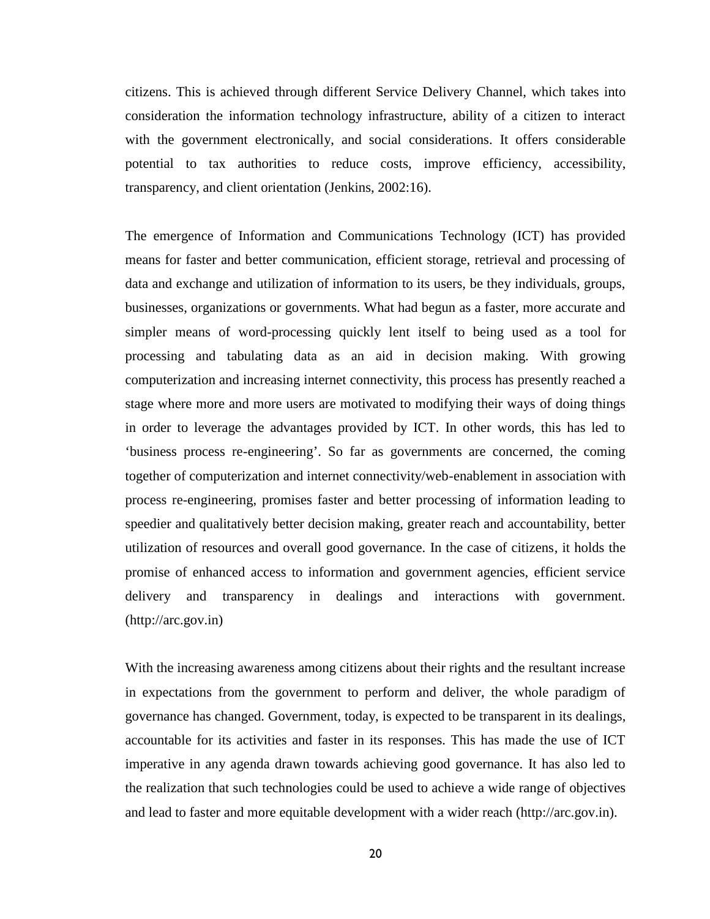citizens. This is achieved through different Service Delivery Channel, which takes into consideration the information technology infrastructure, ability of a citizen to interact with the government electronically, and social considerations. It offers considerable potential to tax authorities to reduce costs, improve efficiency, accessibility, transparency, and client orientation (Jenkins, 2002:16).

The emergence of Information and Communications Technology (ICT) has provided means for faster and better communication, efficient storage, retrieval and processing of data and exchange and utilization of information to its users, be they individuals, groups, businesses, organizations or governments. What had begun as a faster, more accurate and simpler means of word-processing quickly lent itself to being used as a tool for processing and tabulating data as an aid in decision making. With growing computerization and increasing internet connectivity, this process has presently reached a stage where more and more users are motivated to modifying their ways of doing things in order to leverage the advantages provided by ICT. In other words, this has led to 'business process re-engineering'. So far as governments are concerned, the coming together of computerization and internet connectivity/web-enablement in association with process re-engineering, promises faster and better processing of information leading to speedier and qualitatively better decision making, greater reach and accountability, better utilization of resources and overall good governance. In the case of citizens, it holds the promise of enhanced access to information and government agencies, efficient service delivery and transparency in dealings and interactions with government. (http://arc.gov.in)

With the increasing awareness among citizens about their rights and the resultant increase in expectations from the government to perform and deliver, the whole paradigm of governance has changed. Government, today, is expected to be transparent in its dealings, accountable for its activities and faster in its responses. This has made the use of ICT imperative in any agenda drawn towards achieving good governance. It has also led to the realization that such technologies could be used to achieve a wide range of objectives and lead to faster and more equitable development with a wider reach (http://arc.gov.in).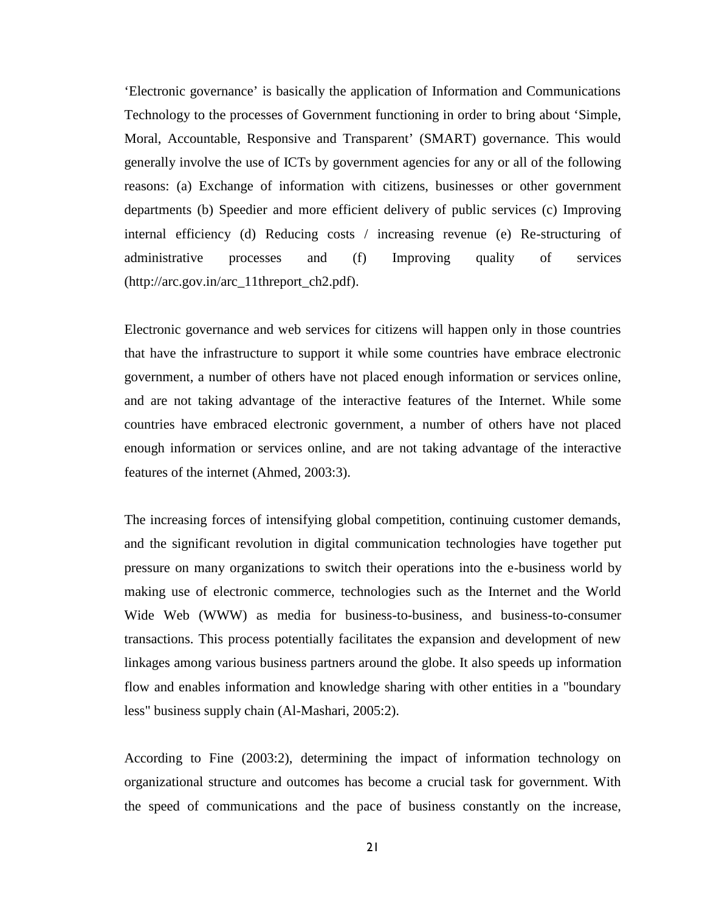'Electronic governance' is basically the application of Information and Communications Technology to the processes of Government functioning in order to bring about 'Simple, Moral, Accountable, Responsive and Transparent' (SMART) governance. This would generally involve the use of ICTs by government agencies for any or all of the following reasons: (a) Exchange of information with citizens, businesses or other government departments (b) Speedier and more efficient delivery of public services (c) Improving internal efficiency (d) Reducing costs / increasing revenue (e) Re-structuring of administrative processes and (f) Improving quality of services (http://arc.gov.in/arc_11threport_ch2.pdf).

Electronic governance and web services for citizens will happen only in those countries that have the infrastructure to support it while some countries have embrace electronic government, a number of others have not placed enough information or services online, and are not taking advantage of the interactive features of the Internet. While some countries have embraced electronic government, a number of others have not placed enough information or services online, and are not taking advantage of the interactive features of the internet (Ahmed, 2003:3).

The increasing forces of intensifying global competition, continuing customer demands, and the significant revolution in digital communication technologies have together put pressure on many organizations to switch their operations into the e-business world by making use of electronic commerce, technologies such as the Internet and the World Wide Web (WWW) as media for business-to-business, and business-to-consumer transactions. This process potentially facilitates the expansion and development of new linkages among various business partners around the globe. It also speeds up information flow and enables information and knowledge sharing with other entities in a "boundary less" business supply chain (Al-Mashari, 2005:2).

According to Fine (2003:2), determining the impact of information technology on organizational structure and outcomes has become a crucial task for government. With the speed of communications and the pace of business constantly on the increase,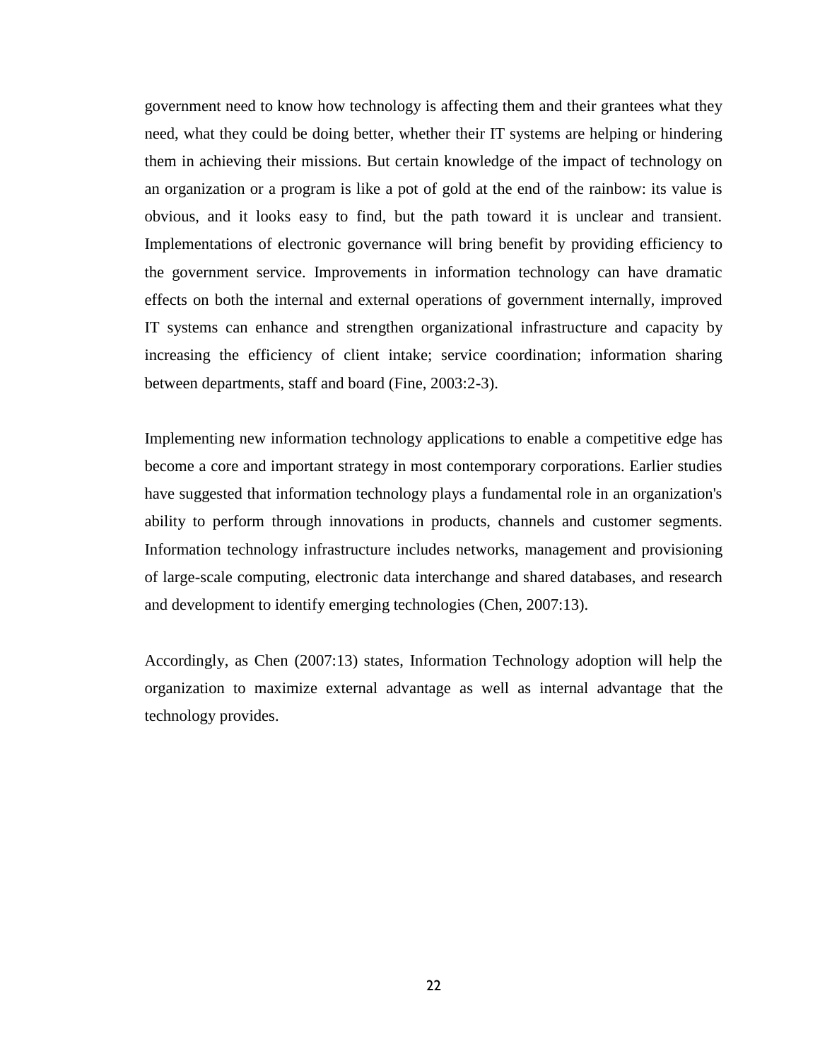government need to know how technology is affecting them and their grantees what they need, what they could be doing better, whether their IT systems are helping or hindering them in achieving their missions. But certain knowledge of the impact of technology on an organization or a program is like a pot of gold at the end of the rainbow: its value is obvious, and it looks easy to find, but the path toward it is unclear and transient. Implementations of electronic governance will bring benefit by providing efficiency to the government service. Improvements in information technology can have dramatic effects on both the internal and external operations of government internally, improved IT systems can enhance and strengthen organizational infrastructure and capacity by increasing the efficiency of client intake; service coordination; information sharing between departments, staff and board (Fine, 2003:2-3).

Implementing new information technology applications to enable a competitive edge has become a core and important strategy in most contemporary corporations. Earlier studies have suggested that information technology plays a fundamental role in an organization's ability to perform through innovations in products, channels and customer segments. Information technology infrastructure includes networks, management and provisioning of large-scale computing, electronic data interchange and shared databases, and research and development to identify emerging technologies (Chen, 2007:13).

Accordingly, as Chen (2007:13) states, Information Technology adoption will help the organization to maximize external advantage as well as internal advantage that the technology provides.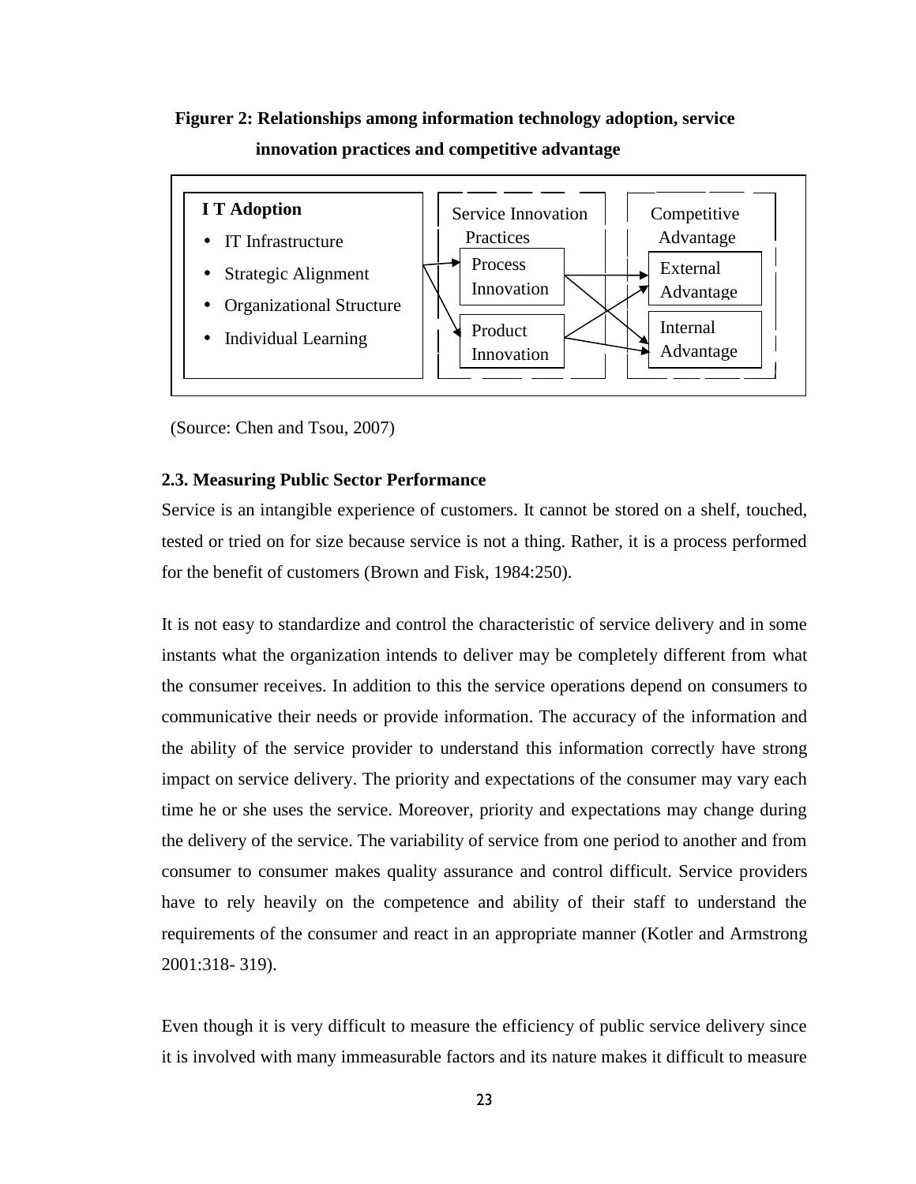**Figurer 2: Relationships among information technology adoption, service innovation practices and competitive advantage**

| I T Adoption | Service Innovation Practices | Competitive Advantage |
|---|---|---|
| • IT Infrastructure<br>• Strategic Alignment<br>• Organizational Structure<br>• Individual Learning | Process Innovation<br>Product Innovation | External Advantage<br>Internal Advantage |

(Source: Chen and Tsou, 2007)

**2.3. Measuring Public Sector Performance**

Service is an intangible experience of customers. It cannot be stored on a shelf, touched, tested or tried on for size because service is not a thing. Rather, it is a process performed for the benefit of customers (Brown and Fisk, 1984:250).

It is not easy to standardize and control the characteristic of service delivery and in some instants what the organization intends to deliver may be completely different from what the consumer receives. In addition to this the service operations depend on consumers to communicative their needs or provide information. The accuracy of the information and the ability of the service provider to understand this information correctly have strong impact on service delivery. The priority and expectations of the consumer may vary each time he or she uses the service. Moreover, priority and expectations may change during the delivery of the service. The variability of service from one period to another and from consumer to consumer makes quality assurance and control difficult. Service providers have to rely heavily on the competence and ability of their staff to understand the requirements of the consumer and react in an appropriate manner (Kotler and Armstrong 2001:318- 319).

Even though it is very difficult to measure the efficiency of public service delivery since it is involved with many immeasurable factors and its nature makes it difficult to measure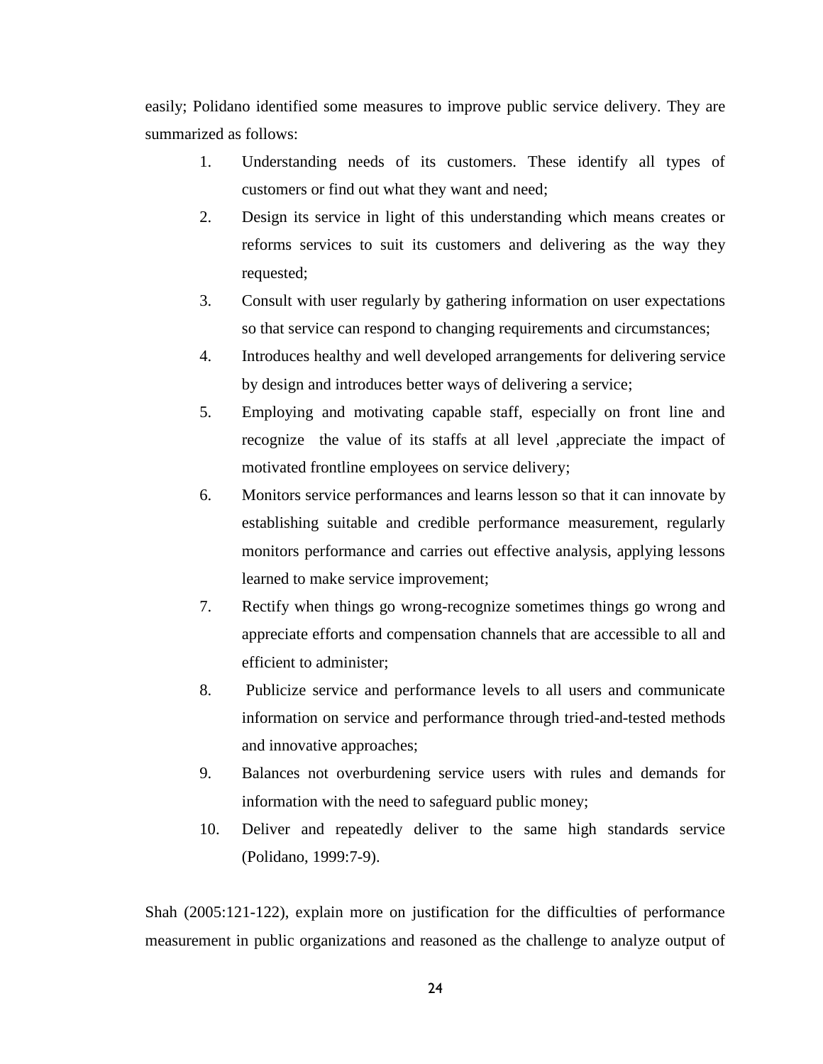easily; Polidano identified some measures to improve public service delivery. They are summarized as follows:

1. Understanding needs of its customers. These identify all types of customers or find out what they want and need;
2. Design its service in light of this understanding which means creates or reforms services to suit its customers and delivering as the way they requested;
3. Consult with user regularly by gathering information on user expectations so that service can respond to changing requirements and circumstances;
4. Introduces healthy and well developed arrangements for delivering service by design and introduces better ways of delivering a service;
5. Employing and motivating capable staff, especially on front line and recognize the value of its staffs at all level ,appreciate the impact of motivated frontline employees on service delivery;
6. Monitors service performances and learns lesson so that it can innovate by establishing suitable and credible performance measurement, regularly monitors performance and carries out effective analysis, applying lessons learned to make service improvement;
7. Rectify when things go wrong-recognize sometimes things go wrong and appreciate efforts and compensation channels that are accessible to all and efficient to administer;
8. Publicize service and performance levels to all users and communicate information on service and performance through tried-and-tested methods and innovative approaches;
9. Balances not overburdening service users with rules and demands for information with the need to safeguard public money;
10. Deliver and repeatedly deliver to the same high standards service (Polidano, 1999:7-9).

Shah (2005:121-122), explain more on justification for the difficulties of performance measurement in public organizations and reasoned as the challenge to analyze output of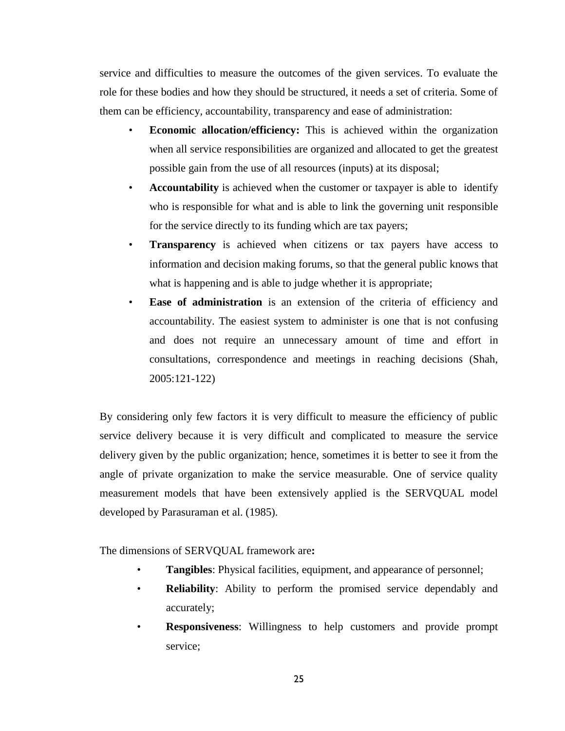service and difficulties to measure the outcomes of the given services. To evaluate the role for these bodies and how they should be structured, it needs a set of criteria. Some of them can be efficiency, accountability, transparency and ease of administration:

- **Economic allocation/efficiency:** This is achieved within the organization when all service responsibilities are organized and allocated to get the greatest possible gain from the use of all resources (inputs) at its disposal;
- **Accountability** is achieved when the customer or taxpayer is able to identify who is responsible for what and is able to link the governing unit responsible for the service directly to its funding which are tax payers;
- **Transparency** is achieved when citizens or tax payers have access to information and decision making forums, so that the general public knows that what is happening and is able to judge whether it is appropriate;
- **Ease of administration** is an extension of the criteria of efficiency and accountability. The easiest system to administer is one that is not confusing and does not require an unnecessary amount of time and effort in consultations, correspondence and meetings in reaching decisions (Shah, 2005:121-122)

By considering only few factors it is very difficult to measure the efficiency of public service delivery because it is very difficult and complicated to measure the service delivery given by the public organization; hence, sometimes it is better to see it from the angle of private organization to make the service measurable. One of service quality measurement models that have been extensively applied is the SERVQUAL model developed by Parasuraman et al. (1985).

The dimensions of SERVQUAL framework are**:**

- **Tangibles**: Physical facilities, equipment, and appearance of personnel;
- **Reliability**: Ability to perform the promised service dependably and accurately;
- **Responsiveness**: Willingness to help customers and provide prompt service;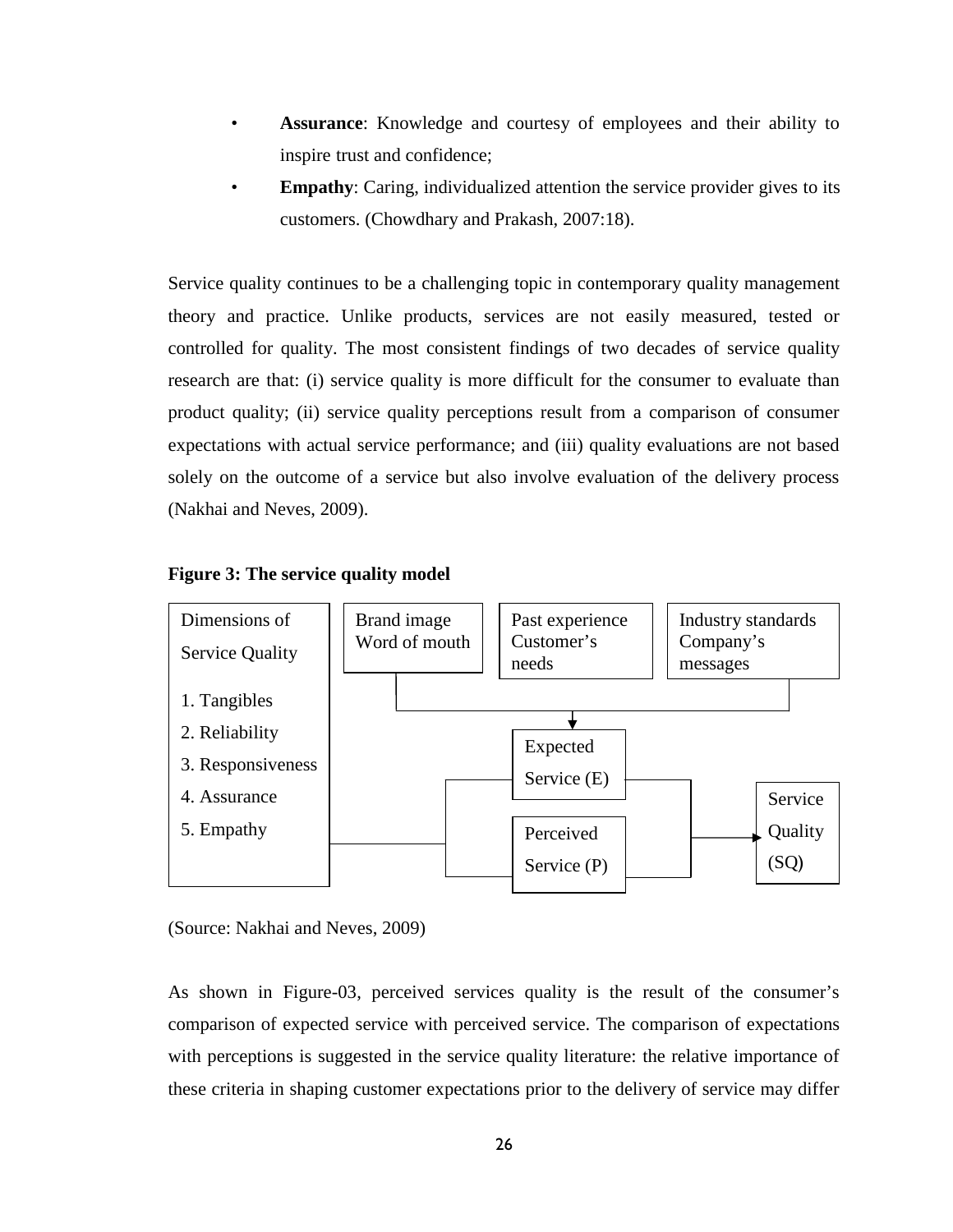- **Assurance**: Knowledge and courtesy of employees and their ability to inspire trust and confidence;
- **Empathy**: Caring, individualized attention the service provider gives to its customers. (Chowdhary and Prakash, 2007:18).

Service quality continues to be a challenging topic in contemporary quality management theory and practice. Unlike products, services are not easily measured, tested or controlled for quality. The most consistent findings of two decades of service quality research are that: (i) service quality is more difficult for the consumer to evaluate than product quality; (ii) service quality perceptions result from a comparison of consumer expectations with actual service performance; and (iii) quality evaluations are not based solely on the outcome of a service but also involve evaluation of the delivery process (Nakhai and Neves, 2009).

**Figure 3: The service quality model**

Dimensions of Service Quality

1. Tangibles
2. Reliability
3. Responsiveness
4. Assurance
5. Empathy

Brand image
Word of mouth

Past experience
Customer's needs

Industry standards
Company's messages

Expected Service (E)

Perceived Service (P)

Service Quality (SQ)

(Source: Nakhai and Neves, 2009)

As shown in Figure-03, perceived services quality is the result of the consumer's comparison of expected service with perceived service. The comparison of expectations with perceptions is suggested in the service quality literature: the relative importance of these criteria in shaping customer expectations prior to the delivery of service may differ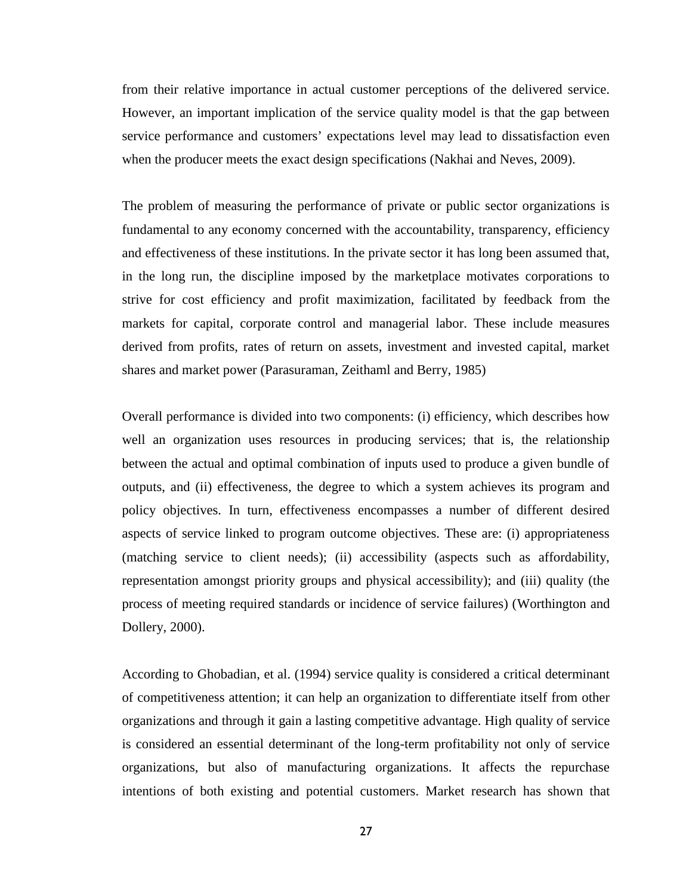from their relative importance in actual customer perceptions of the delivered service. However, an important implication of the service quality model is that the gap between service performance and customers' expectations level may lead to dissatisfaction even when the producer meets the exact design specifications (Nakhai and Neves, 2009).

The problem of measuring the performance of private or public sector organizations is fundamental to any economy concerned with the accountability, transparency, efficiency and effectiveness of these institutions. In the private sector it has long been assumed that, in the long run, the discipline imposed by the marketplace motivates corporations to strive for cost efficiency and profit maximization, facilitated by feedback from the markets for capital, corporate control and managerial labor. These include measures derived from profits, rates of return on assets, investment and invested capital, market shares and market power (Parasuraman, Zeithaml and Berry, 1985)

Overall performance is divided into two components: (i) efficiency, which describes how well an organization uses resources in producing services; that is, the relationship between the actual and optimal combination of inputs used to produce a given bundle of outputs, and (ii) effectiveness, the degree to which a system achieves its program and policy objectives. In turn, effectiveness encompasses a number of different desired aspects of service linked to program outcome objectives. These are: (i) appropriateness (matching service to client needs); (ii) accessibility (aspects such as affordability, representation amongst priority groups and physical accessibility); and (iii) quality (the process of meeting required standards or incidence of service failures) (Worthington and Dollery, 2000).

According to Ghobadian, et al. (1994) service quality is considered a critical determinant of competitiveness attention; it can help an organization to differentiate itself from other organizations and through it gain a lasting competitive advantage. High quality of service is considered an essential determinant of the long-term profitability not only of service organizations, but also of manufacturing organizations. It affects the repurchase intentions of both existing and potential customers. Market research has shown that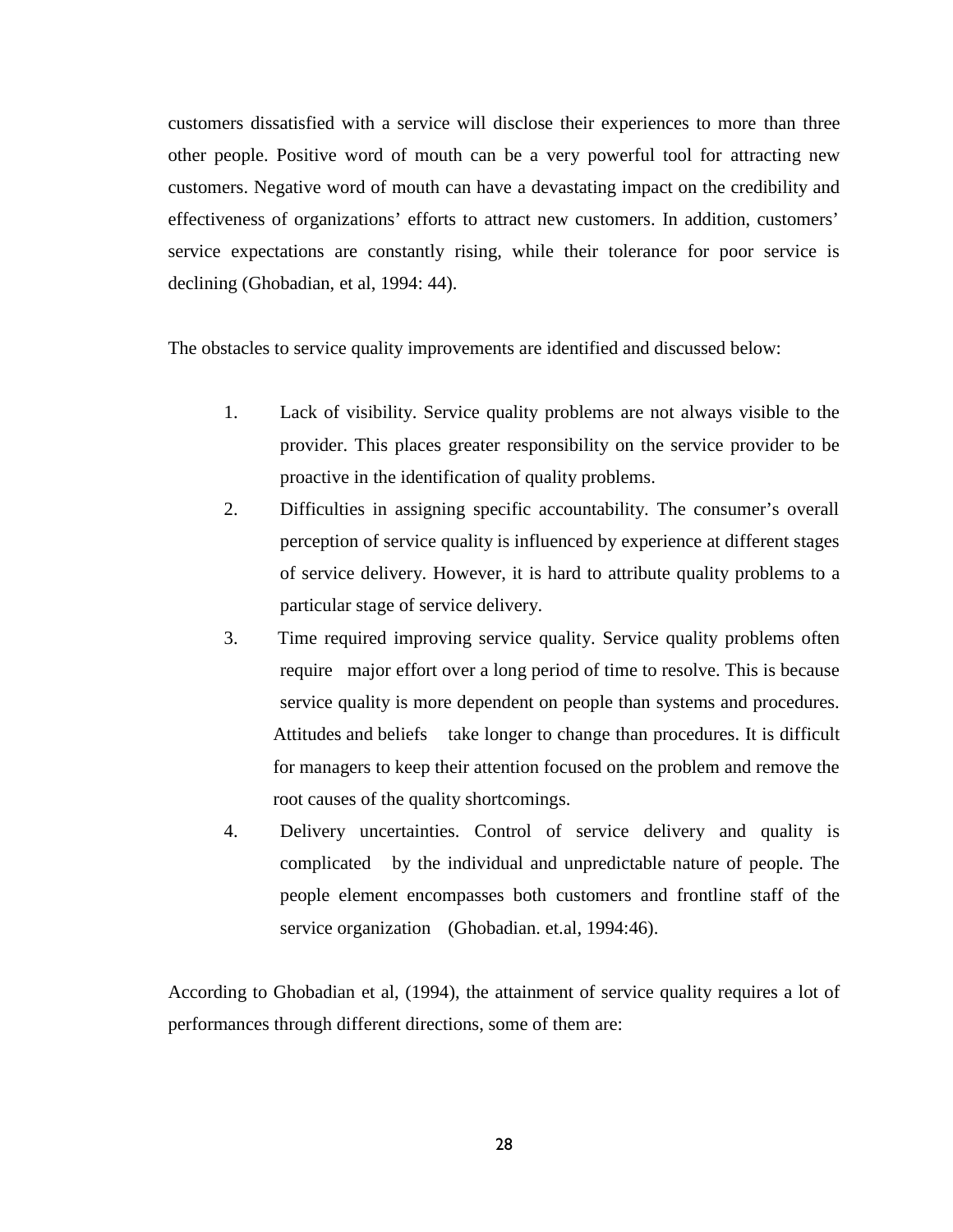customers dissatisfied with a service will disclose their experiences to more than three other people. Positive word of mouth can be a very powerful tool for attracting new customers. Negative word of mouth can have a devastating impact on the credibility and effectiveness of organizations' efforts to attract new customers. In addition, customers' service expectations are constantly rising, while their tolerance for poor service is declining (Ghobadian, et al, 1994: 44).

The obstacles to service quality improvements are identified and discussed below:

1. Lack of visibility. Service quality problems are not always visible to the provider. This places greater responsibility on the service provider to be proactive in the identification of quality problems.
2. Difficulties in assigning specific accountability. The consumer's overall perception of service quality is influenced by experience at different stages of service delivery. However, it is hard to attribute quality problems to a particular stage of service delivery.
3. Time required improving service quality. Service quality problems often require major effort over a long period of time to resolve. This is because service quality is more dependent on people than systems and procedures. Attitudes and beliefs take longer to change than procedures. It is difficult for managers to keep their attention focused on the problem and remove the root causes of the quality shortcomings.
4. Delivery uncertainties. Control of service delivery and quality is complicated by the individual and unpredictable nature of people. The people element encompasses both customers and frontline staff of the service organization (Ghobadian. et.al, 1994:46).

According to Ghobadian et al, (1994), the attainment of service quality requires a lot of performances through different directions, some of them are: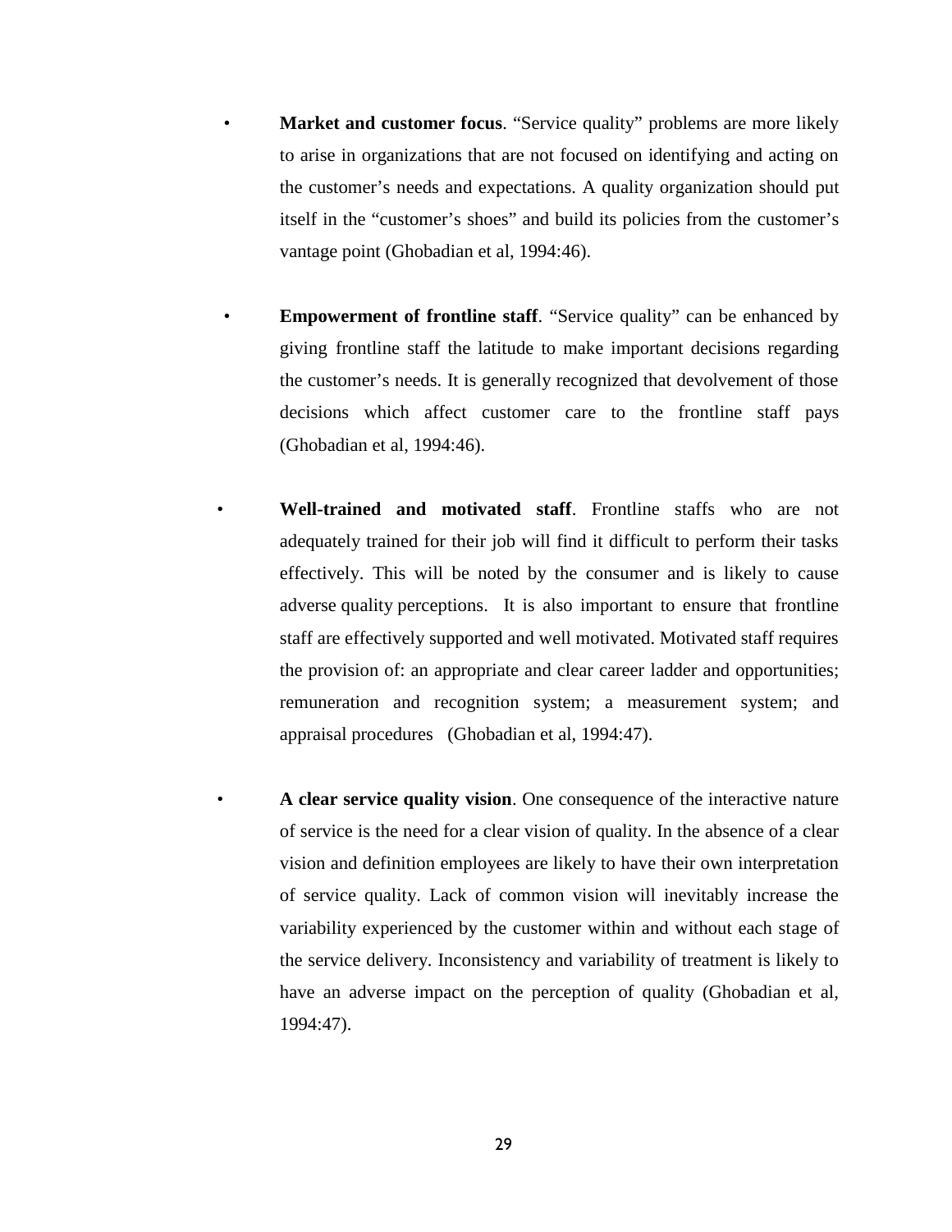- **Market and customer focus**. "Service quality" problems are more likely to arise in organizations that are not focused on identifying and acting on the customer's needs and expectations. A quality organization should put itself in the "customer's shoes" and build its policies from the customer's vantage point (Ghobadian et al, 1994:46).

- **Empowerment of frontline staff**. "Service quality" can be enhanced by giving frontline staff the latitude to make important decisions regarding the customer's needs. It is generally recognized that devolvement of those decisions which affect customer care to the frontline staff pays (Ghobadian et al, 1994:46).

- **Well-trained and motivated staff**. Frontline staffs who are not adequately trained for their job will find it difficult to perform their tasks effectively. This will be noted by the consumer and is likely to cause adverse quality perceptions. It is also important to ensure that frontline staff are effectively supported and well motivated. Motivated staff requires the provision of: an appropriate and clear career ladder and opportunities; remuneration and recognition system; a measurement system; and appraisal procedures (Ghobadian et al, 1994:47).

- **A clear service quality vision**. One consequence of the interactive nature of service is the need for a clear vision of quality. In the absence of a clear vision and definition employees are likely to have their own interpretation of service quality. Lack of common vision will inevitably increase the variability experienced by the customer within and without each stage of the service delivery. Inconsistency and variability of treatment is likely to have an adverse impact on the perception of quality (Ghobadian et al, 1994:47).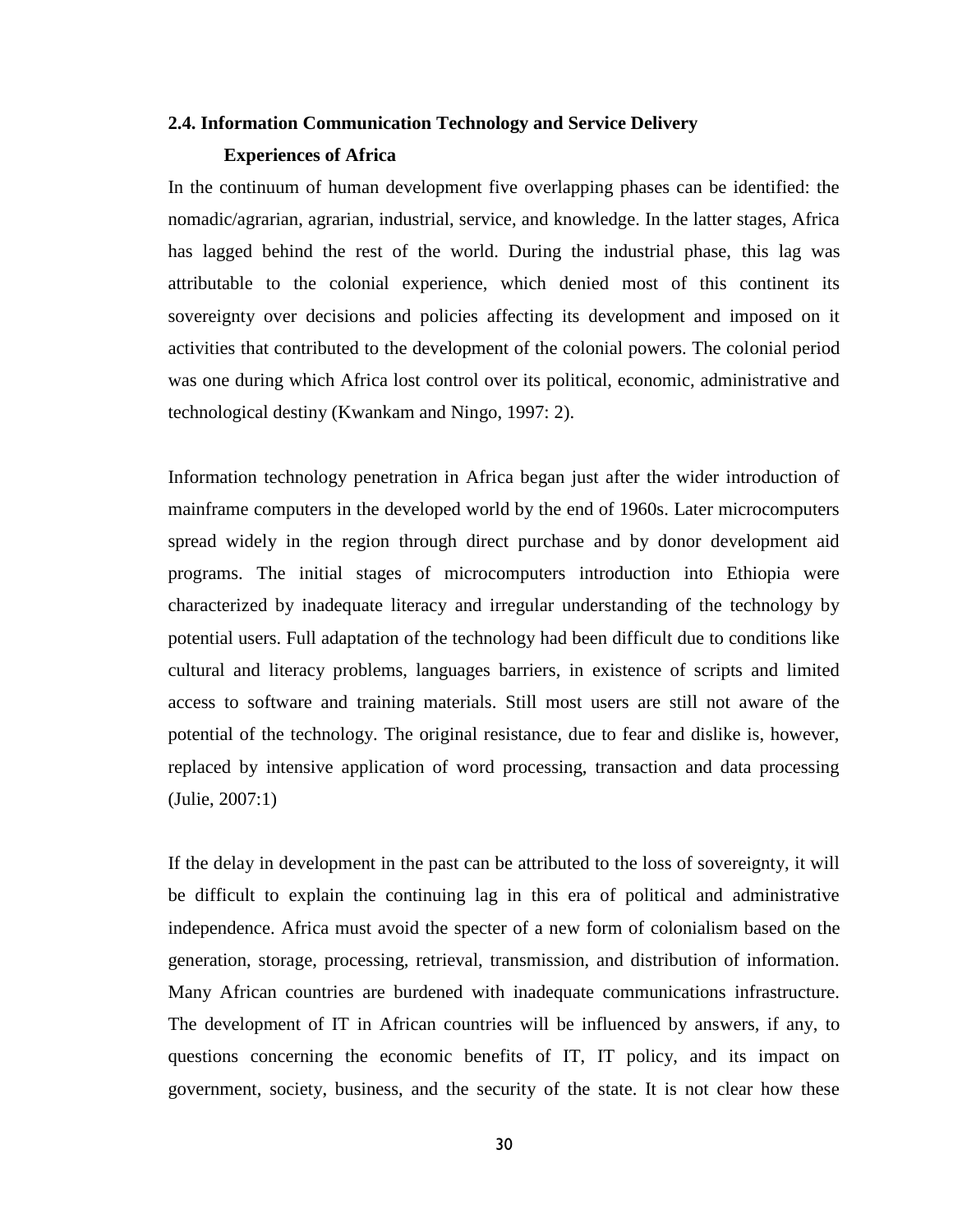## 2.4. Information Communication Technology and Service Delivery Experiences of Africa

In the continuum of human development five overlapping phases can be identified: the nomadic/agrarian, agrarian, industrial, service, and knowledge. In the latter stages, Africa has lagged behind the rest of the world. During the industrial phase, this lag was attributable to the colonial experience, which denied most of this continent its sovereignty over decisions and policies affecting its development and imposed on it activities that contributed to the development of the colonial powers. The colonial period was one during which Africa lost control over its political, economic, administrative and technological destiny (Kwankam and Ningo, 1997: 2).

Information technology penetration in Africa began just after the wider introduction of mainframe computers in the developed world by the end of 1960s. Later microcomputers spread widely in the region through direct purchase and by donor development aid programs. The initial stages of microcomputers introduction into Ethiopia were characterized by inadequate literacy and irregular understanding of the technology by potential users. Full adaptation of the technology had been difficult due to conditions like cultural and literacy problems, languages barriers, in existence of scripts and limited access to software and training materials. Still most users are still not aware of the potential of the technology. The original resistance, due to fear and dislike is, however, replaced by intensive application of word processing, transaction and data processing (Julie, 2007:1)

If the delay in development in the past can be attributed to the loss of sovereignty, it will be difficult to explain the continuing lag in this era of political and administrative independence. Africa must avoid the specter of a new form of colonialism based on the generation, storage, processing, retrieval, transmission, and distribution of information. Many African countries are burdened with inadequate communications infrastructure. The development of IT in African countries will be influenced by answers, if any, to questions concerning the economic benefits of IT, IT policy, and its impact on government, society, business, and the security of the state. It is not clear how these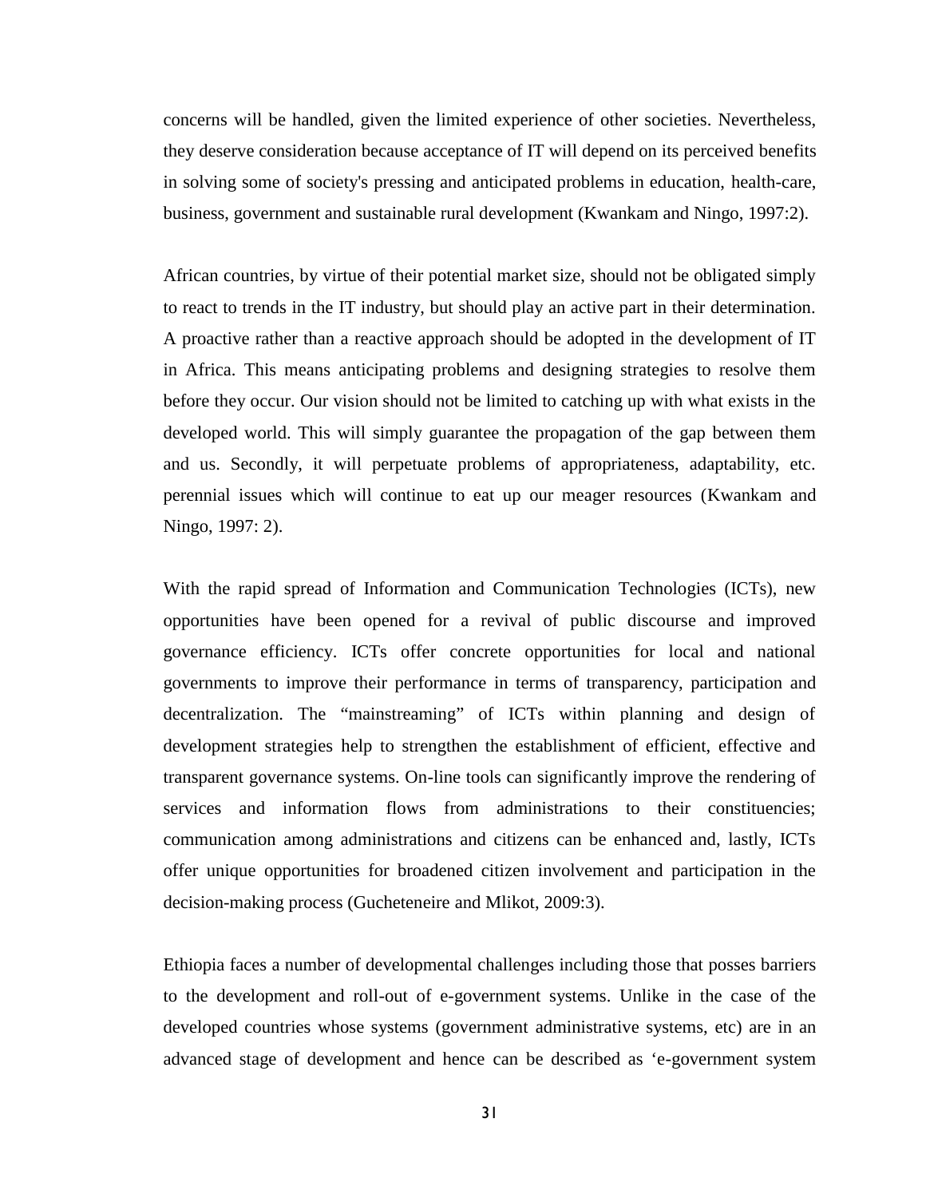concerns will be handled, given the limited experience of other societies. Nevertheless, they deserve consideration because acceptance of IT will depend on its perceived benefits in solving some of society's pressing and anticipated problems in education, health-care, business, government and sustainable rural development (Kwankam and Ningo, 1997:2).

African countries, by virtue of their potential market size, should not be obligated simply to react to trends in the IT industry, but should play an active part in their determination. A proactive rather than a reactive approach should be adopted in the development of IT in Africa. This means anticipating problems and designing strategies to resolve them before they occur. Our vision should not be limited to catching up with what exists in the developed world. This will simply guarantee the propagation of the gap between them and us. Secondly, it will perpetuate problems of appropriateness, adaptability, etc. perennial issues which will continue to eat up our meager resources (Kwankam and Ningo, 1997: 2).

With the rapid spread of Information and Communication Technologies (ICTs), new opportunities have been opened for a revival of public discourse and improved governance efficiency. ICTs offer concrete opportunities for local and national governments to improve their performance in terms of transparency, participation and decentralization. The "mainstreaming" of ICTs within planning and design of development strategies help to strengthen the establishment of efficient, effective and transparent governance systems. On-line tools can significantly improve the rendering of services and information flows from administrations to their constituencies; communication among administrations and citizens can be enhanced and, lastly, ICTs offer unique opportunities for broadened citizen involvement and participation in the decision-making process (Gucheteneire and Mlikot, 2009:3).

Ethiopia faces a number of developmental challenges including those that posses barriers to the development and roll-out of e-government systems. Unlike in the case of the developed countries whose systems (government administrative systems, etc) are in an advanced stage of development and hence can be described as 'e-government system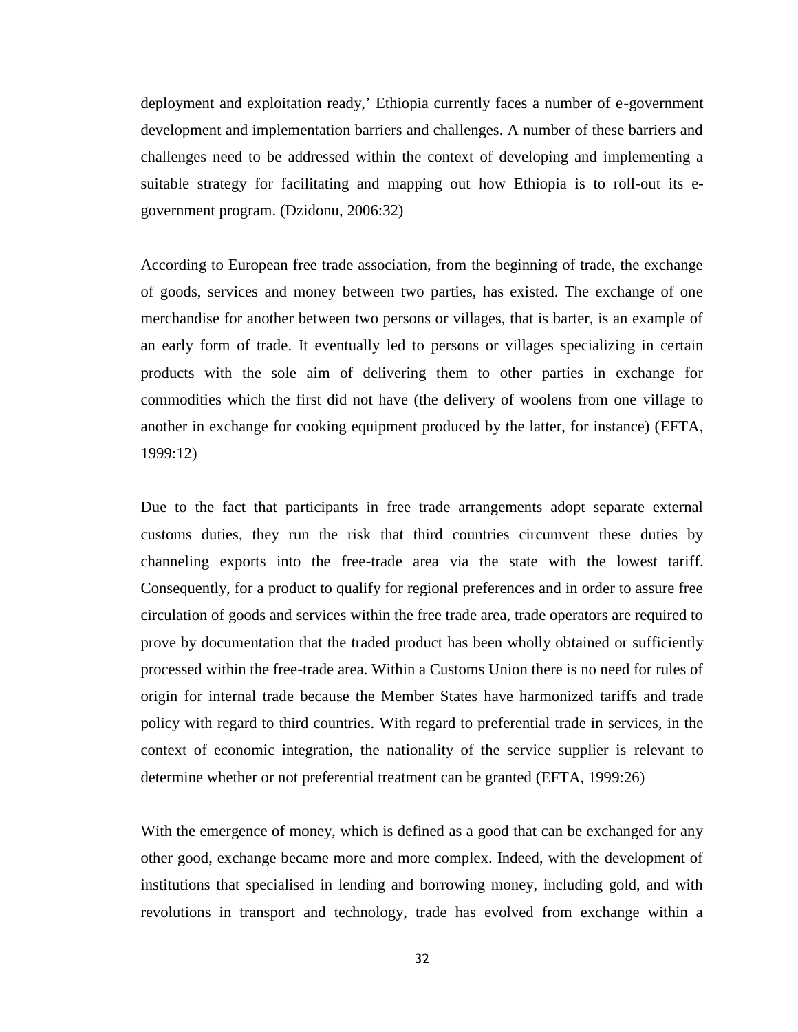deployment and exploitation ready,' Ethiopia currently faces a number of e-government development and implementation barriers and challenges. A number of these barriers and challenges need to be addressed within the context of developing and implementing a suitable strategy for facilitating and mapping out how Ethiopia is to roll-out its e-government program. (Dzidonu, 2006:32)

According to European free trade association, from the beginning of trade, the exchange of goods, services and money between two parties, has existed. The exchange of one merchandise for another between two persons or villages, that is barter, is an example of an early form of trade. It eventually led to persons or villages specializing in certain products with the sole aim of delivering them to other parties in exchange for commodities which the first did not have (the delivery of woolens from one village to another in exchange for cooking equipment produced by the latter, for instance) (EFTA, 1999:12)

Due to the fact that participants in free trade arrangements adopt separate external customs duties, they run the risk that third countries circumvent these duties by channeling exports into the free-trade area via the state with the lowest tariff. Consequently, for a product to qualify for regional preferences and in order to assure free circulation of goods and services within the free trade area, trade operators are required to prove by documentation that the traded product has been wholly obtained or sufficiently processed within the free-trade area. Within a Customs Union there is no need for rules of origin for internal trade because the Member States have harmonized tariffs and trade policy with regard to third countries. With regard to preferential trade in services, in the context of economic integration, the nationality of the service supplier is relevant to determine whether or not preferential treatment can be granted (EFTA, 1999:26)

With the emergence of money, which is defined as a good that can be exchanged for any other good, exchange became more and more complex. Indeed, with the development of institutions that specialised in lending and borrowing money, including gold, and with revolutions in transport and technology, trade has evolved from exchange within a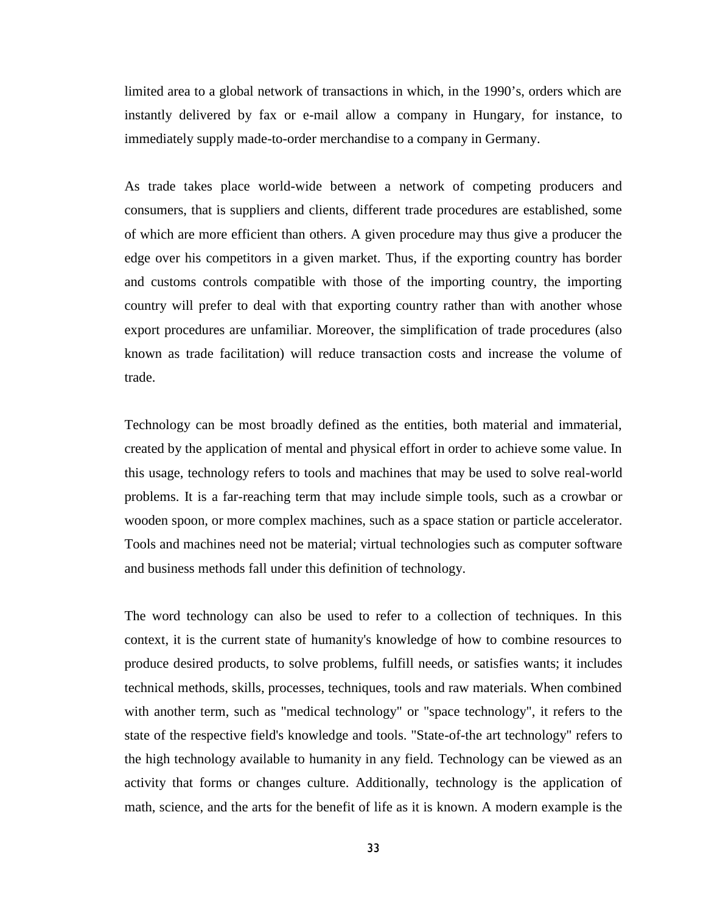limited area to a global network of transactions in which, in the 1990's, orders which are instantly delivered by fax or e-mail allow a company in Hungary, for instance, to immediately supply made-to-order merchandise to a company in Germany.

As trade takes place world-wide between a network of competing producers and consumers, that is suppliers and clients, different trade procedures are established, some of which are more efficient than others. A given procedure may thus give a producer the edge over his competitors in a given market. Thus, if the exporting country has border and customs controls compatible with those of the importing country, the importing country will prefer to deal with that exporting country rather than with another whose export procedures are unfamiliar. Moreover, the simplification of trade procedures (also known as trade facilitation) will reduce transaction costs and increase the volume of trade.

Technology can be most broadly defined as the entities, both material and immaterial, created by the application of mental and physical effort in order to achieve some value. In this usage, technology refers to tools and machines that may be used to solve real-world problems. It is a far-reaching term that may include simple tools, such as a crowbar or wooden spoon, or more complex machines, such as a space station or particle accelerator. Tools and machines need not be material; virtual technologies such as computer software and business methods fall under this definition of technology.

The word technology can also be used to refer to a collection of techniques. In this context, it is the current state of humanity's knowledge of how to combine resources to produce desired products, to solve problems, fulfill needs, or satisfies wants; it includes technical methods, skills, processes, techniques, tools and raw materials. When combined with another term, such as "medical technology" or "space technology", it refers to the state of the respective field's knowledge and tools. "State-of-the art technology" refers to the high technology available to humanity in any field. Technology can be viewed as an activity that forms or changes culture. Additionally, technology is the application of math, science, and the arts for the benefit of life as it is known. A modern example is the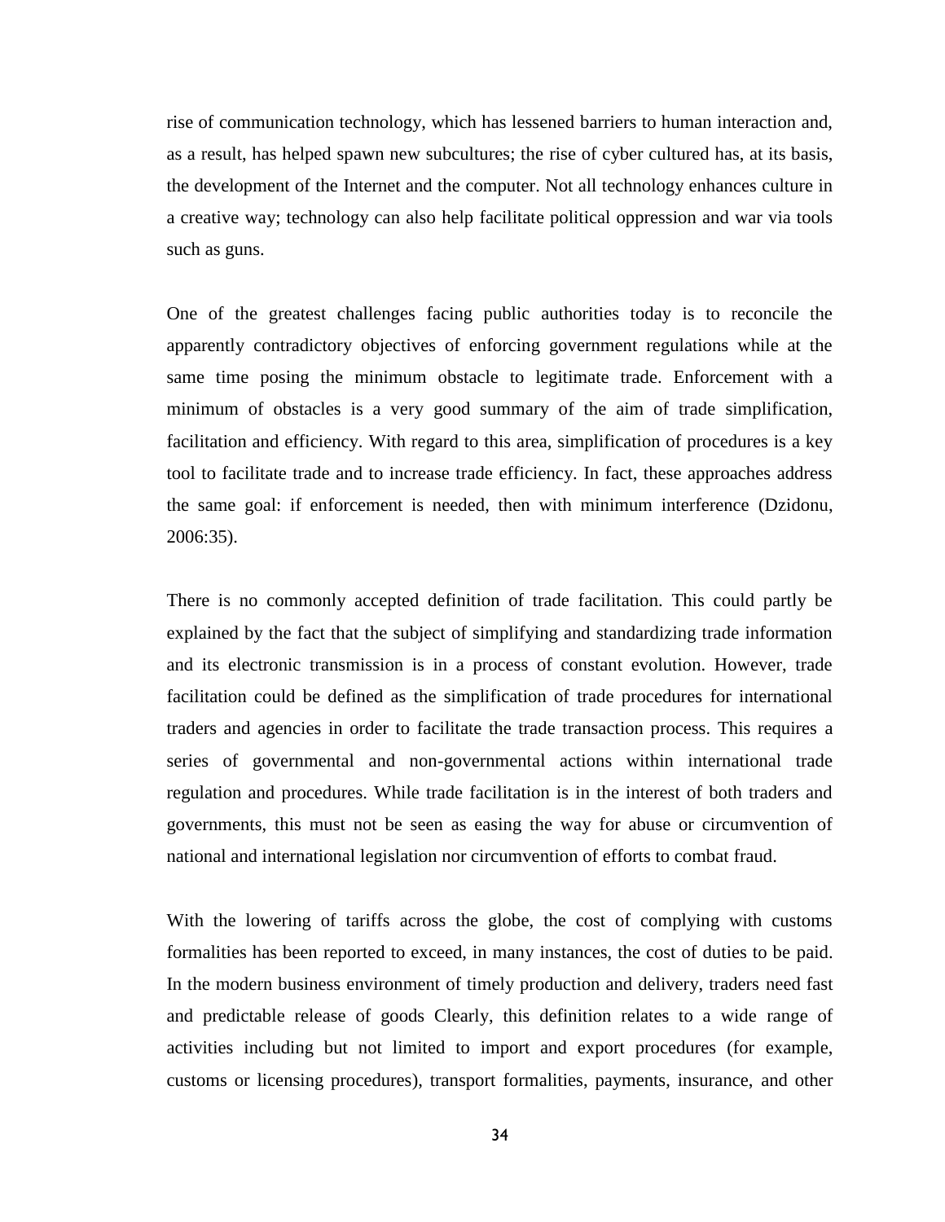rise of communication technology, which has lessened barriers to human interaction and, as a result, has helped spawn new subcultures; the rise of cyber cultured has, at its basis, the development of the Internet and the computer. Not all technology enhances culture in a creative way; technology can also help facilitate political oppression and war via tools such as guns.

One of the greatest challenges facing public authorities today is to reconcile the apparently contradictory objectives of enforcing government regulations while at the same time posing the minimum obstacle to legitimate trade. Enforcement with a minimum of obstacles is a very good summary of the aim of trade simplification, facilitation and efficiency. With regard to this area, simplification of procedures is a key tool to facilitate trade and to increase trade efficiency. In fact, these approaches address the same goal: if enforcement is needed, then with minimum interference (Dzidonu, 2006:35).

There is no commonly accepted definition of trade facilitation. This could partly be explained by the fact that the subject of simplifying and standardizing trade information and its electronic transmission is in a process of constant evolution. However, trade facilitation could be defined as the simplification of trade procedures for international traders and agencies in order to facilitate the trade transaction process. This requires a series of governmental and non-governmental actions within international trade regulation and procedures. While trade facilitation is in the interest of both traders and governments, this must not be seen as easing the way for abuse or circumvention of national and international legislation nor circumvention of efforts to combat fraud.

With the lowering of tariffs across the globe, the cost of complying with customs formalities has been reported to exceed, in many instances, the cost of duties to be paid. In the modern business environment of timely production and delivery, traders need fast and predictable release of goods Clearly, this definition relates to a wide range of activities including but not limited to import and export procedures (for example, customs or licensing procedures), transport formalities, payments, insurance, and other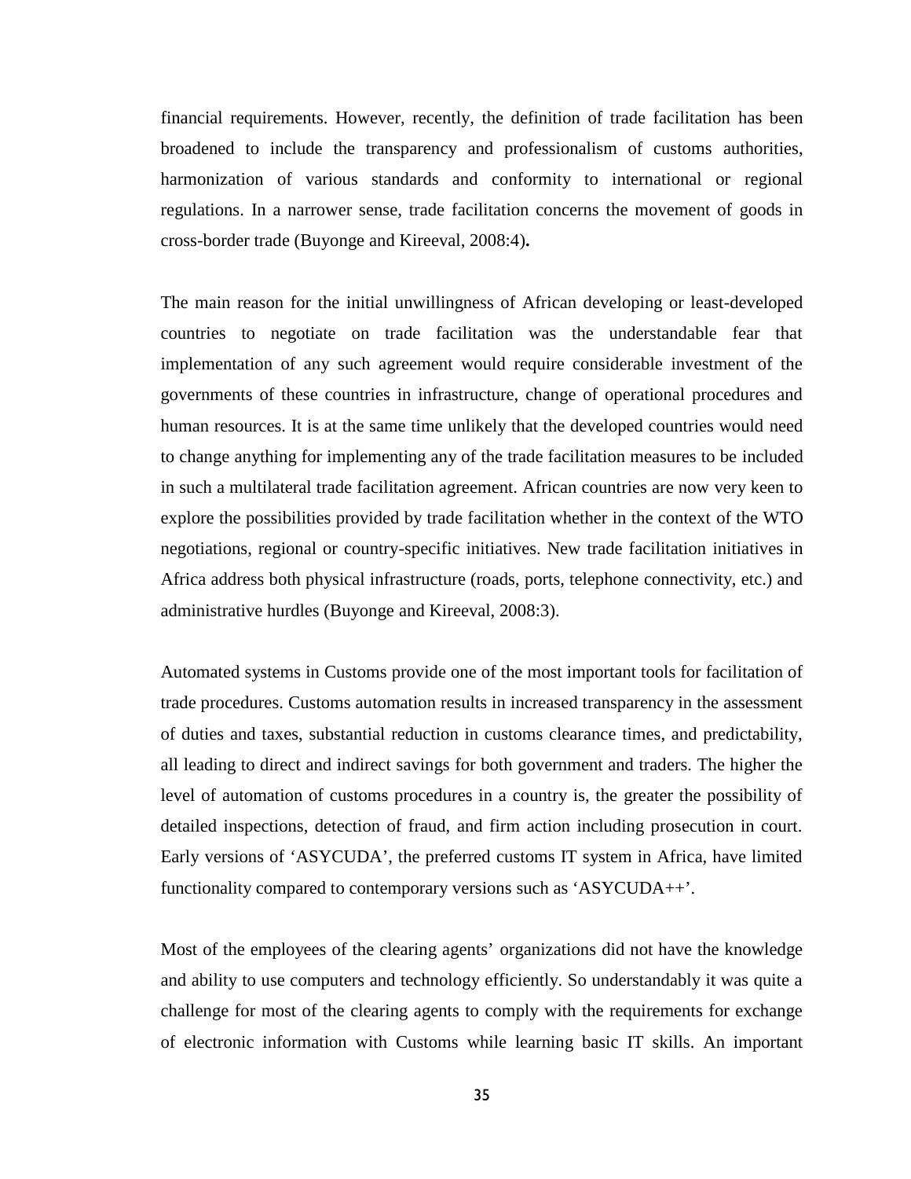financial requirements. However, recently, the definition of trade facilitation has been broadened to include the transparency and professionalism of customs authorities, harmonization of various standards and conformity to international or regional regulations. In a narrower sense, trade facilitation concerns the movement of goods in cross-border trade (Buyonge and Kireeval, 2008:4)**.**

The main reason for the initial unwillingness of African developing or least-developed countries to negotiate on trade facilitation was the understandable fear that implementation of any such agreement would require considerable investment of the governments of these countries in infrastructure, change of operational procedures and human resources. It is at the same time unlikely that the developed countries would need to change anything for implementing any of the trade facilitation measures to be included in such a multilateral trade facilitation agreement. African countries are now very keen to explore the possibilities provided by trade facilitation whether in the context of the WTO negotiations, regional or country-specific initiatives. New trade facilitation initiatives in Africa address both physical infrastructure (roads, ports, telephone connectivity, etc.) and administrative hurdles (Buyonge and Kireeval, 2008:3).

Automated systems in Customs provide one of the most important tools for facilitation of trade procedures. Customs automation results in increased transparency in the assessment of duties and taxes, substantial reduction in customs clearance times, and predictability, all leading to direct and indirect savings for both government and traders. The higher the level of automation of customs procedures in a country is, the greater the possibility of detailed inspections, detection of fraud, and firm action including prosecution in court. Early versions of 'ASYCUDA', the preferred customs IT system in Africa, have limited functionality compared to contemporary versions such as 'ASYCUDA++'.

Most of the employees of the clearing agents' organizations did not have the knowledge and ability to use computers and technology efficiently. So understandably it was quite a challenge for most of the clearing agents to comply with the requirements for exchange of electronic information with Customs while learning basic IT skills. An important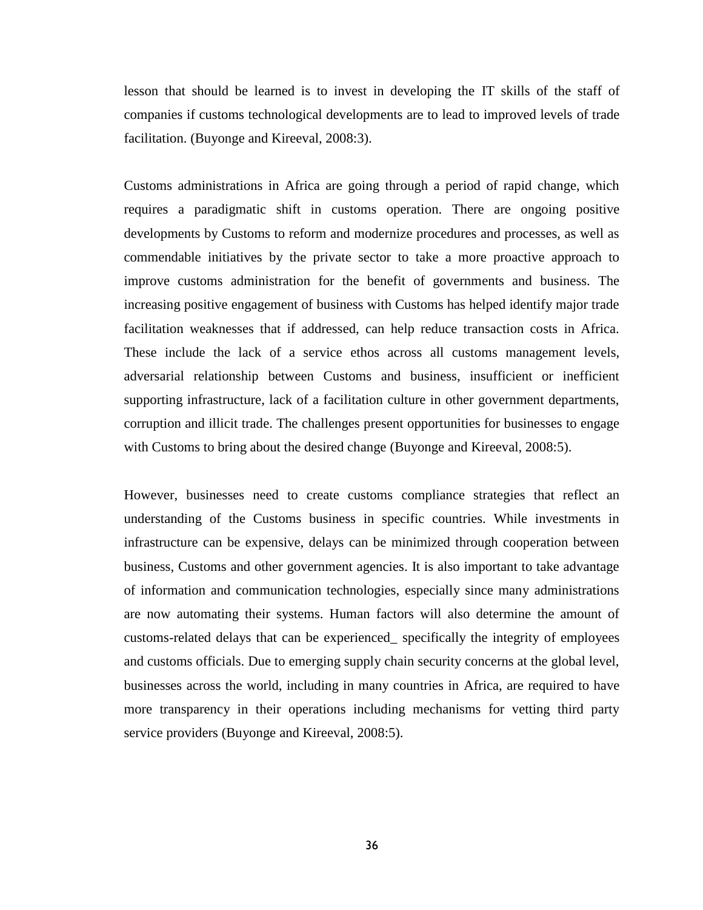lesson that should be learned is to invest in developing the IT skills of the staff of companies if customs technological developments are to lead to improved levels of trade facilitation. (Buyonge and Kireeval, 2008:3).

Customs administrations in Africa are going through a period of rapid change, which requires a paradigmatic shift in customs operation. There are ongoing positive developments by Customs to reform and modernize procedures and processes, as well as commendable initiatives by the private sector to take a more proactive approach to improve customs administration for the benefit of governments and business. The increasing positive engagement of business with Customs has helped identify major trade facilitation weaknesses that if addressed, can help reduce transaction costs in Africa. These include the lack of a service ethos across all customs management levels, adversarial relationship between Customs and business, insufficient or inefficient supporting infrastructure, lack of a facilitation culture in other government departments, corruption and illicit trade. The challenges present opportunities for businesses to engage with Customs to bring about the desired change (Buyonge and Kireeval, 2008:5).

However, businesses need to create customs compliance strategies that reflect an understanding of the Customs business in specific countries. While investments in infrastructure can be expensive, delays can be minimized through cooperation between business, Customs and other government agencies. It is also important to take advantage of information and communication technologies, especially since many administrations are now automating their systems. Human factors will also determine the amount of customs-related delays that can be experienced_ specifically the integrity of employees and customs officials. Due to emerging supply chain security concerns at the global level, businesses across the world, including in many countries in Africa, are required to have more transparency in their operations including mechanisms for vetting third party service providers (Buyonge and Kireeval, 2008:5).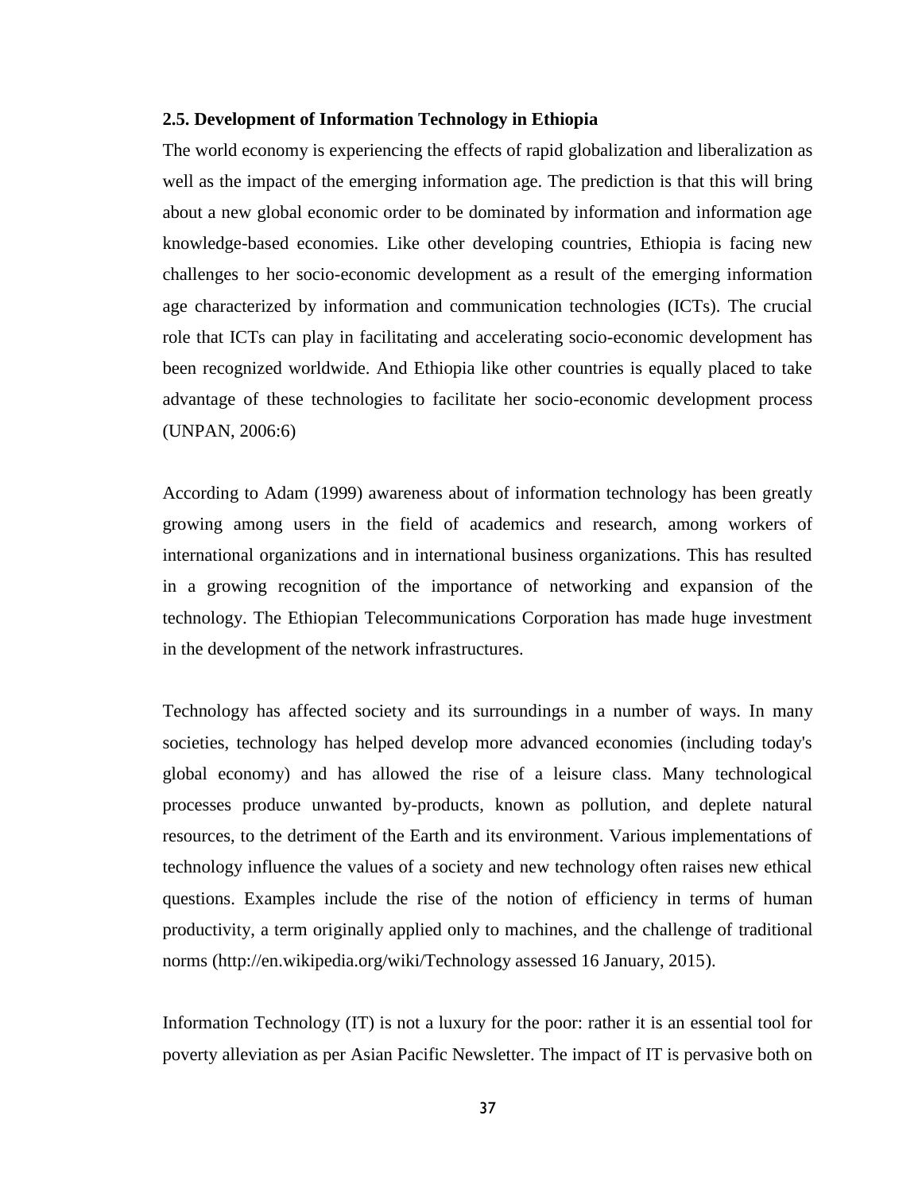### 2.5. Development of Information Technology in Ethiopia

The world economy is experiencing the effects of rapid globalization and liberalization as well as the impact of the emerging information age. The prediction is that this will bring about a new global economic order to be dominated by information and information age knowledge-based economies. Like other developing countries, Ethiopia is facing new challenges to her socio-economic development as a result of the emerging information age characterized by information and communication technologies (ICTs). The crucial role that ICTs can play in facilitating and accelerating socio-economic development has been recognized worldwide. And Ethiopia like other countries is equally placed to take advantage of these technologies to facilitate her socio-economic development process (UNPAN, 2006:6)

According to Adam (1999) awareness about of information technology has been greatly growing among users in the field of academics and research, among workers of international organizations and in international business organizations. This has resulted in a growing recognition of the importance of networking and expansion of the technology. The Ethiopian Telecommunications Corporation has made huge investment in the development of the network infrastructures.

Technology has affected society and its surroundings in a number of ways. In many societies, technology has helped develop more advanced economies (including today's global economy) and has allowed the rise of a leisure class. Many technological processes produce unwanted by-products, known as pollution, and deplete natural resources, to the detriment of the Earth and its environment. Various implementations of technology influence the values of a society and new technology often raises new ethical questions. Examples include the rise of the notion of efficiency in terms of human productivity, a term originally applied only to machines, and the challenge of traditional norms (http://en.wikipedia.org/wiki/Technology assessed 16 January, 2015).

Information Technology (IT) is not a luxury for the poor: rather it is an essential tool for poverty alleviation as per Asian Pacific Newsletter. The impact of IT is pervasive both on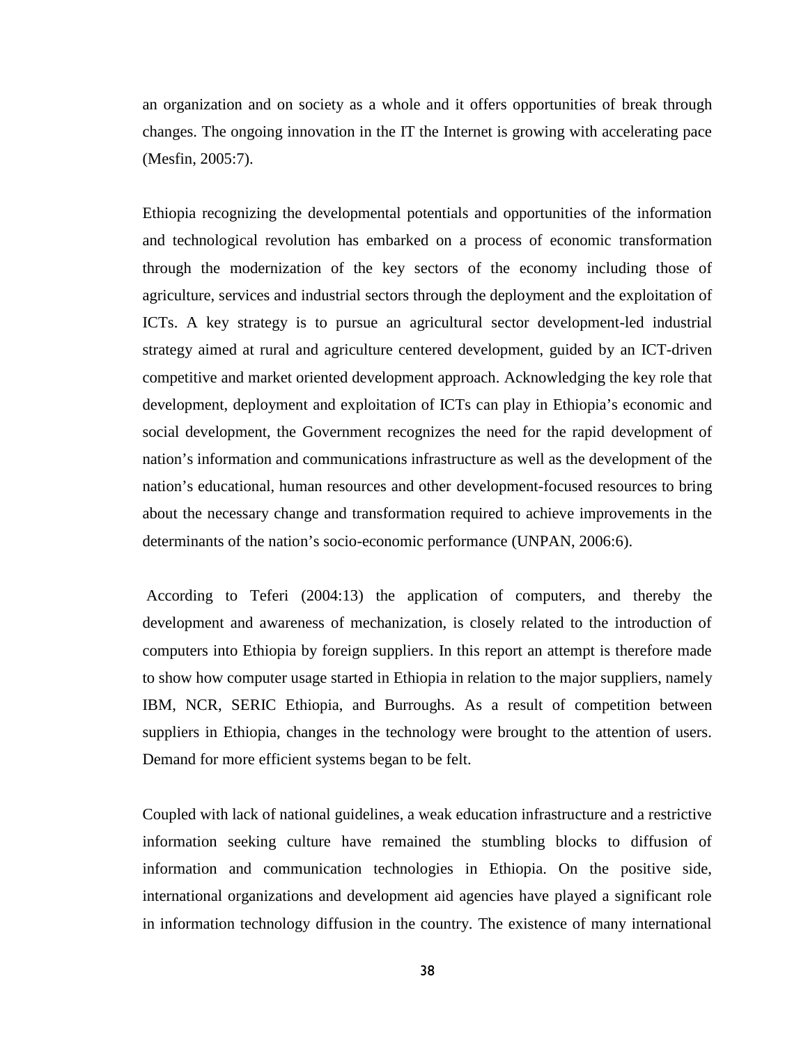an organization and on society as a whole and it offers opportunities of break through changes. The ongoing innovation in the IT the Internet is growing with accelerating pace (Mesfin, 2005:7).

Ethiopia recognizing the developmental potentials and opportunities of the information and technological revolution has embarked on a process of economic transformation through the modernization of the key sectors of the economy including those of agriculture, services and industrial sectors through the deployment and the exploitation of ICTs. A key strategy is to pursue an agricultural sector development-led industrial strategy aimed at rural and agriculture centered development, guided by an ICT-driven competitive and market oriented development approach. Acknowledging the key role that development, deployment and exploitation of ICTs can play in Ethiopia's economic and social development, the Government recognizes the need for the rapid development of nation's information and communications infrastructure as well as the development of the nation's educational, human resources and other development-focused resources to bring about the necessary change and transformation required to achieve improvements in the determinants of the nation's socio-economic performance (UNPAN, 2006:6).

According to Teferi (2004:13) the application of computers, and thereby the development and awareness of mechanization, is closely related to the introduction of computers into Ethiopia by foreign suppliers. In this report an attempt is therefore made to show how computer usage started in Ethiopia in relation to the major suppliers, namely IBM, NCR, SERIC Ethiopia, and Burroughs. As a result of competition between suppliers in Ethiopia, changes in the technology were brought to the attention of users. Demand for more efficient systems began to be felt.

Coupled with lack of national guidelines, a weak education infrastructure and a restrictive information seeking culture have remained the stumbling blocks to diffusion of information and communication technologies in Ethiopia. On the positive side, international organizations and development aid agencies have played a significant role in information technology diffusion in the country. The existence of many international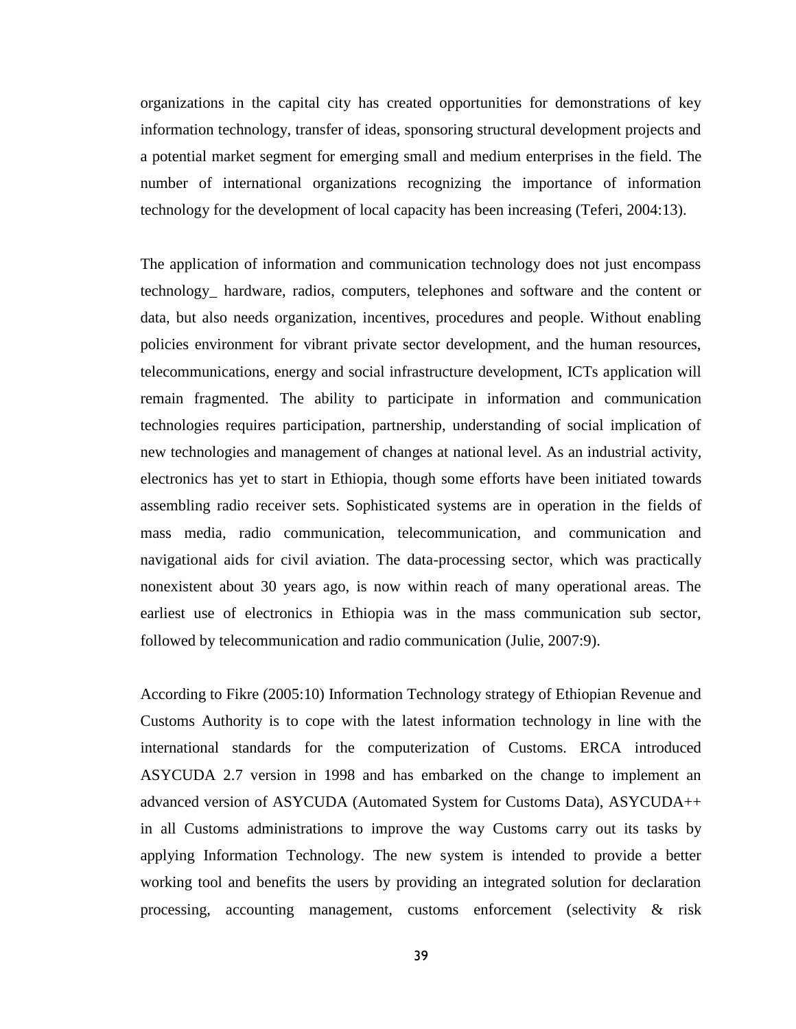organizations in the capital city has created opportunities for demonstrations of key information technology, transfer of ideas, sponsoring structural development projects and a potential market segment for emerging small and medium enterprises in the field. The number of international organizations recognizing the importance of information technology for the development of local capacity has been increasing (Teferi, 2004:13).

The application of information and communication technology does not just encompass technology_ hardware, radios, computers, telephones and software and the content or data, but also needs organization, incentives, procedures and people. Without enabling policies environment for vibrant private sector development, and the human resources, telecommunications, energy and social infrastructure development, ICTs application will remain fragmented. The ability to participate in information and communication technologies requires participation, partnership, understanding of social implication of new technologies and management of changes at national level. As an industrial activity, electronics has yet to start in Ethiopia, though some efforts have been initiated towards assembling radio receiver sets. Sophisticated systems are in operation in the fields of mass media, radio communication, telecommunication, and communication and navigational aids for civil aviation. The data-processing sector, which was practically nonexistent about 30 years ago, is now within reach of many operational areas. The earliest use of electronics in Ethiopia was in the mass communication sub sector, followed by telecommunication and radio communication (Julie, 2007:9).

According to Fikre (2005:10) Information Technology strategy of Ethiopian Revenue and Customs Authority is to cope with the latest information technology in line with the international standards for the computerization of Customs. ERCA introduced ASYCUDA 2.7 version in 1998 and has embarked on the change to implement an advanced version of ASYCUDA (Automated System for Customs Data), ASYCUDA++ in all Customs administrations to improve the way Customs carry out its tasks by applying Information Technology. The new system is intended to provide a better working tool and benefits the users by providing an integrated solution for declaration processing, accounting management, customs enforcement (selectivity & risk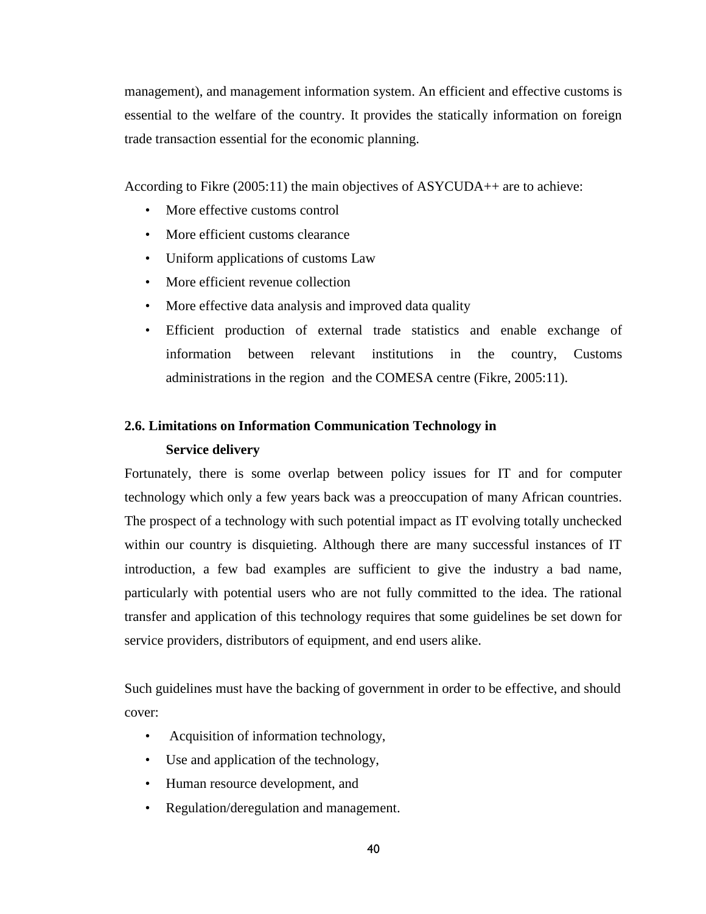management), and management information system. An efficient and effective customs is essential to the welfare of the country. It provides the statically information on foreign trade transaction essential for the economic planning.

According to Fikre (2005:11) the main objectives of ASYCUDA++ are to achieve:

- More effective customs control
- More efficient customs clearance
- Uniform applications of customs Law
- More efficient revenue collection
- More effective data analysis and improved data quality
- Efficient production of external trade statistics and enable exchange of information between relevant institutions in the country, Customs administrations in the region and the COMESA centre (Fikre, 2005:11).

## 2.6. Limitations on Information Communication Technology in Service delivery

Fortunately, there is some overlap between policy issues for IT and for computer technology which only a few years back was a preoccupation of many African countries. The prospect of a technology with such potential impact as IT evolving totally unchecked within our country is disquieting. Although there are many successful instances of IT introduction, a few bad examples are sufficient to give the industry a bad name, particularly with potential users who are not fully committed to the idea. The rational transfer and application of this technology requires that some guidelines be set down for service providers, distributors of equipment, and end users alike.

Such guidelines must have the backing of government in order to be effective, and should cover:

- Acquisition of information technology,
- Use and application of the technology,
- Human resource development, and
- Regulation/deregulation and management.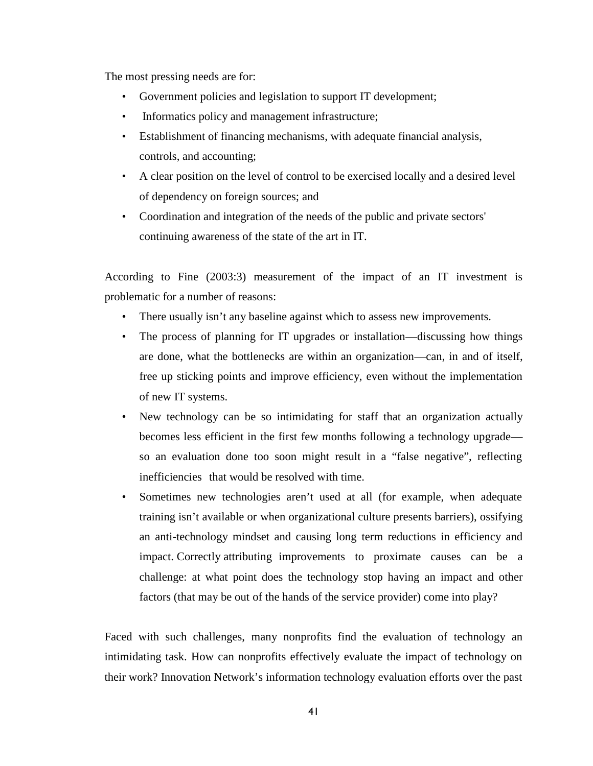The most pressing needs are for:

- Government policies and legislation to support IT development;
- Informatics policy and management infrastructure;
- Establishment of financing mechanisms, with adequate financial analysis, controls, and accounting;
- A clear position on the level of control to be exercised locally and a desired level of dependency on foreign sources; and
- Coordination and integration of the needs of the public and private sectors' continuing awareness of the state of the art in IT.

According to Fine (2003:3) measurement of the impact of an IT investment is problematic for a number of reasons:

- There usually isn't any baseline against which to assess new improvements.
- The process of planning for IT upgrades or installation—discussing how things are done, what the bottlenecks are within an organization—can, in and of itself, free up sticking points and improve efficiency, even without the implementation of new IT systems.
- New technology can be so intimidating for staff that an organization actually becomes less efficient in the first few months following a technology upgrade—so an evaluation done too soon might result in a "false negative", reflecting inefficiencies that would be resolved with time.
- Sometimes new technologies aren't used at all (for example, when adequate training isn't available or when organizational culture presents barriers), ossifying an anti-technology mindset and causing long term reductions in efficiency and impact. Correctly attributing improvements to proximate causes can be a challenge: at what point does the technology stop having an impact and other factors (that may be out of the hands of the service provider) come into play?

Faced with such challenges, many nonprofits find the evaluation of technology an intimidating task. How can nonprofits effectively evaluate the impact of technology on their work? Innovation Network's information technology evaluation efforts over the past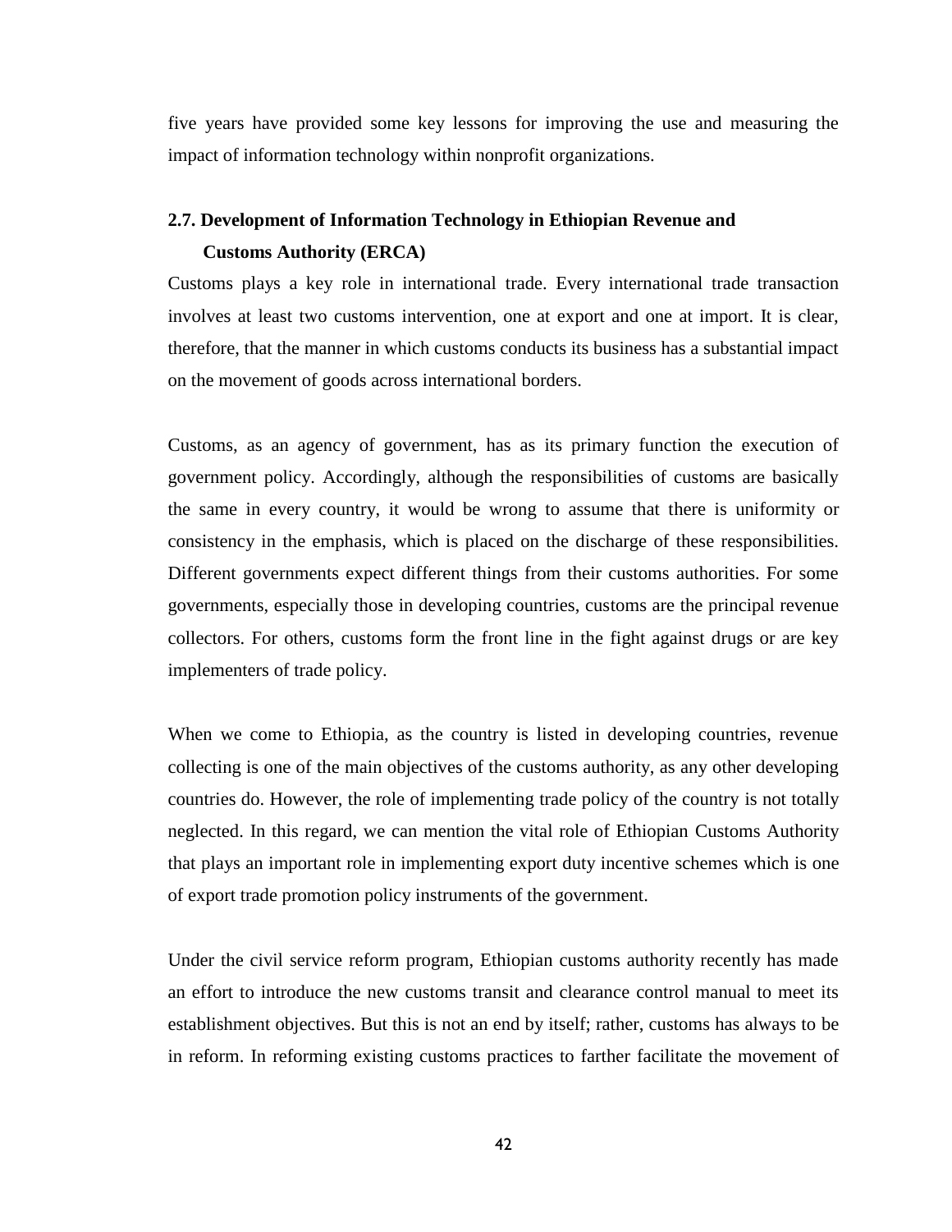five years have provided some key lessons for improving the use and measuring the impact of information technology within nonprofit organizations.

## 2.7. Development of Information Technology in Ethiopian Revenue and Customs Authority (ERCA)

Customs plays a key role in international trade. Every international trade transaction involves at least two customs intervention, one at export and one at import. It is clear, therefore, that the manner in which customs conducts its business has a substantial impact on the movement of goods across international borders.

Customs, as an agency of government, has as its primary function the execution of government policy. Accordingly, although the responsibilities of customs are basically the same in every country, it would be wrong to assume that there is uniformity or consistency in the emphasis, which is placed on the discharge of these responsibilities. Different governments expect different things from their customs authorities. For some governments, especially those in developing countries, customs are the principal revenue collectors. For others, customs form the front line in the fight against drugs or are key implementers of trade policy.

When we come to Ethiopia, as the country is listed in developing countries, revenue collecting is one of the main objectives of the customs authority, as any other developing countries do. However, the role of implementing trade policy of the country is not totally neglected. In this regard, we can mention the vital role of Ethiopian Customs Authority that plays an important role in implementing export duty incentive schemes which is one of export trade promotion policy instruments of the government.

Under the civil service reform program, Ethiopian customs authority recently has made an effort to introduce the new customs transit and clearance control manual to meet its establishment objectives. But this is not an end by itself; rather, customs has always to be in reform. In reforming existing customs practices to farther facilitate the movement of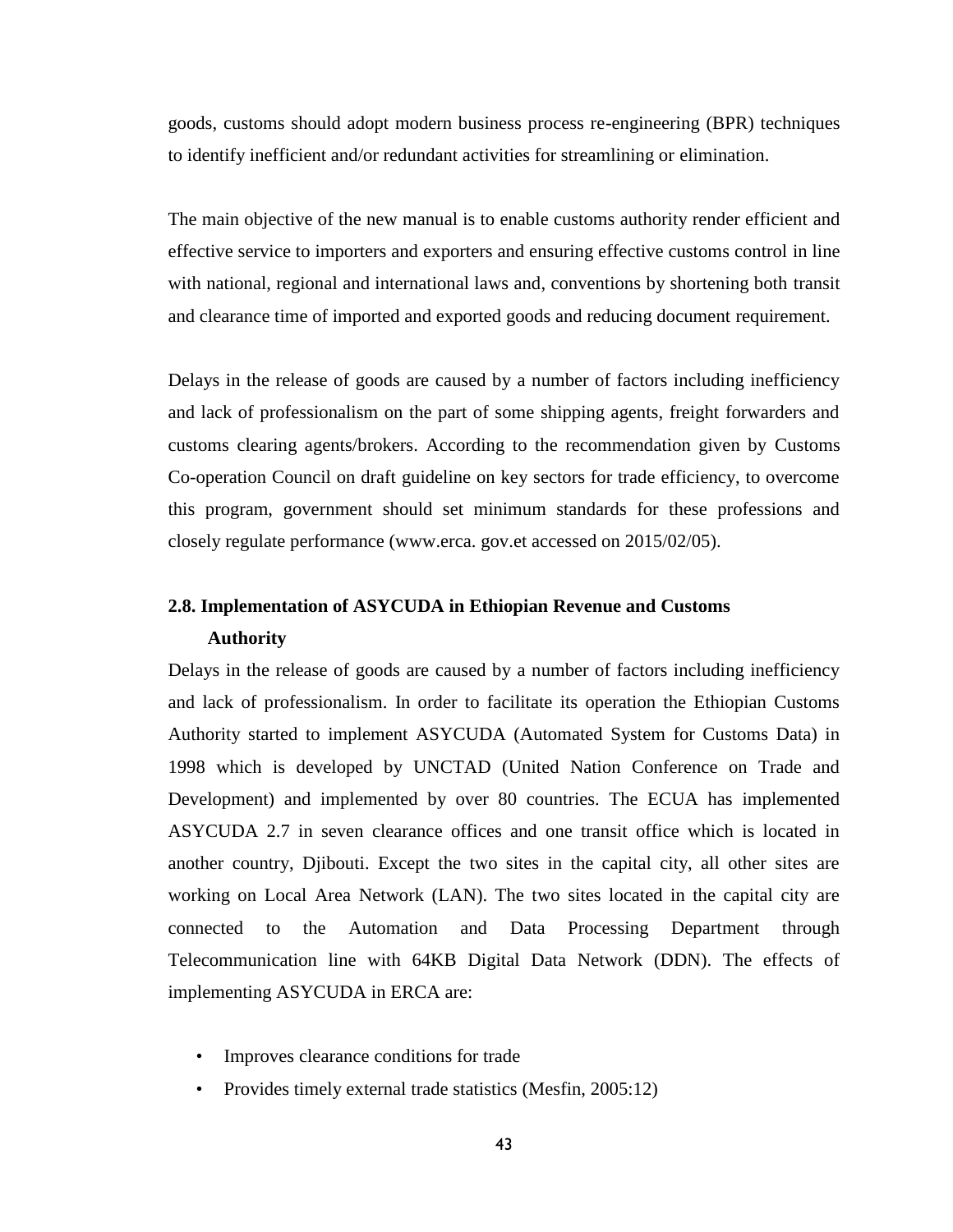goods, customs should adopt modern business process re-engineering (BPR) techniques to identify inefficient and/or redundant activities for streamlining or elimination.

The main objective of the new manual is to enable customs authority render efficient and effective service to importers and exporters and ensuring effective customs control in line with national, regional and international laws and, conventions by shortening both transit and clearance time of imported and exported goods and reducing document requirement.

Delays in the release of goods are caused by a number of factors including inefficiency and lack of professionalism on the part of some shipping agents, freight forwarders and customs clearing agents/brokers. According to the recommendation given by Customs Co-operation Council on draft guideline on key sectors for trade efficiency, to overcome this program, government should set minimum standards for these professions and closely regulate performance (www.erca. gov.et accessed on 2015/02/05).

### 2.8. Implementation of ASYCUDA in Ethiopian Revenue and Customs Authority

Delays in the release of goods are caused by a number of factors including inefficiency and lack of professionalism. In order to facilitate its operation the Ethiopian Customs Authority started to implement ASYCUDA (Automated System for Customs Data) in 1998 which is developed by UNCTAD (United Nation Conference on Trade and Development) and implemented by over 80 countries. The ECUA has implemented ASYCUDA 2.7 in seven clearance offices and one transit office which is located in another country, Djibouti. Except the two sites in the capital city, all other sites are working on Local Area Network (LAN). The two sites located in the capital city are connected to the Automation and Data Processing Department through Telecommunication line with 64KB Digital Data Network (DDN). The effects of implementing ASYCUDA in ERCA are:

- Improves clearance conditions for trade
- Provides timely external trade statistics (Mesfin, 2005:12)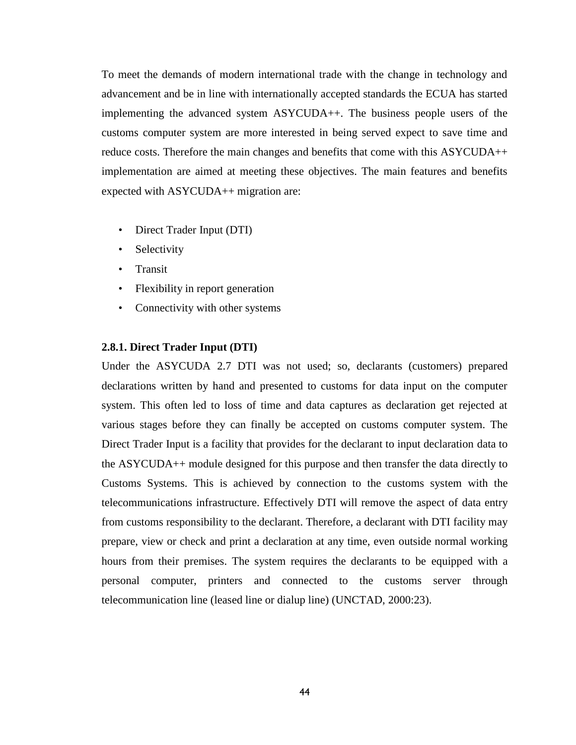To meet the demands of modern international trade with the change in technology and advancement and be in line with internationally accepted standards the ECUA has started implementing the advanced system ASYCUDA++. The business people users of the customs computer system are more interested in being served expect to save time and reduce costs. Therefore the main changes and benefits that come with this ASYCUDA++ implementation are aimed at meeting these objectives. The main features and benefits expected with ASYCUDA++ migration are:

- Direct Trader Input (DTI)
- Selectivity
- Transit
- Flexibility in report generation
- Connectivity with other systems

#### 2.8.1. Direct Trader Input (DTI)

Under the ASYCUDA 2.7 DTI was not used; so, declarants (customers) prepared declarations written by hand and presented to customs for data input on the computer system. This often led to loss of time and data captures as declaration get rejected at various stages before they can finally be accepted on customs computer system. The Direct Trader Input is a facility that provides for the declarant to input declaration data to the ASYCUDA++ module designed for this purpose and then transfer the data directly to Customs Systems. This is achieved by connection to the customs system with the telecommunications infrastructure. Effectively DTI will remove the aspect of data entry from customs responsibility to the declarant. Therefore, a declarant with DTI facility may prepare, view or check and print a declaration at any time, even outside normal working hours from their premises. The system requires the declarants to be equipped with a personal computer, printers and connected to the customs server through telecommunication line (leased line or dialup line) (UNCTAD, 2000:23).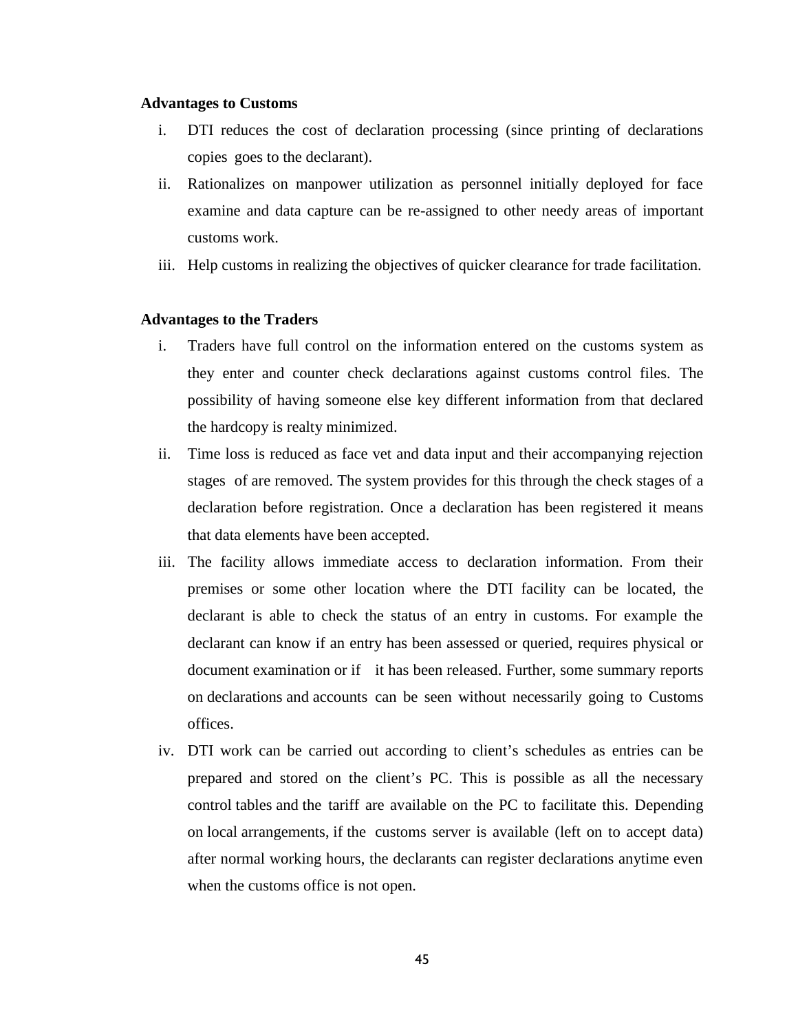**Advantages to Customs**

i. DTI reduces the cost of declaration processing (since printing of declarations copies goes to the declarant).
ii. Rationalizes on manpower utilization as personnel initially deployed for face examine and data capture can be re-assigned to other needy areas of important customs work.
iii. Help customs in realizing the objectives of quicker clearance for trade facilitation.

**Advantages to the Traders**

i. Traders have full control on the information entered on the customs system as they enter and counter check declarations against customs control files. The possibility of having someone else key different information from that declared the hardcopy is realty minimized.
ii. Time loss is reduced as face vet and data input and their accompanying rejection stages of are removed. The system provides for this through the check stages of a declaration before registration. Once a declaration has been registered it means that data elements have been accepted.
iii. The facility allows immediate access to declaration information. From their premises or some other location where the DTI facility can be located, the declarant is able to check the status of an entry in customs. For example the declarant can know if an entry has been assessed or queried, requires physical or document examination or if it has been released. Further, some summary reports on declarations and accounts can be seen without necessarily going to Customs offices.
iv. DTI work can be carried out according to client's schedules as entries can be prepared and stored on the client's PC. This is possible as all the necessary control tables and the tariff are available on the PC to facilitate this. Depending on local arrangements, if the customs server is available (left on to accept data) after normal working hours, the declarants can register declarations anytime even when the customs office is not open.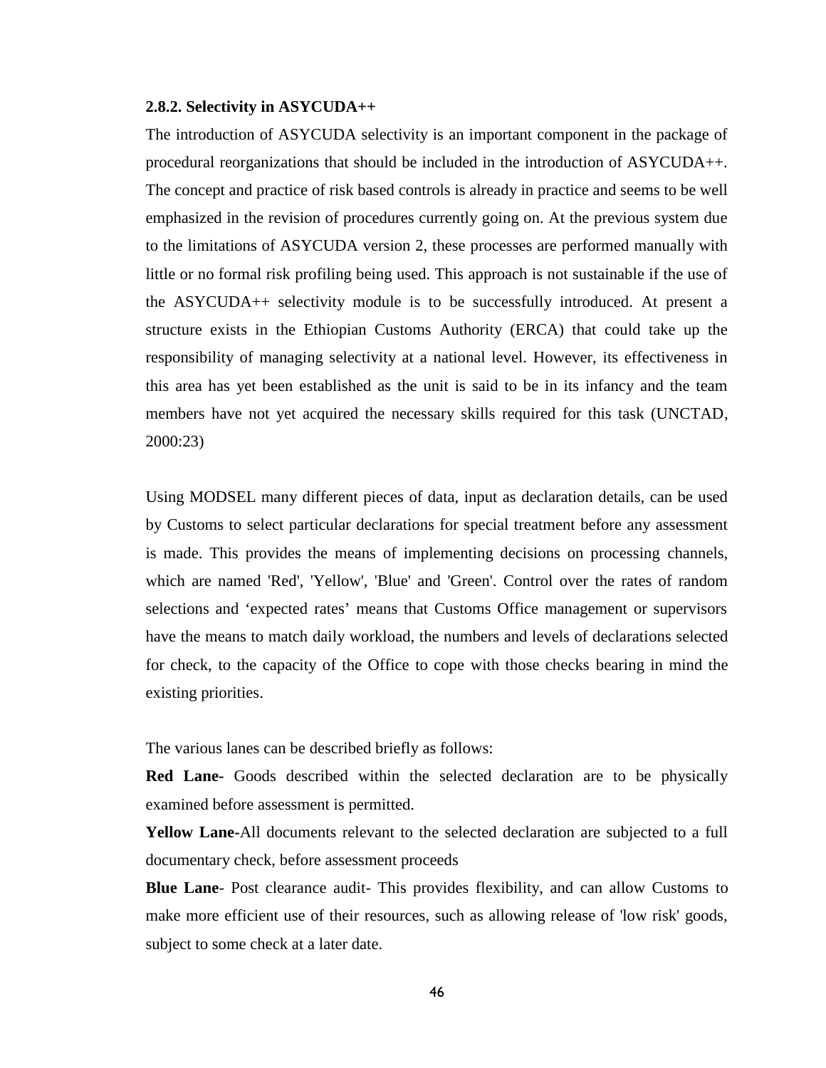### 2.8.2. Selectivity in ASYCUDA++

The introduction of ASYCUDA selectivity is an important component in the package of procedural reorganizations that should be included in the introduction of ASYCUDA++. The concept and practice of risk based controls is already in practice and seems to be well emphasized in the revision of procedures currently going on. At the previous system due to the limitations of ASYCUDA version 2, these processes are performed manually with little or no formal risk profiling being used. This approach is not sustainable if the use of the ASYCUDA++ selectivity module is to be successfully introduced. At present a structure exists in the Ethiopian Customs Authority (ERCA) that could take up the responsibility of managing selectivity at a national level. However, its effectiveness in this area has yet been established as the unit is said to be in its infancy and the team members have not yet acquired the necessary skills required for this task (UNCTAD, 2000:23)

Using MODSEL many different pieces of data, input as declaration details, can be used by Customs to select particular declarations for special treatment before any assessment is made. This provides the means of implementing decisions on processing channels, which are named 'Red', 'Yellow', 'Blue' and 'Green'. Control over the rates of random selections and 'expected rates' means that Customs Office management or supervisors have the means to match daily workload, the numbers and levels of declarations selected for check, to the capacity of the Office to cope with those checks bearing in mind the existing priorities.

The various lanes can be described briefly as follows:

**Red Lane**- Goods described within the selected declaration are to be physically examined before assessment is permitted.

**Yellow Lane-**All documents relevant to the selected declaration are subjected to a full documentary check, before assessment proceeds

**Blue Lane**- Post clearance audit- This provides flexibility, and can allow Customs to make more efficient use of their resources, such as allowing release of 'low risk' goods, subject to some check at a later date.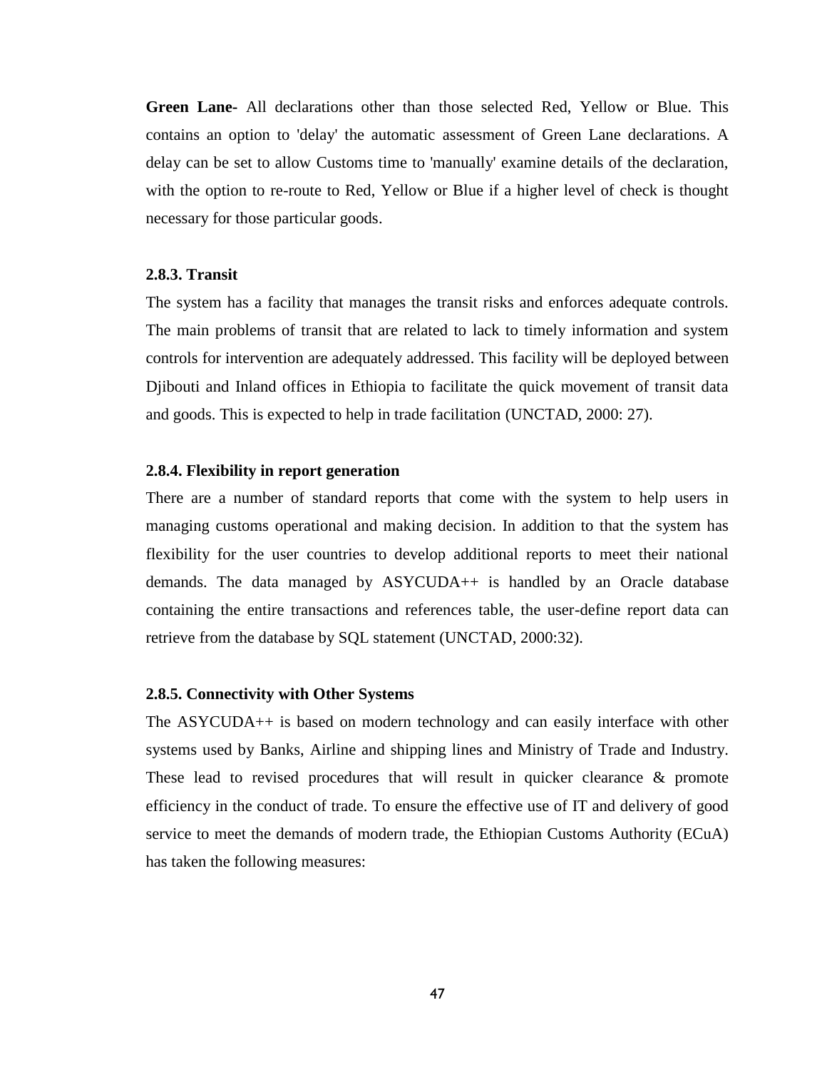**Green Lane-** All declarations other than those selected Red, Yellow or Blue. This contains an option to 'delay' the automatic assessment of Green Lane declarations. A delay can be set to allow Customs time to 'manually' examine details of the declaration, with the option to re-route to Red, Yellow or Blue if a higher level of check is thought necessary for those particular goods.

### 2.8.3. Transit

The system has a facility that manages the transit risks and enforces adequate controls. The main problems of transit that are related to lack to timely information and system controls for intervention are adequately addressed. This facility will be deployed between Djibouti and Inland offices in Ethiopia to facilitate the quick movement of transit data and goods. This is expected to help in trade facilitation (UNCTAD, 2000: 27).

### 2.8.4. Flexibility in report generation

There are a number of standard reports that come with the system to help users in managing customs operational and making decision. In addition to that the system has flexibility for the user countries to develop additional reports to meet their national demands. The data managed by ASYCUDA++ is handled by an Oracle database containing the entire transactions and references table, the user-define report data can retrieve from the database by SQL statement (UNCTAD, 2000:32).

### 2.8.5. Connectivity with Other Systems

The ASYCUDA++ is based on modern technology and can easily interface with other systems used by Banks, Airline and shipping lines and Ministry of Trade and Industry. These lead to revised procedures that will result in quicker clearance & promote efficiency in the conduct of trade. To ensure the effective use of IT and delivery of good service to meet the demands of modern trade, the Ethiopian Customs Authority (ECuA) has taken the following measures: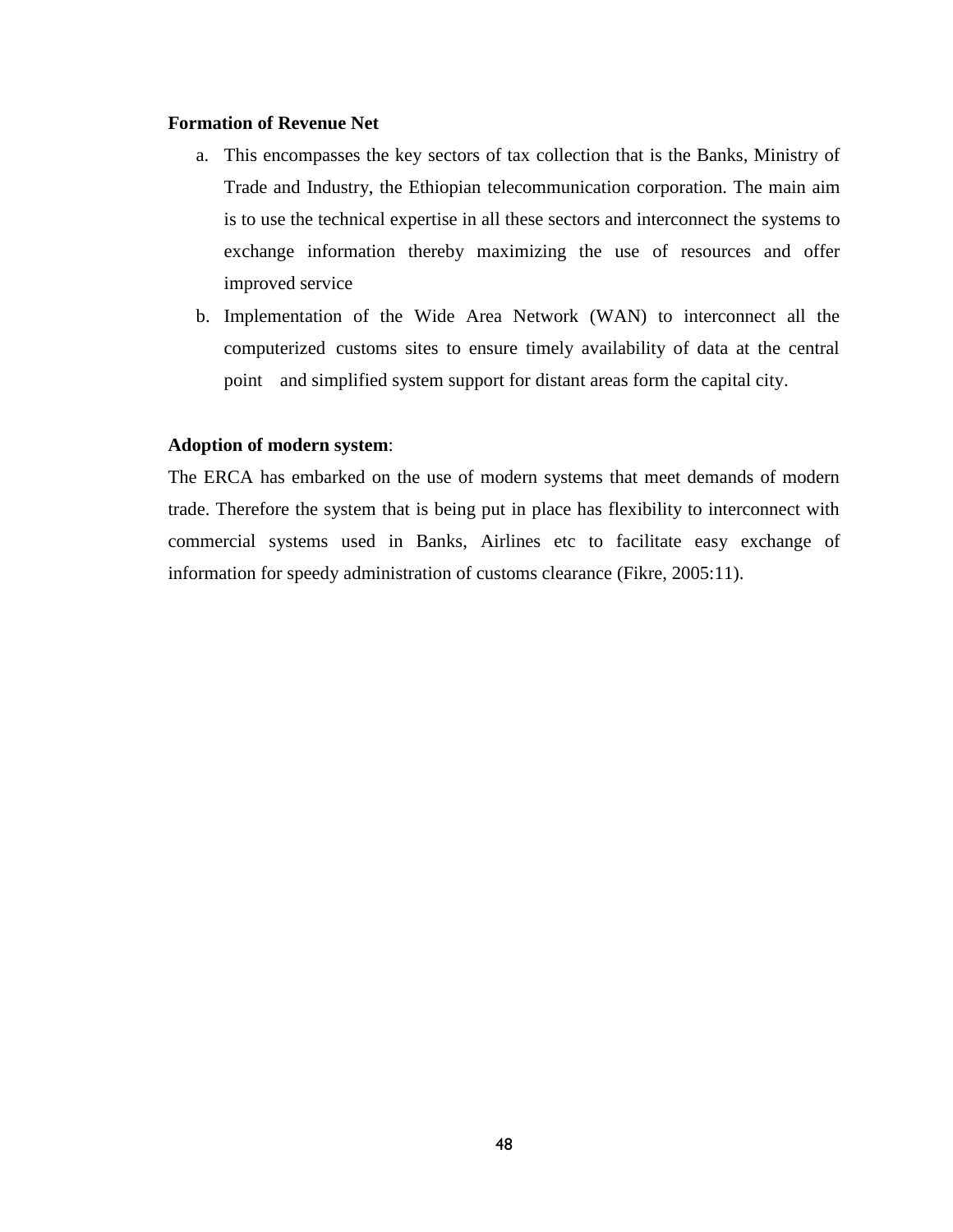**Formation of Revenue Net**

a. This encompasses the key sectors of tax collection that is the Banks, Ministry of Trade and Industry, the Ethiopian telecommunication corporation. The main aim is to use the technical expertise in all these sectors and interconnect the systems to exchange information thereby maximizing the use of resources and offer improved service
b. Implementation of the Wide Area Network (WAN) to interconnect all the computerized customs sites to ensure timely availability of data at the central point and simplified system support for distant areas form the capital city.

**Adoption of modern system**:

The ERCA has embarked on the use of modern systems that meet demands of modern trade. Therefore the system that is being put in place has flexibility to interconnect with commercial systems used in Banks, Airlines etc to facilitate easy exchange of information for speedy administration of customs clearance (Fikre, 2005:11).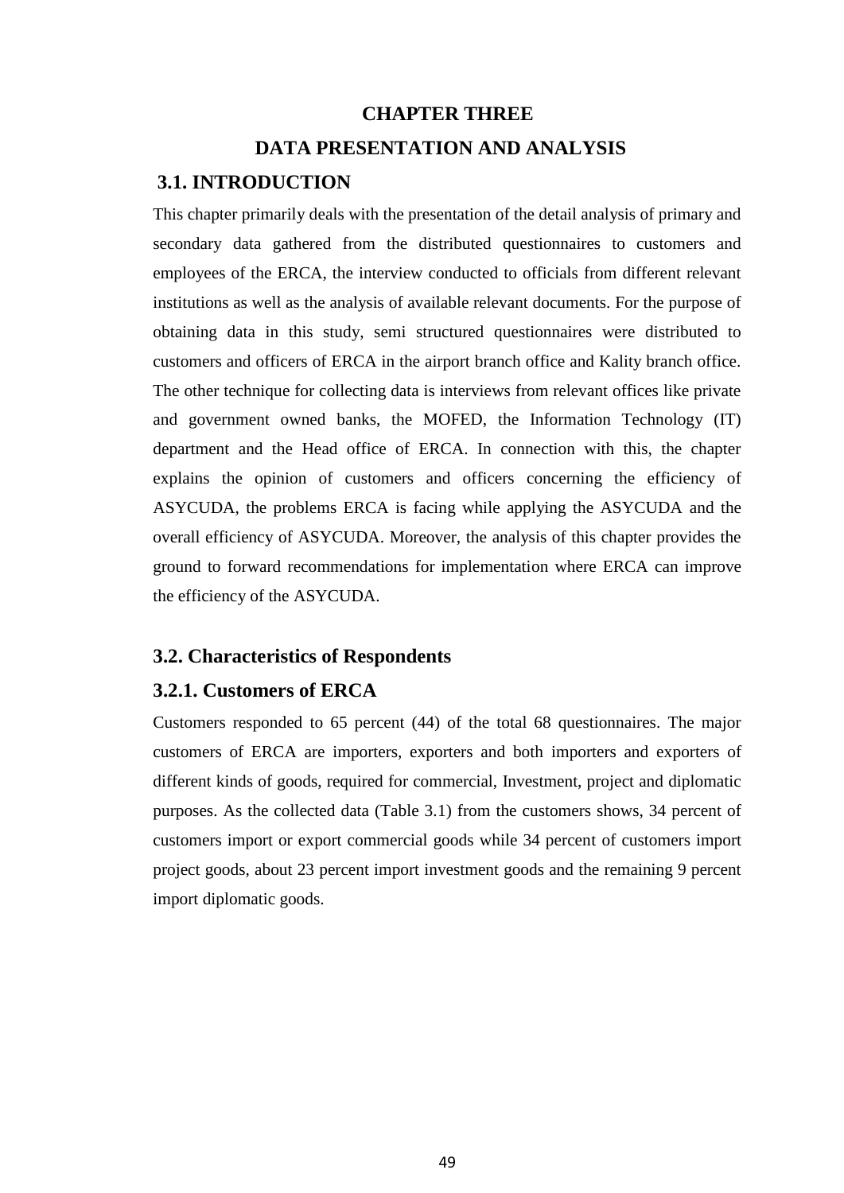# CHAPTER THREE

# DATA PRESENTATION AND ANALYSIS

## 3.1. INTRODUCTION

This chapter primarily deals with the presentation of the detail analysis of primary and secondary data gathered from the distributed questionnaires to customers and employees of the ERCA, the interview conducted to officials from different relevant institutions as well as the analysis of available relevant documents. For the purpose of obtaining data in this study, semi structured questionnaires were distributed to customers and officers of ERCA in the airport branch office and Kality branch office. The other technique for collecting data is interviews from relevant offices like private and government owned banks, the MOFED, the Information Technology (IT) department and the Head office of ERCA. In connection with this, the chapter explains the opinion of customers and officers concerning the efficiency of ASYCUDA, the problems ERCA is facing while applying the ASYCUDA and the overall efficiency of ASYCUDA. Moreover, the analysis of this chapter provides the ground to forward recommendations for implementation where ERCA can improve the efficiency of the ASYCUDA.

## 3.2. Characteristics of Respondents

### 3.2.1. Customers of ERCA

Customers responded to 65 percent (44) of the total 68 questionnaires. The major customers of ERCA are importers, exporters and both importers and exporters of different kinds of goods, required for commercial, Investment, project and diplomatic purposes. As the collected data (Table 3.1) from the customers shows, 34 percent of customers import or export commercial goods while 34 percent of customers import project goods, about 23 percent import investment goods and the remaining 9 percent import diplomatic goods.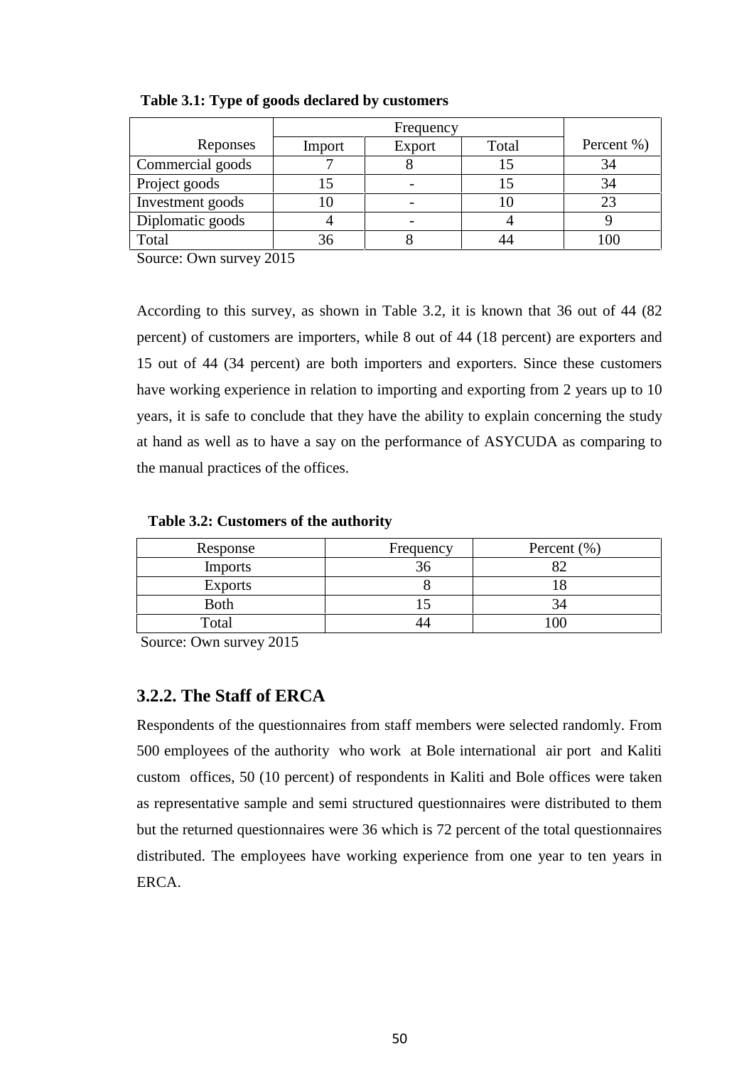**Table 3.1: Type of goods declared by customers**

| Reponses | Frequency | | | Percent %) |
|---|---|---|---|---|
| | Import | Export | Total | |
| Commercial goods | 7 | 8 | 15 | 34 |
| Project goods | 15 | - | 15 | 34 |
| Investment goods | 10 | - | 10 | 23 |
| Diplomatic goods | 4 | - | 4 | 9 |
| Total | 36 | 8 | 44 | 100 |

Source: Own survey 2015

According to this survey, as shown in Table 3.2, it is known that 36 out of 44 (82 percent) of customers are importers, while 8 out of 44 (18 percent) are exporters and 15 out of 44 (34 percent) are both importers and exporters. Since these customers have working experience in relation to importing and exporting from 2 years up to 10 years, it is safe to conclude that they have the ability to explain concerning the study at hand as well as to have a say on the performance of ASYCUDA as comparing to the manual practices of the offices.

**Table 3.2: Customers of the authority**

| Response | Frequency | Percent (%) |
|---|---|---|
| Imports | 36 | 82 |
| Exports | 8 | 18 |
| Both | 15 | 34 |
| Total | 44 | 100 |

Source: Own survey 2015

### 3.2.2. The Staff of ERCA

Respondents of the questionnaires from staff members were selected randomly. From 500 employees of the authority who work at Bole international air port and Kaliti custom offices, 50 (10 percent) of respondents in Kaliti and Bole offices were taken as representative sample and semi structured questionnaires were distributed to them but the returned questionnaires were 36 which is 72 percent of the total questionnaires distributed. The employees have working experience from one year to ten years in ERCA.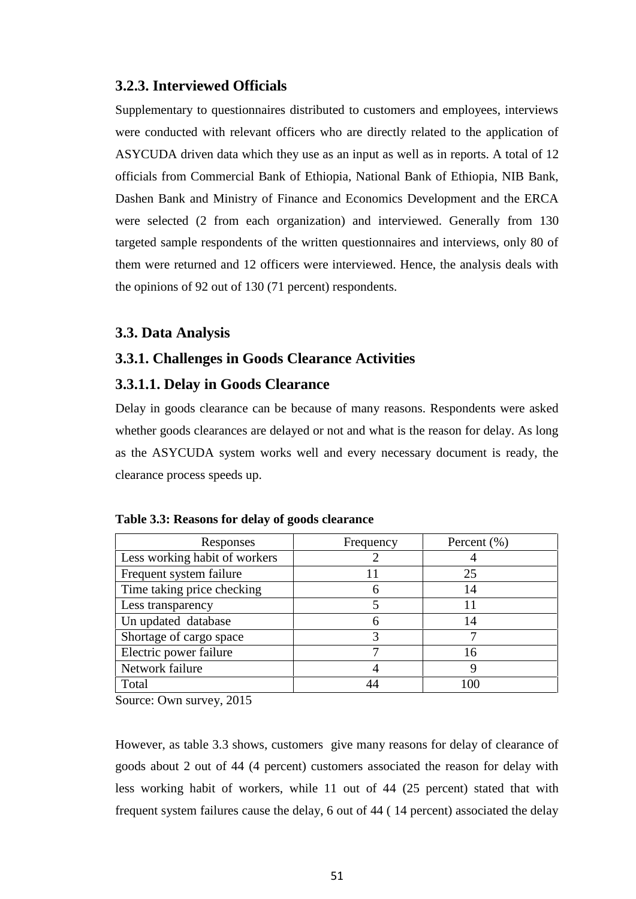### 3.2.3. Interviewed Officials

Supplementary to questionnaires distributed to customers and employees, interviews were conducted with relevant officers who are directly related to the application of ASYCUDA driven data which they use as an input as well as in reports. A total of 12 officials from Commercial Bank of Ethiopia, National Bank of Ethiopia, NIB Bank, Dashen Bank and Ministry of Finance and Economics Development and the ERCA were selected (2 from each organization) and interviewed. Generally from 130 targeted sample respondents of the written questionnaires and interviews, only 80 of them were returned and 12 officers were interviewed. Hence, the analysis deals with the opinions of 92 out of 130 (71 percent) respondents.

## 3.3. Data Analysis

### 3.3.1. Challenges in Goods Clearance Activities

#### 3.3.1.1. Delay in Goods Clearance

Delay in goods clearance can be because of many reasons. Respondents were asked whether goods clearances are delayed or not and what is the reason for delay. As long as the ASYCUDA system works well and every necessary document is ready, the clearance process speeds up.

**Table 3.3: Reasons for delay of goods clearance**

| Responses | Frequency | Percent (%) |
|---|---|---|
| Less working habit of workers | 2 | 4 |
| Frequent system failure | 11 | 25 |
| Time taking price checking | 6 | 14 |
| Less transparency | 5 | 11 |
| Un updated database | 6 | 14 |
| Shortage of cargo space | 3 | 7 |
| Electric power failure | 7 | 16 |
| Network failure | 4 | 9 |
| Total | 44 | 100 |

Source: Own survey, 2015

However, as table 3.3 shows, customers give many reasons for delay of clearance of goods about 2 out of 44 (4 percent) customers associated the reason for delay with less working habit of workers, while 11 out of 44 (25 percent) stated that with frequent system failures cause the delay, 6 out of 44 ( 14 percent) associated the delay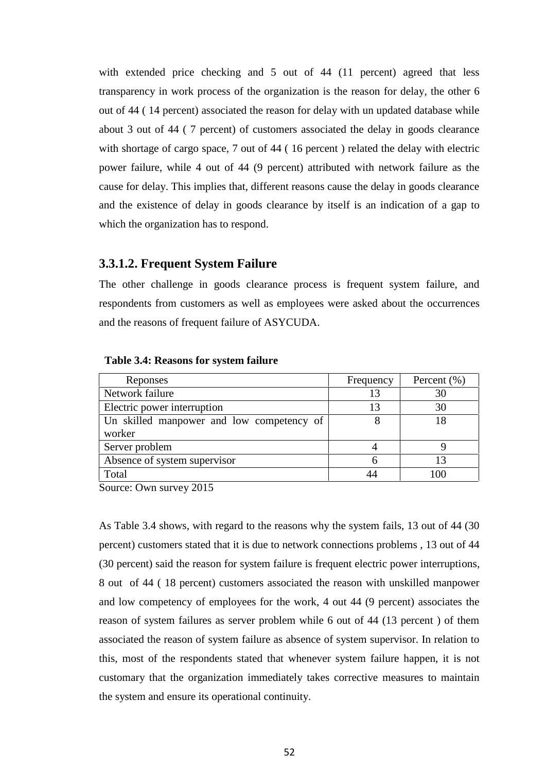with extended price checking and 5 out of 44 (11 percent) agreed that less transparency in work process of the organization is the reason for delay, the other 6 out of 44 ( 14 percent) associated the reason for delay with un updated database while about 3 out of 44 ( 7 percent) of customers associated the delay in goods clearance with shortage of cargo space, 7 out of 44 ( 16 percent ) related the delay with electric power failure, while 4 out of 44 (9 percent) attributed with network failure as the cause for delay. This implies that, different reasons cause the delay in goods clearance and the existence of delay in goods clearance by itself is an indication of a gap to which the organization has to respond.

### 3.3.1.2. Frequent System Failure

The other challenge in goods clearance process is frequent system failure, and respondents from customers as well as employees were asked about the occurrences and the reasons of frequent failure of ASYCUDA.

**Table 3.4: Reasons for system failure**

| Reponses | Frequency | Percent (%) |
|---|---|---|
| Network failure | 13 | 30 |
| Electric power interruption | 13 | 30 |
| Un skilled manpower and low competency of worker | 8 | 18 |
| Server problem | 4 | 9 |
| Absence of system supervisor | 6 | 13 |
| Total | 44 | 100 |

Source: Own survey 2015

As Table 3.4 shows, with regard to the reasons why the system fails, 13 out of 44 (30 percent) customers stated that it is due to network connections problems , 13 out of 44 (30 percent) said the reason for system failure is frequent electric power interruptions, 8 out of 44 ( 18 percent) customers associated the reason with unskilled manpower and low competency of employees for the work, 4 out 44 (9 percent) associates the reason of system failures as server problem while 6 out of 44 (13 percent ) of them associated the reason of system failure as absence of system supervisor. In relation to this, most of the respondents stated that whenever system failure happen, it is not customary that the organization immediately takes corrective measures to maintain the system and ensure its operational continuity.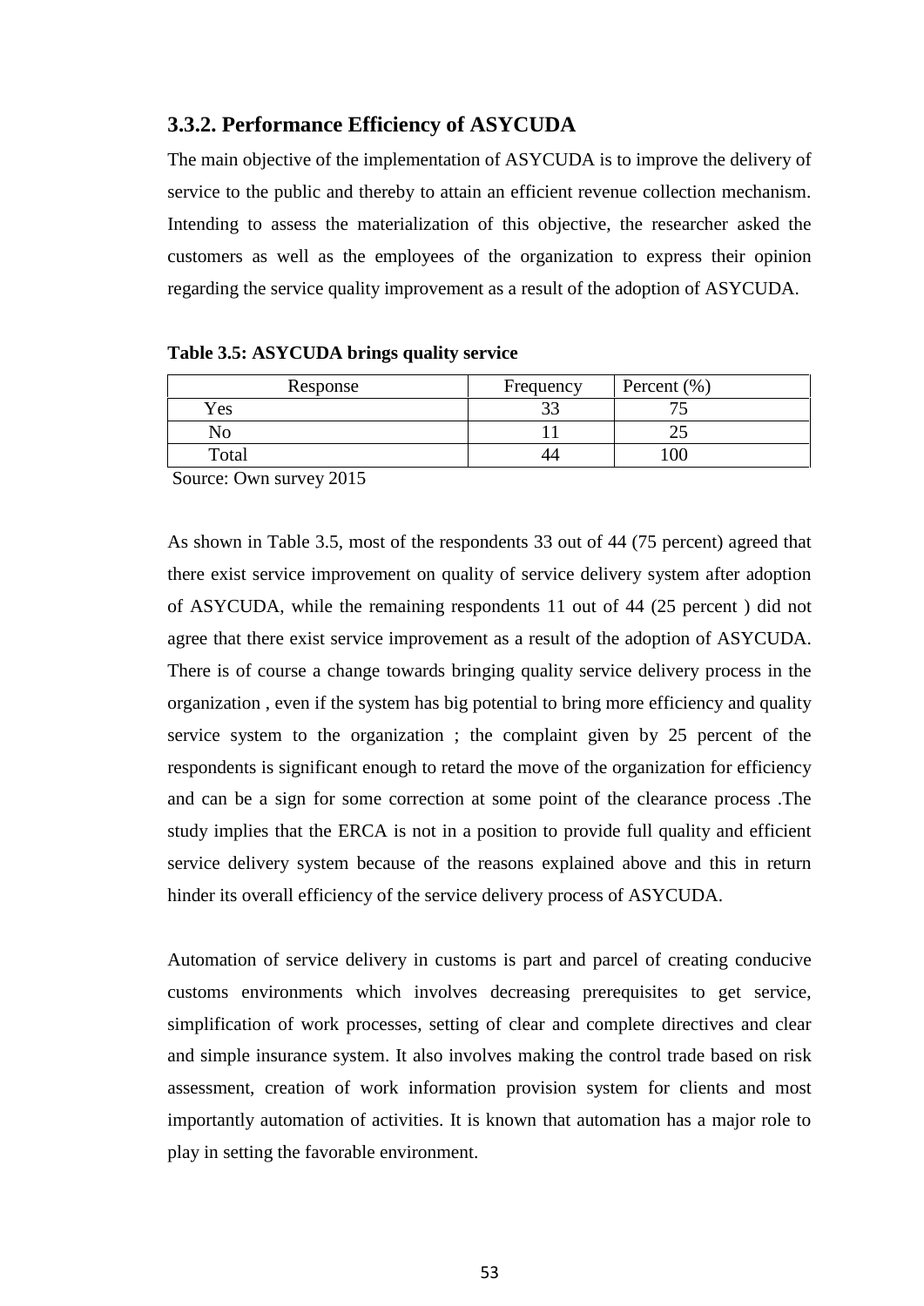### 3.3.2. Performance Efficiency of ASYCUDA

The main objective of the implementation of ASYCUDA is to improve the delivery of service to the public and thereby to attain an efficient revenue collection mechanism. Intending to assess the materialization of this objective, the researcher asked the customers as well as the employees of the organization to express their opinion regarding the service quality improvement as a result of the adoption of ASYCUDA.

**Table 3.5: ASYCUDA brings quality service**

| Response | Frequency | Percent (%) |
|---|---|---|
| Yes | 33 | 75 |
| No | 11 | 25 |
| Total | 44 | 100 |

Source: Own survey 2015

As shown in Table 3.5, most of the respondents 33 out of 44 (75 percent) agreed that there exist service improvement on quality of service delivery system after adoption of ASYCUDA, while the remaining respondents 11 out of 44 (25 percent ) did not agree that there exist service improvement as a result of the adoption of ASYCUDA. There is of course a change towards bringing quality service delivery process in the organization , even if the system has big potential to bring more efficiency and quality service system to the organization ; the complaint given by 25 percent of the respondents is significant enough to retard the move of the organization for efficiency and can be a sign for some correction at some point of the clearance process .The study implies that the ERCA is not in a position to provide full quality and efficient service delivery system because of the reasons explained above and this in return hinder its overall efficiency of the service delivery process of ASYCUDA.

Automation of service delivery in customs is part and parcel of creating conducive customs environments which involves decreasing prerequisites to get service, simplification of work processes, setting of clear and complete directives and clear and simple insurance system. It also involves making the control trade based on risk assessment, creation of work information provision system for clients and most importantly automation of activities. It is known that automation has a major role to play in setting the favorable environment.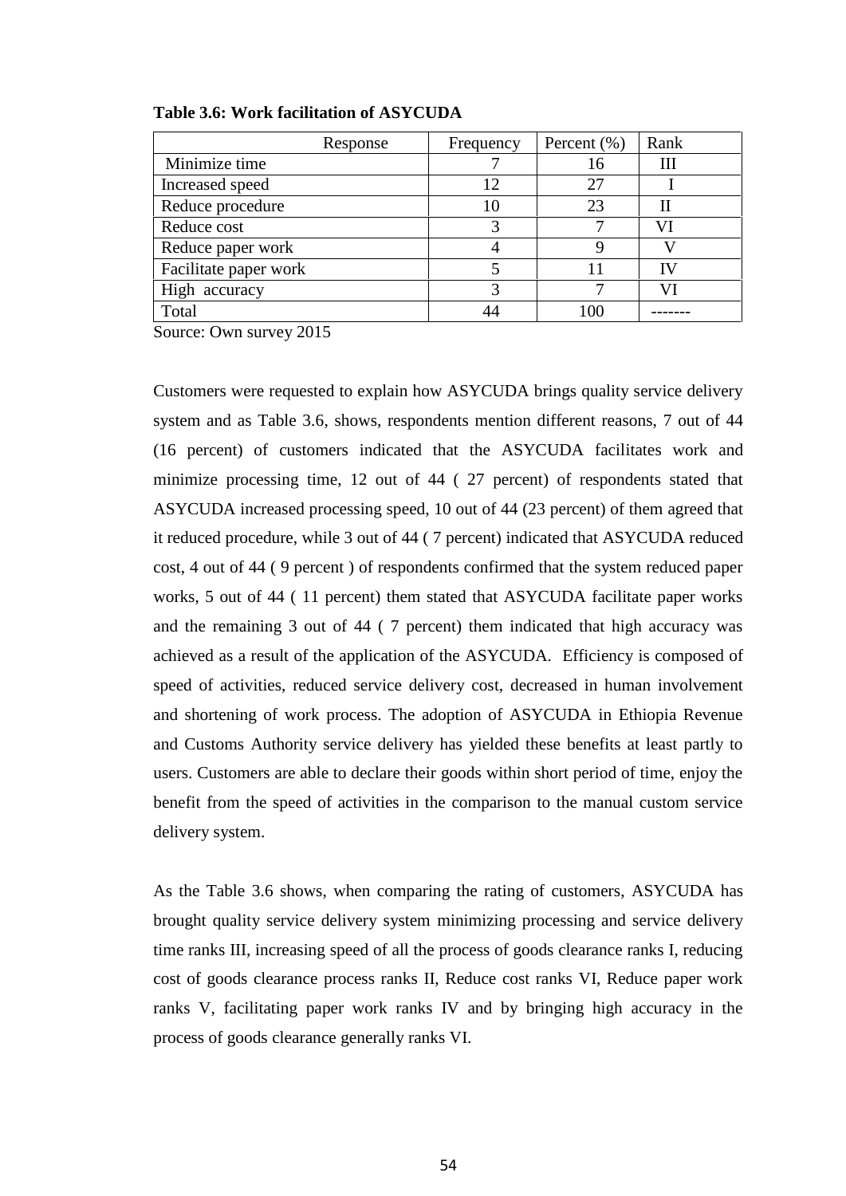**Table 3.6: Work facilitation of ASYCUDA**

| Response | Frequency | Percent (%) | Rank |
|---|---|---|---|
| Minimize time | 7 | 16 | III |
| Increased speed | 12 | 27 | I |
| Reduce procedure | 10 | 23 | II |
| Reduce cost | 3 | 7 | VI |
| Reduce paper work | 4 | 9 | V |
| Facilitate paper work | 5 | 11 | IV |
| High accuracy | 3 | 7 | VI |
| Total | 44 | 100 | ------- |

Source: Own survey 2015

Customers were requested to explain how ASYCUDA brings quality service delivery system and as Table 3.6, shows, respondents mention different reasons, 7 out of 44 (16 percent) of customers indicated that the ASYCUDA facilitates work and minimize processing time, 12 out of 44 ( 27 percent) of respondents stated that ASYCUDA increased processing speed, 10 out of 44 (23 percent) of them agreed that it reduced procedure, while 3 out of 44 ( 7 percent) indicated that ASYCUDA reduced cost, 4 out of 44 ( 9 percent ) of respondents confirmed that the system reduced paper works, 5 out of 44 ( 11 percent) them stated that ASYCUDA facilitate paper works and the remaining 3 out of 44 ( 7 percent) them indicated that high accuracy was achieved as a result of the application of the ASYCUDA. Efficiency is composed of speed of activities, reduced service delivery cost, decreased in human involvement and shortening of work process. The adoption of ASYCUDA in Ethiopia Revenue and Customs Authority service delivery has yielded these benefits at least partly to users. Customers are able to declare their goods within short period of time, enjoy the benefit from the speed of activities in the comparison to the manual custom service delivery system.

As the Table 3.6 shows, when comparing the rating of customers, ASYCUDA has brought quality service delivery system minimizing processing and service delivery time ranks III, increasing speed of all the process of goods clearance ranks I, reducing cost of goods clearance process ranks II, Reduce cost ranks VI, Reduce paper work ranks V, facilitating paper work ranks IV and by bringing high accuracy in the process of goods clearance generally ranks VI.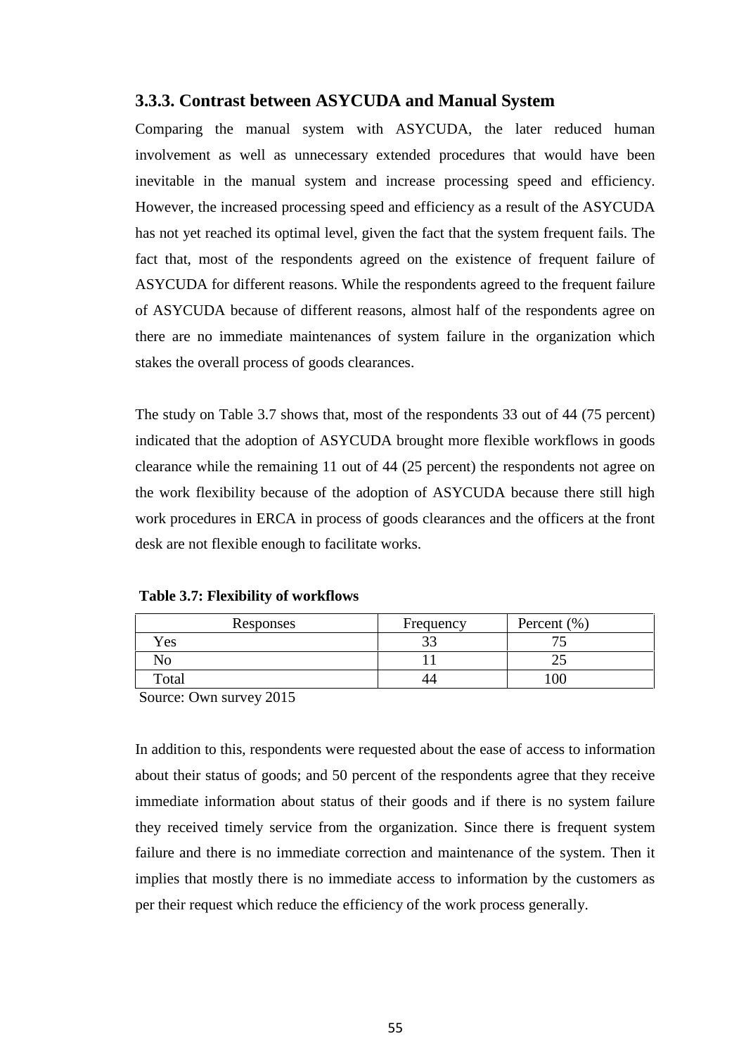### 3.3.3. Contrast between ASYCUDA and Manual System

Comparing the manual system with ASYCUDA, the later reduced human involvement as well as unnecessary extended procedures that would have been inevitable in the manual system and increase processing speed and efficiency. However, the increased processing speed and efficiency as a result of the ASYCUDA has not yet reached its optimal level, given the fact that the system frequent fails. The fact that, most of the respondents agreed on the existence of frequent failure of ASYCUDA for different reasons. While the respondents agreed to the frequent failure of ASYCUDA because of different reasons, almost half of the respondents agree on there are no immediate maintenances of system failure in the organization which stakes the overall process of goods clearances.

The study on Table 3.7 shows that, most of the respondents 33 out of 44 (75 percent) indicated that the adoption of ASYCUDA brought more flexible workflows in goods clearance while the remaining 11 out of 44 (25 percent) the respondents not agree on the work flexibility because of the adoption of ASYCUDA because there still high work procedures in ERCA in process of goods clearances and the officers at the front desk are not flexible enough to facilitate works.

**Table 3.7: Flexibility of workflows**

| Responses | Frequency | Percent (%) |
|---|---|---|
| Yes | 33 | 75 |
| No | 11 | 25 |
| Total | 44 | 100 |

Source: Own survey 2015

In addition to this, respondents were requested about the ease of access to information about their status of goods; and 50 percent of the respondents agree that they receive immediate information about status of their goods and if there is no system failure they received timely service from the organization. Since there is frequent system failure and there is no immediate correction and maintenance of the system. Then it implies that mostly there is no immediate access to information by the customers as per their request which reduce the efficiency of the work process generally.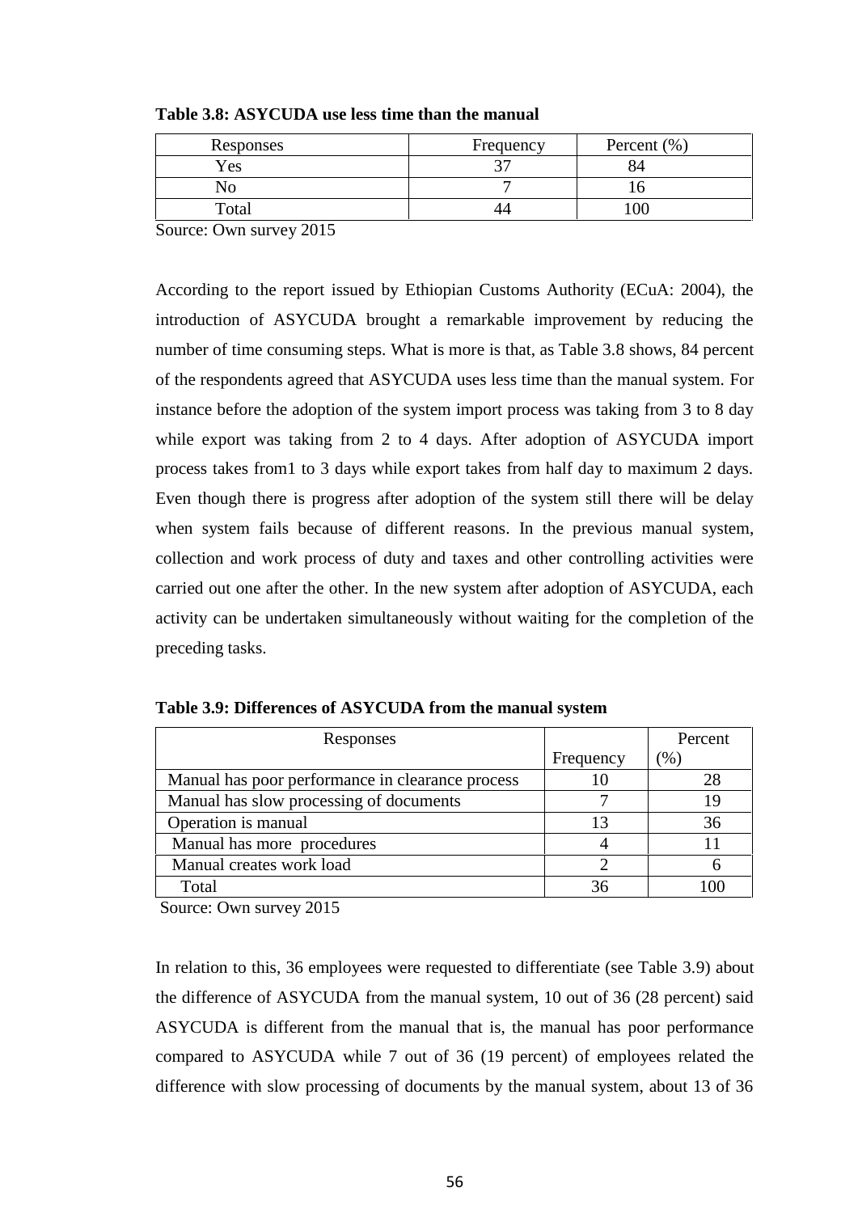**Table 3.8: ASYCUDA use less time than the manual**

| Responses | Frequency | Percent (%) |
|---|---|---|
| Yes | 37 | 84 |
| No | 7 | 16 |
| Total | 44 | 100 |

Source: Own survey 2015

According to the report issued by Ethiopian Customs Authority (ECuA: 2004), the introduction of ASYCUDA brought a remarkable improvement by reducing the number of time consuming steps. What is more is that, as Table 3.8 shows, 84 percent of the respondents agreed that ASYCUDA uses less time than the manual system. For instance before the adoption of the system import process was taking from 3 to 8 day while export was taking from 2 to 4 days. After adoption of ASYCUDA import process takes from1 to 3 days while export takes from half day to maximum 2 days. Even though there is progress after adoption of the system still there will be delay when system fails because of different reasons. In the previous manual system, collection and work process of duty and taxes and other controlling activities were carried out one after the other. In the new system after adoption of ASYCUDA, each activity can be undertaken simultaneously without waiting for the completion of the preceding tasks.

**Table 3.9: Differences of ASYCUDA from the manual system**

| Responses | Frequency | Percent (%) |
|---|---|---|
| Manual has poor performance in clearance process | 10 | 28 |
| Manual has slow processing of documents | 7 | 19 |
| Operation is manual | 13 | 36 |
| Manual has more procedures | 4 | 11 |
| Manual creates work load | 2 | 6 |
| Total | 36 | 100 |

Source: Own survey 2015

In relation to this, 36 employees were requested to differentiate (see Table 3.9) about the difference of ASYCUDA from the manual system, 10 out of 36 (28 percent) said ASYCUDA is different from the manual that is, the manual has poor performance compared to ASYCUDA while 7 out of 36 (19 percent) of employees related the difference with slow processing of documents by the manual system, about 13 of 36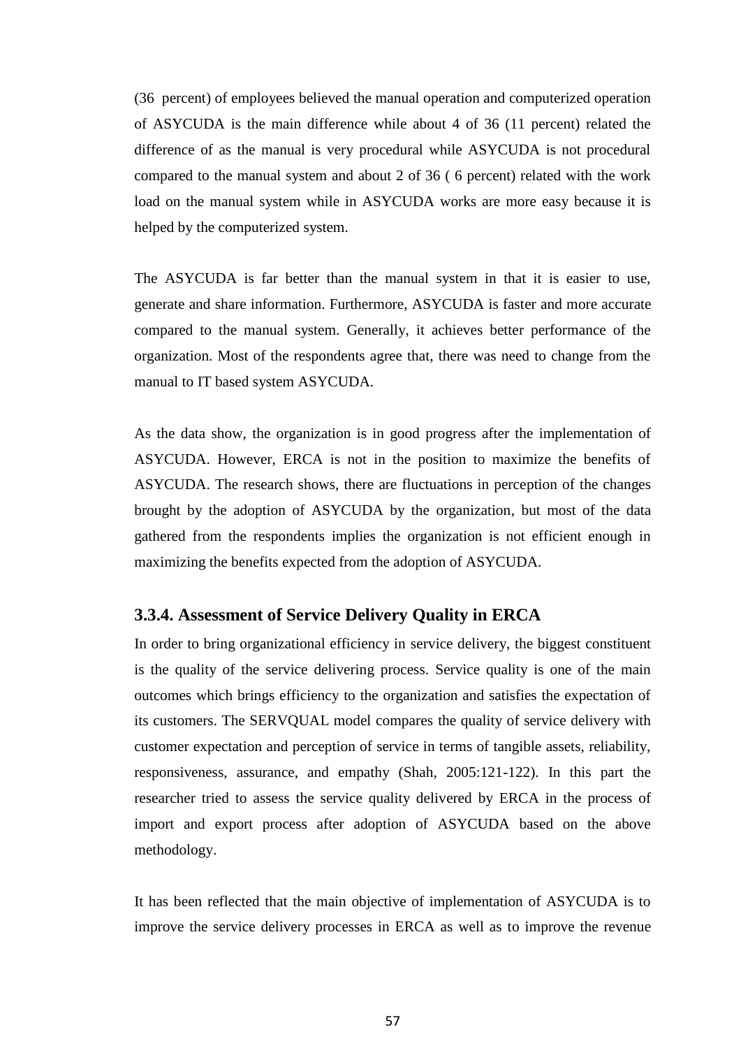(36 percent) of employees believed the manual operation and computerized operation of ASYCUDA is the main difference while about 4 of 36 (11 percent) related the difference of as the manual is very procedural while ASYCUDA is not procedural compared to the manual system and about 2 of 36 ( 6 percent) related with the work load on the manual system while in ASYCUDA works are more easy because it is helped by the computerized system.

The ASYCUDA is far better than the manual system in that it is easier to use, generate and share information. Furthermore, ASYCUDA is faster and more accurate compared to the manual system. Generally, it achieves better performance of the organization. Most of the respondents agree that, there was need to change from the manual to IT based system ASYCUDA.

As the data show, the organization is in good progress after the implementation of ASYCUDA. However, ERCA is not in the position to maximize the benefits of ASYCUDA. The research shows, there are fluctuations in perception of the changes brought by the adoption of ASYCUDA by the organization, but most of the data gathered from the respondents implies the organization is not efficient enough in maximizing the benefits expected from the adoption of ASYCUDA.

### 3.3.4. Assessment of Service Delivery Quality in ERCA

In order to bring organizational efficiency in service delivery, the biggest constituent is the quality of the service delivering process. Service quality is one of the main outcomes which brings efficiency to the organization and satisfies the expectation of its customers. The SERVQUAL model compares the quality of service delivery with customer expectation and perception of service in terms of tangible assets, reliability, responsiveness, assurance, and empathy (Shah, 2005:121-122). In this part the researcher tried to assess the service quality delivered by ERCA in the process of import and export process after adoption of ASYCUDA based on the above methodology.

It has been reflected that the main objective of implementation of ASYCUDA is to improve the service delivery processes in ERCA as well as to improve the revenue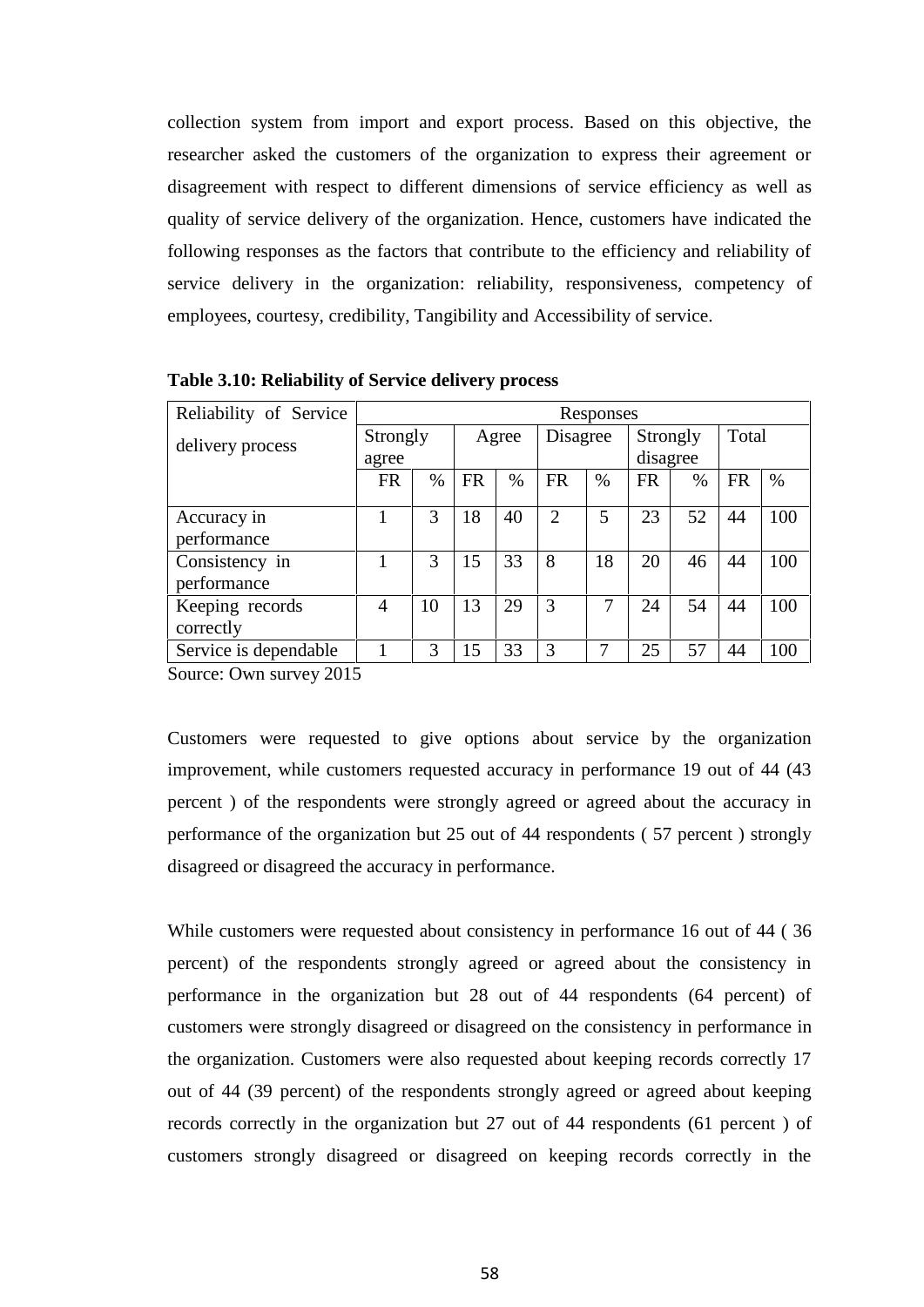collection system from import and export process. Based on this objective, the researcher asked the customers of the organization to express their agreement or disagreement with respect to different dimensions of service efficiency as well as quality of service delivery of the organization. Hence, customers have indicated the following responses as the factors that contribute to the efficiency and reliability of service delivery in the organization: reliability, responsiveness, competency of employees, courtesy, credibility, Tangibility and Accessibility of service.

**Table 3.10: Reliability of Service delivery process**

| Reliability of Service delivery process | Responses | | | | | | | | | |
|---|---|---|---|---|---|---|---|---|---|---|
| | Strongly agree | | Agree | | Disagree | | Strongly disagree | | Total | |
| | FR | % | FR | % | FR | % | FR | % | FR | % |
| Accuracy in performance | 1 | 3 | 18 | 40 | 2 | 5 | 23 | 52 | 44 | 100 |
| Consistency in performance | 1 | 3 | 15 | 33 | 8 | 18 | 20 | 46 | 44 | 100 |
| Keeping records correctly | 4 | 10 | 13 | 29 | 3 | 7 | 24 | 54 | 44 | 100 |
| Service is dependable | 1 | 3 | 15 | 33 | 3 | 7 | 25 | 57 | 44 | 100 |

Source: Own survey 2015

Customers were requested to give options about service by the organization improvement, while customers requested accuracy in performance 19 out of 44 (43 percent ) of the respondents were strongly agreed or agreed about the accuracy in performance of the organization but 25 out of 44 respondents ( 57 percent ) strongly disagreed or disagreed the accuracy in performance.

While customers were requested about consistency in performance 16 out of 44 ( 36 percent) of the respondents strongly agreed or agreed about the consistency in performance in the organization but 28 out of 44 respondents (64 percent) of customers were strongly disagreed or disagreed on the consistency in performance in the organization. Customers were also requested about keeping records correctly 17 out of 44 (39 percent) of the respondents strongly agreed or agreed about keeping records correctly in the organization but 27 out of 44 respondents (61 percent ) of customers strongly disagreed or disagreed on keeping records correctly in the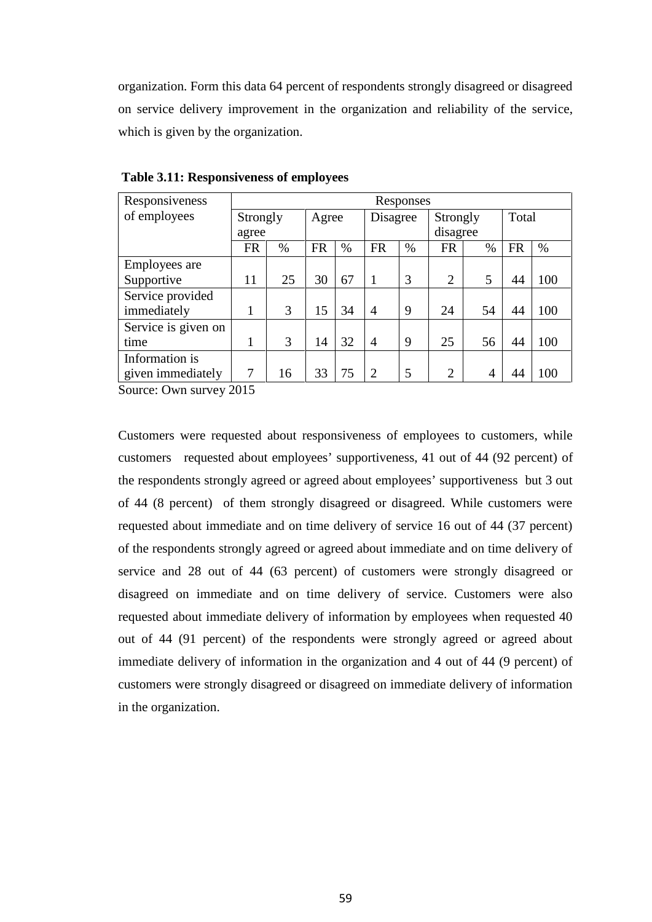organization. Form this data 64 percent of respondents strongly disagreed or disagreed on service delivery improvement in the organization and reliability of the service, which is given by the organization.

**Table 3.11: Responsiveness of employees**

| Responsiveness of employees | Responses | | | | | | | | | |
|---|---|---|---|---|---|---|---|---|---|---|
| | Strongly agree | | Agree | | Disagree | | Strongly disagree | | Total | |
| | FR | % | FR | % | FR | % | FR | % | FR | % |
| Employees are Supportive | 11 | 25 | 30 | 67 | 1 | 3 | 2 | 5 | 44 | 100 |
| Service provided immediately | 1 | 3 | 15 | 34 | 4 | 9 | 24 | 54 | 44 | 100 |
| Service is given on time | 1 | 3 | 14 | 32 | 4 | 9 | 25 | 56 | 44 | 100 |
| Information is given immediately | 7 | 16 | 33 | 75 | 2 | 5 | 2 | 4 | 44 | 100 |

Source: Own survey 2015

Customers were requested about responsiveness of employees to customers, while customers requested about employees' supportiveness, 41 out of 44 (92 percent) of the respondents strongly agreed or agreed about employees' supportiveness but 3 out of 44 (8 percent) of them strongly disagreed or disagreed. While customers were requested about immediate and on time delivery of service 16 out of 44 (37 percent) of the respondents strongly agreed or agreed about immediate and on time delivery of service and 28 out of 44 (63 percent) of customers were strongly disagreed or disagreed on immediate and on time delivery of service. Customers were also requested about immediate delivery of information by employees when requested 40 out of 44 (91 percent) of the respondents were strongly agreed or agreed about immediate delivery of information in the organization and 4 out of 44 (9 percent) of customers were strongly disagreed or disagreed on immediate delivery of information in the organization.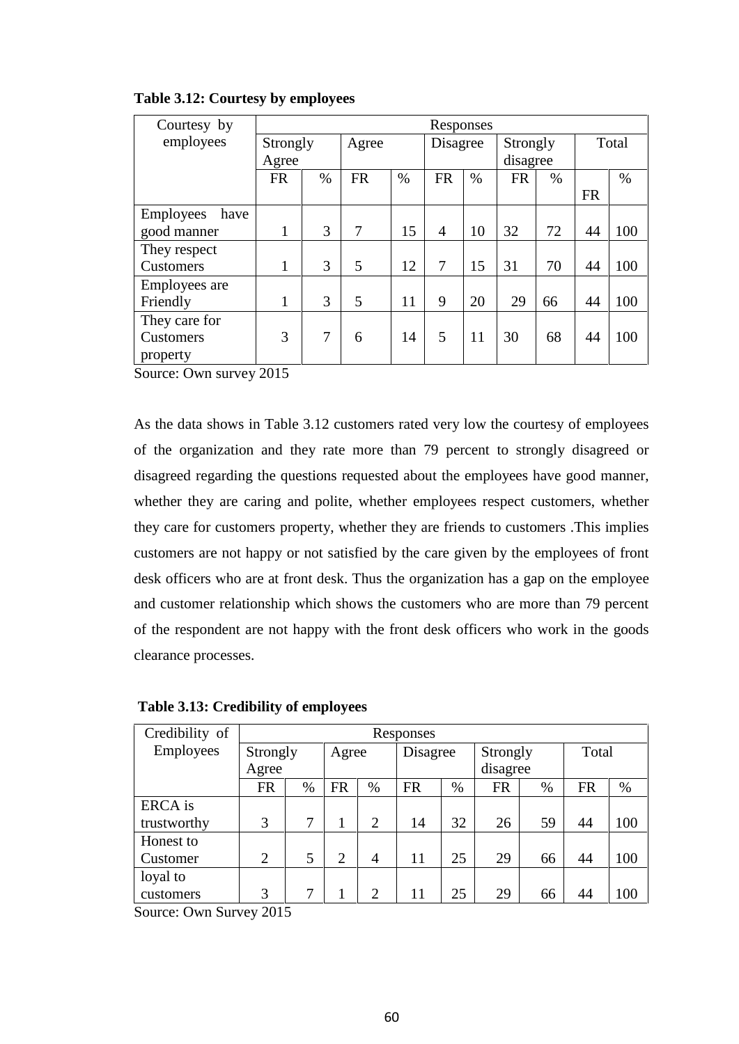**Table 3.12: Courtesy by employees**

| Courtesy by employees | Responses | | | | | | | | | |
|---|---|---|---|---|---|---|---|---|---|---|
| | Strongly Agree | | Agree | | Disagree | | Strongly disagree | | Total | |
| | FR | % | FR | % | FR | % | FR | % | FR | % |
| Employees have good manner | 1 | 3 | 7 | 15 | 4 | 10 | 32 | 72 | 44 | 100 |
| They respect Customers | 1 | 3 | 5 | 12 | 7 | 15 | 31 | 70 | 44 | 100 |
| Employees are Friendly | 1 | 3 | 5 | 11 | 9 | 20 | 29 | 66 | 44 | 100 |
| They care for Customers property | 3 | 7 | 6 | 14 | 5 | 11 | 30 | 68 | 44 | 100 |

Source: Own survey 2015

As the data shows in Table 3.12 customers rated very low the courtesy of employees of the organization and they rate more than 79 percent to strongly disagreed or disagreed regarding the questions requested about the employees have good manner, whether they are caring and polite, whether employees respect customers, whether they care for customers property, whether they are friends to customers .This implies customers are not happy or not satisfied by the care given by the employees of front desk officers who are at front desk. Thus the organization has a gap on the employee and customer relationship which shows the customers who are more than 79 percent of the respondent are not happy with the front desk officers who work in the goods clearance processes.

**Table 3.13: Credibility of employees**

| Credibility of Employees | Responses | | | | | | | | | |
|---|---|---|---|---|---|---|---|---|---|---|
| | Strongly Agree | | Agree | | Disagree | | Strongly disagree | | Total | |
| | FR | % | FR | % | FR | % | FR | % | FR | % |
| ERCA is trustworthy | 3 | 7 | 1 | 2 | 14 | 32 | 26 | 59 | 44 | 100 |
| Honest to Customer | 2 | 5 | 2 | 4 | 11 | 25 | 29 | 66 | 44 | 100 |
| loyal to customers | 3 | 7 | 1 | 2 | 11 | 25 | 29 | 66 | 44 | 100 |

Source: Own Survey 2015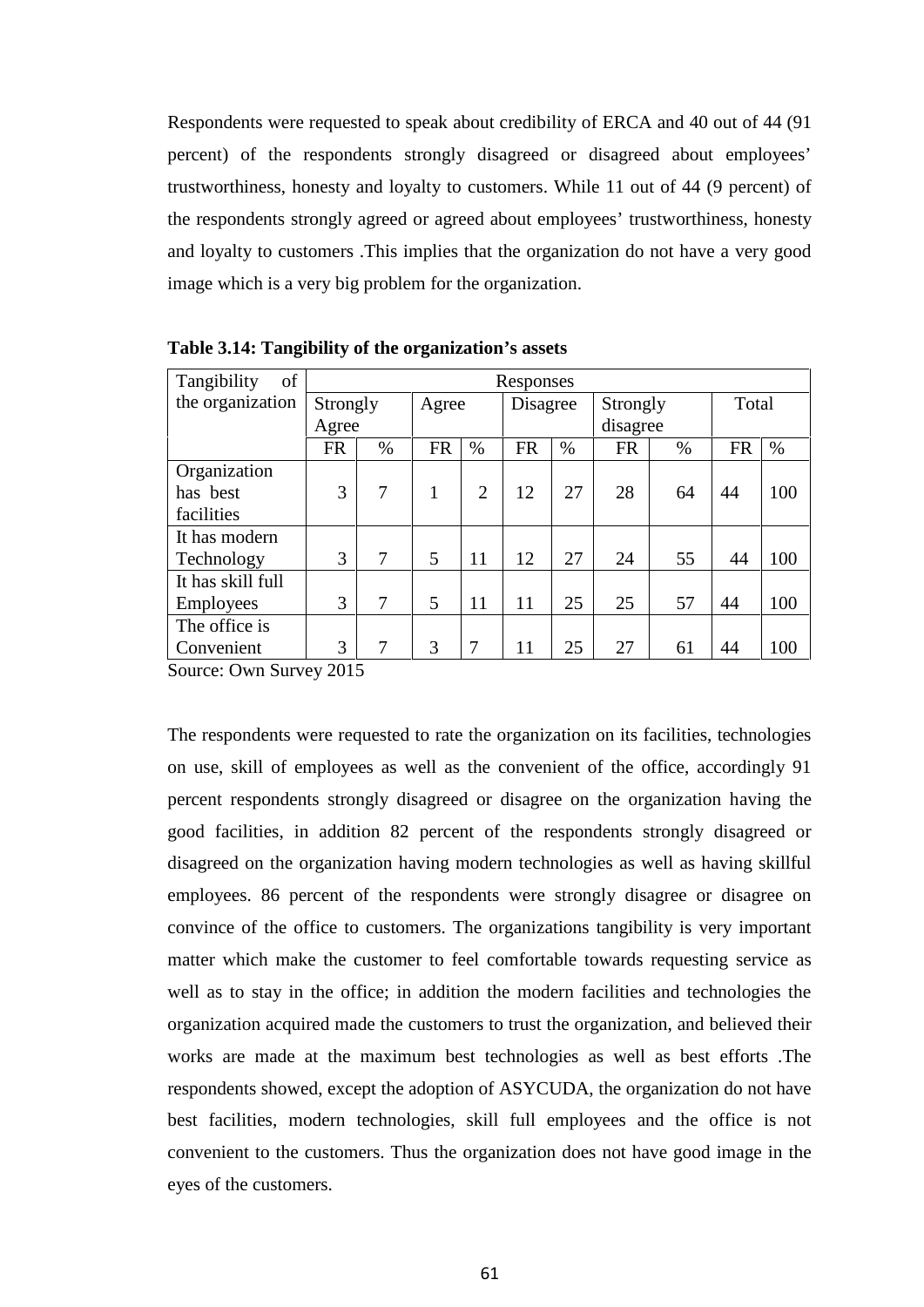Respondents were requested to speak about credibility of ERCA and 40 out of 44 (91 percent) of the respondents strongly disagreed or disagreed about employees' trustworthiness, honesty and loyalty to customers. While 11 out of 44 (9 percent) of the respondents strongly agreed or agreed about employees' trustworthiness, honesty and loyalty to customers .This implies that the organization do not have a very good image which is a very big problem for the organization.

**Table 3.14: Tangibility of the organization's assets**

| Tangibility of the organization | Responses | | | | | | | | | |
|---|---|---|---|---|---|---|---|---|---|---|
| | Strongly Agree | | Agree | | Disagree | | Strongly disagree | | Total | |
| | FR | % | FR | % | FR | % | FR | % | FR | % |
| Organization has best facilities | 3 | 7 | 1 | 2 | 12 | 27 | 28 | 64 | 44 | 100 |
| It has modern Technology | 3 | 7 | 5 | 11 | 12 | 27 | 24 | 55 | 44 | 100 |
| It has skill full Employees | 3 | 7 | 5 | 11 | 11 | 25 | 25 | 57 | 44 | 100 |
| The office is Convenient | 3 | 7 | 3 | 7 | 11 | 25 | 27 | 61 | 44 | 100 |

Source: Own Survey 2015

The respondents were requested to rate the organization on its facilities, technologies on use, skill of employees as well as the convenient of the office, accordingly 91 percent respondents strongly disagreed or disagree on the organization having the good facilities, in addition 82 percent of the respondents strongly disagreed or disagreed on the organization having modern technologies as well as having skillful employees. 86 percent of the respondents were strongly disagree or disagree on convince of the office to customers. The organizations tangibility is very important matter which make the customer to feel comfortable towards requesting service as well as to stay in the office; in addition the modern facilities and technologies the organization acquired made the customers to trust the organization, and believed their works are made at the maximum best technologies as well as best efforts .The respondents showed, except the adoption of ASYCUDA, the organization do not have best facilities, modern technologies, skill full employees and the office is not convenient to the customers. Thus the organization does not have good image in the eyes of the customers.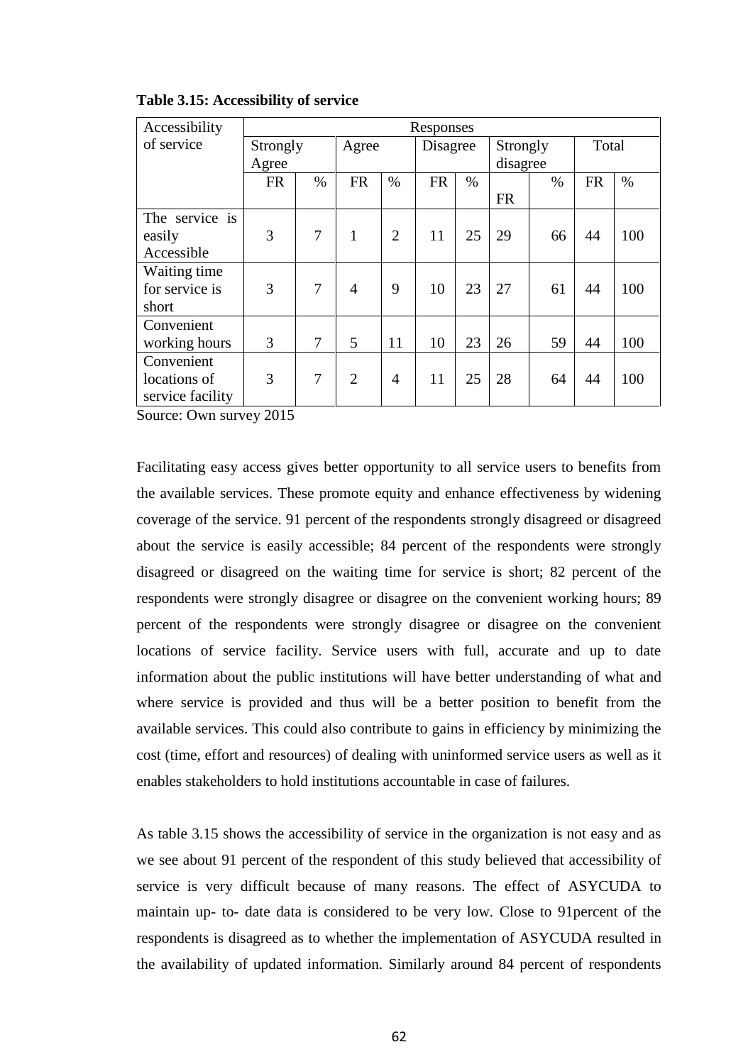**Table 3.15: Accessibility of service**

| Accessibility of service | Responses | | | | | | | | | |
|---|---|---|---|---|---|---|---|---|---|---|
| | Strongly Agree | | Agree | | Disagree | | Strongly disagree | | Total | |
| | FR | % | FR | % | FR | % | FR | % | FR | % |
| The service is easily Accessible | 3 | 7 | 1 | 2 | 11 | 25 | 29 | 66 | 44 | 100 |
| Waiting time for service is short | 3 | 7 | 4 | 9 | 10 | 23 | 27 | 61 | 44 | 100 |
| Convenient working hours | 3 | 7 | 5 | 11 | 10 | 23 | 26 | 59 | 44 | 100 |
| Convenient locations of service facility | 3 | 7 | 2 | 4 | 11 | 25 | 28 | 64 | 44 | 100 |

Source: Own survey 2015

Facilitating easy access gives better opportunity to all service users to benefits from the available services. These promote equity and enhance effectiveness by widening coverage of the service. 91 percent of the respondents strongly disagreed or disagreed about the service is easily accessible; 84 percent of the respondents were strongly disagreed or disagreed on the waiting time for service is short; 82 percent of the respondents were strongly disagree or disagree on the convenient working hours; 89 percent of the respondents were strongly disagree or disagree on the convenient locations of service facility. Service users with full, accurate and up to date information about the public institutions will have better understanding of what and where service is provided and thus will be a better position to benefit from the available services. This could also contribute to gains in efficiency by minimizing the cost (time, effort and resources) of dealing with uninformed service users as well as it enables stakeholders to hold institutions accountable in case of failures.

As table 3.15 shows the accessibility of service in the organization is not easy and as we see about 91 percent of the respondent of this study believed that accessibility of service is very difficult because of many reasons. The effect of ASYCUDA to maintain up- to- date data is considered to be very low. Close to 91percent of the respondents is disagreed as to whether the implementation of ASYCUDA resulted in the availability of updated information. Similarly around 84 percent of respondents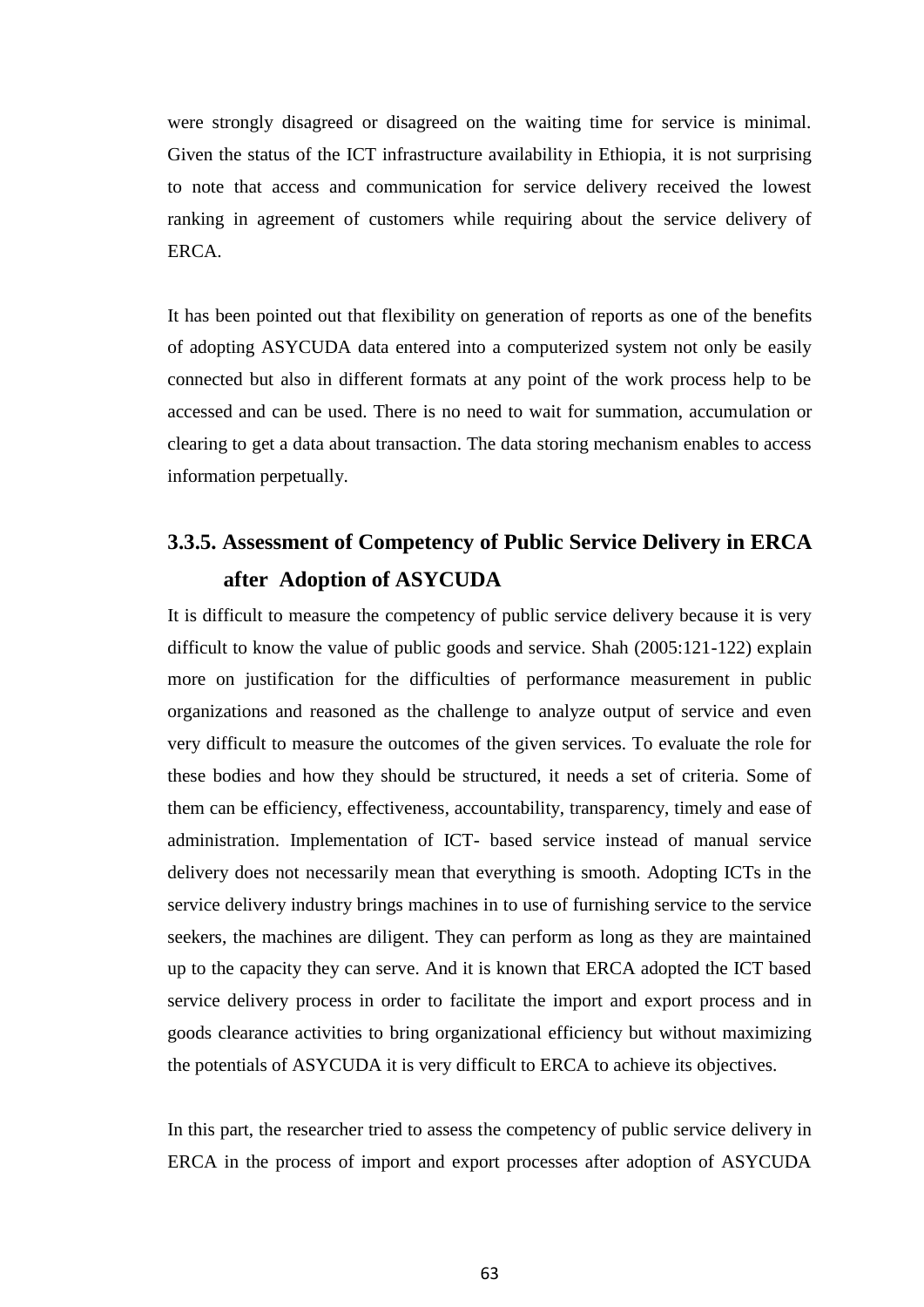were strongly disagreed or disagreed on the waiting time for service is minimal. Given the status of the ICT infrastructure availability in Ethiopia, it is not surprising to note that access and communication for service delivery received the lowest ranking in agreement of customers while requiring about the service delivery of ERCA.

It has been pointed out that flexibility on generation of reports as one of the benefits of adopting ASYCUDA data entered into a computerized system not only be easily connected but also in different formats at any point of the work process help to be accessed and can be used. There is no need to wait for summation, accumulation or clearing to get a data about transaction. The data storing mechanism enables to access information perpetually.

### 3.3.5. Assessment of Competency of Public Service Delivery in ERCA after Adoption of ASYCUDA

It is difficult to measure the competency of public service delivery because it is very difficult to know the value of public goods and service. Shah (2005:121-122) explain more on justification for the difficulties of performance measurement in public organizations and reasoned as the challenge to analyze output of service and even very difficult to measure the outcomes of the given services. To evaluate the role for these bodies and how they should be structured, it needs a set of criteria. Some of them can be efficiency, effectiveness, accountability, transparency, timely and ease of administration. Implementation of ICT- based service instead of manual service delivery does not necessarily mean that everything is smooth. Adopting ICTs in the service delivery industry brings machines in to use of furnishing service to the service seekers, the machines are diligent. They can perform as long as they are maintained up to the capacity they can serve. And it is known that ERCA adopted the ICT based service delivery process in order to facilitate the import and export process and in goods clearance activities to bring organizational efficiency but without maximizing the potentials of ASYCUDA it is very difficult to ERCA to achieve its objectives.

In this part, the researcher tried to assess the competency of public service delivery in ERCA in the process of import and export processes after adoption of ASYCUDA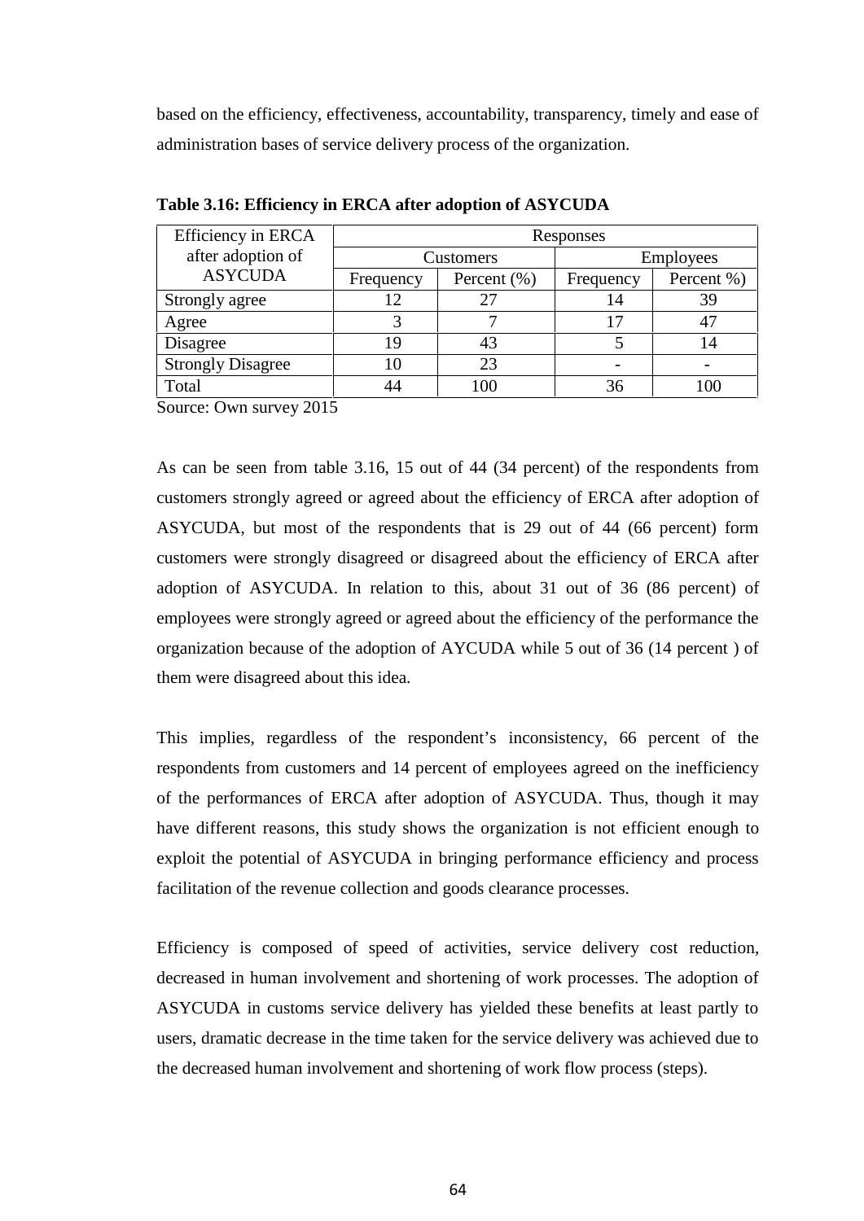based on the efficiency, effectiveness, accountability, transparency, timely and ease of administration bases of service delivery process of the organization.

**Table 3.16: Efficiency in ERCA after adoption of ASYCUDA**

| Efficiency in ERCA after adoption of ASYCUDA | Responses | | | |
|---|---|---|---|---|
| | Customers | | Employees | |
| | Frequency | Percent (%) | Frequency | Percent %) |
| Strongly agree | 12 | 27 | 14 | 39 |
| Agree | 3 | 7 | 17 | 47 |
| Disagree | 19 | 43 | 5 | 14 |
| Strongly Disagree | 10 | 23 | - | - |
| Total | 44 | 100 | 36 | 100 |

Source: Own survey 2015

As can be seen from table 3.16, 15 out of 44 (34 percent) of the respondents from customers strongly agreed or agreed about the efficiency of ERCA after adoption of ASYCUDA, but most of the respondents that is 29 out of 44 (66 percent) form customers were strongly disagreed or disagreed about the efficiency of ERCA after adoption of ASYCUDA. In relation to this, about 31 out of 36 (86 percent) of employees were strongly agreed or agreed about the efficiency of the performance the organization because of the adoption of AYCUDA while 5 out of 36 (14 percent ) of them were disagreed about this idea.

This implies, regardless of the respondent's inconsistency, 66 percent of the respondents from customers and 14 percent of employees agreed on the inefficiency of the performances of ERCA after adoption of ASYCUDA. Thus, though it may have different reasons, this study shows the organization is not efficient enough to exploit the potential of ASYCUDA in bringing performance efficiency and process facilitation of the revenue collection and goods clearance processes.

Efficiency is composed of speed of activities, service delivery cost reduction, decreased in human involvement and shortening of work processes. The adoption of ASYCUDA in customs service delivery has yielded these benefits at least partly to users, dramatic decrease in the time taken for the service delivery was achieved due to the decreased human involvement and shortening of work flow process (steps).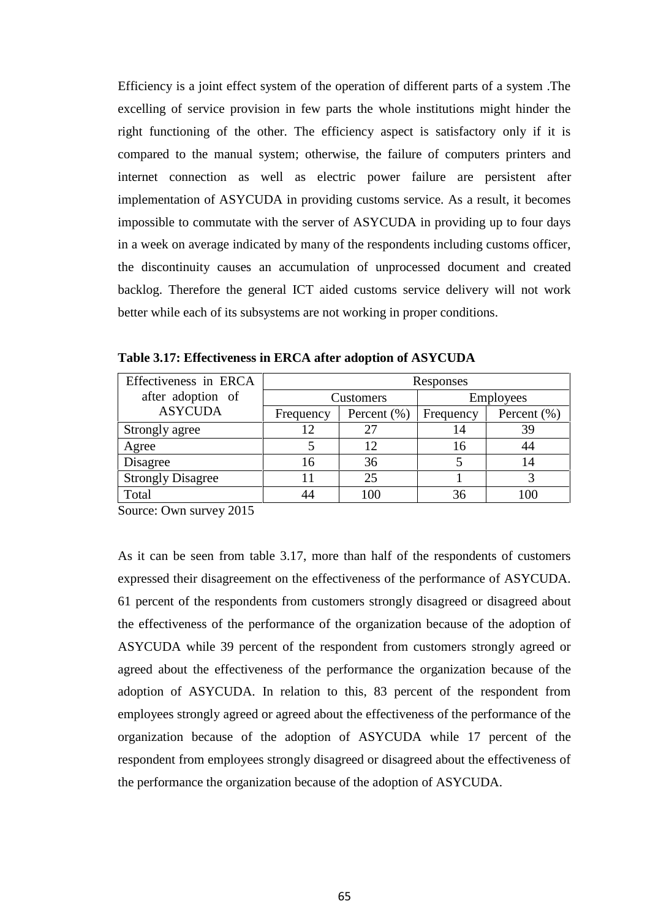Efficiency is a joint effect system of the operation of different parts of a system .The excelling of service provision in few parts the whole institutions might hinder the right functioning of the other. The efficiency aspect is satisfactory only if it is compared to the manual system; otherwise, the failure of computers printers and internet connection as well as electric power failure are persistent after implementation of ASYCUDA in providing customs service. As a result, it becomes impossible to commutate with the server of ASYCUDA in providing up to four days in a week on average indicated by many of the respondents including customs officer, the discontinuity causes an accumulation of unprocessed document and created backlog. Therefore the general ICT aided customs service delivery will not work better while each of its subsystems are not working in proper conditions.

**Table 3.17: Effectiveness in ERCA after adoption of ASYCUDA**

| Effectiveness in ERCA after adoption of ASYCUDA | Responses | | | |
|---|---|---|---|---|
| | Customers | | Employees | |
| | Frequency | Percent (%) | Frequency | Percent (%) |
| Strongly agree | 12 | 27 | 14 | 39 |
| Agree | 5 | 12 | 16 | 44 |
| Disagree | 16 | 36 | 5 | 14 |
| Strongly Disagree | 11 | 25 | 1 | 3 |
| Total | 44 | 100 | 36 | 100 |

Source: Own survey 2015

As it can be seen from table 3.17, more than half of the respondents of customers expressed their disagreement on the effectiveness of the performance of ASYCUDA. 61 percent of the respondents from customers strongly disagreed or disagreed about the effectiveness of the performance of the organization because of the adoption of ASYCUDA while 39 percent of the respondent from customers strongly agreed or agreed about the effectiveness of the performance the organization because of the adoption of ASYCUDA. In relation to this, 83 percent of the respondent from employees strongly agreed or agreed about the effectiveness of the performance of the organization because of the adoption of ASYCUDA while 17 percent of the respondent from employees strongly disagreed or disagreed about the effectiveness of the performance the organization because of the adoption of ASYCUDA.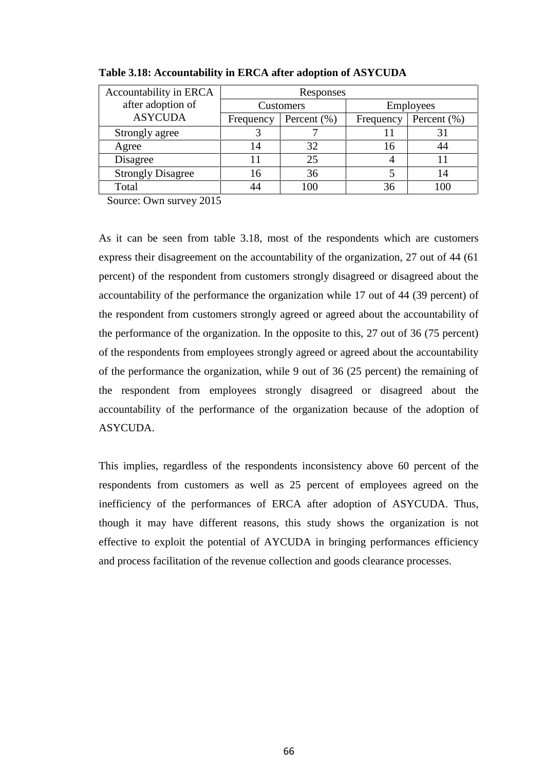**Table 3.18: Accountability in ERCA after adoption of ASYCUDA**

| Accountability in ERCA after adoption of ASYCUDA | Responses | | | |
|---|---|---|---|---|
| | Customers | | Employees | |
| | Frequency | Percent (%) | Frequency | Percent (%) |
| Strongly agree | 3 | 7 | 11 | 31 |
| Agree | 14 | 32 | 16 | 44 |
| Disagree | 11 | 25 | 4 | 11 |
| Strongly Disagree | 16 | 36 | 5 | 14 |
| Total | 44 | 100 | 36 | 100 |

Source: Own survey 2015

As it can be seen from table 3.18, most of the respondents which are customers express their disagreement on the accountability of the organization, 27 out of 44 (61 percent) of the respondent from customers strongly disagreed or disagreed about the accountability of the performance the organization while 17 out of 44 (39 percent) of the respondent from customers strongly agreed or agreed about the accountability of the performance of the organization. In the opposite to this, 27 out of 36 (75 percent) of the respondents from employees strongly agreed or agreed about the accountability of the performance the organization, while 9 out of 36 (25 percent) the remaining of the respondent from employees strongly disagreed or disagreed about the accountability of the performance of the organization because of the adoption of ASYCUDA.

This implies, regardless of the respondents inconsistency above 60 percent of the respondents from customers as well as 25 percent of employees agreed on the inefficiency of the performances of ERCA after adoption of ASYCUDA. Thus, though it may have different reasons, this study shows the organization is not effective to exploit the potential of AYCUDA in bringing performances efficiency and process facilitation of the revenue collection and goods clearance processes.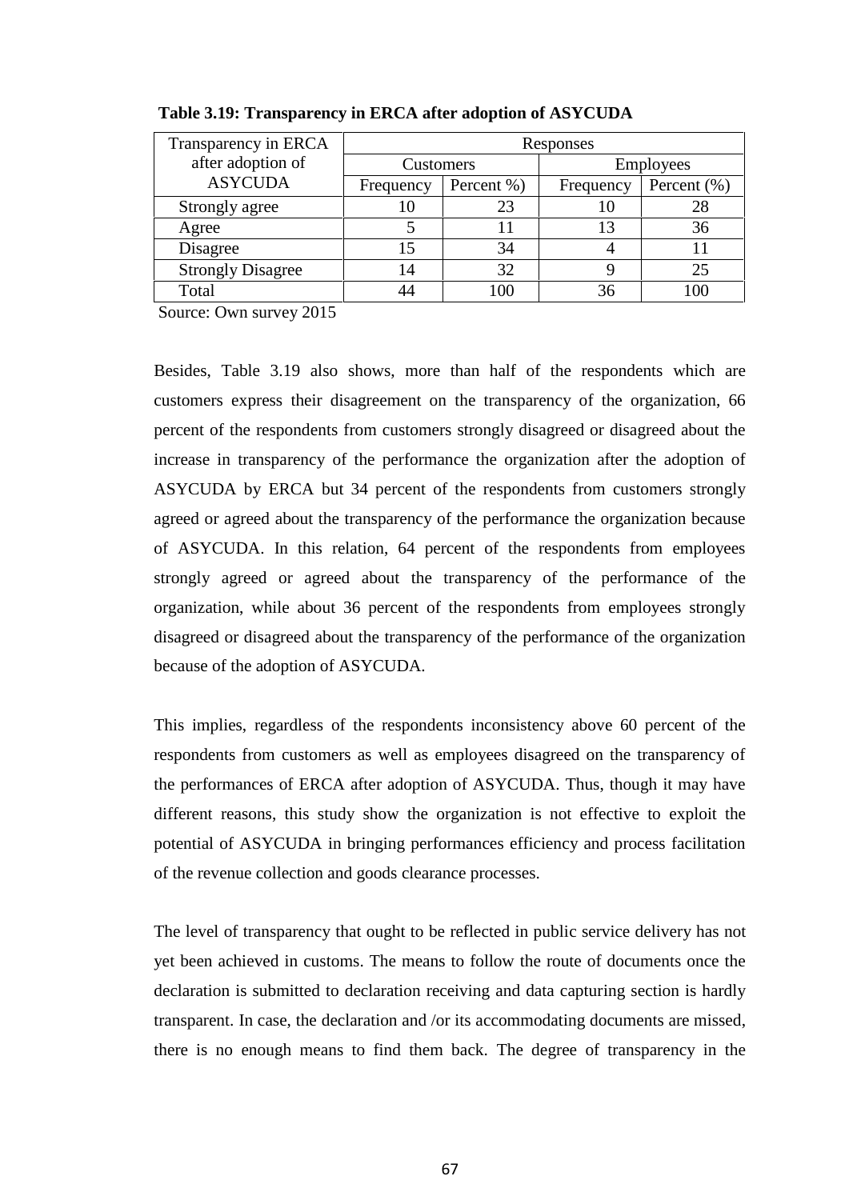**Table 3.19: Transparency in ERCA after adoption of ASYCUDA**

| Transparency in ERCA after adoption of ASYCUDA | Responses | | | |
|---|---|---|---|---|
| | Customers | | Employees | |
| | Frequency | Percent %) | Frequency | Percent (%) |
| Strongly agree | 10 | 23 | 10 | 28 |
| Agree | 5 | 11 | 13 | 36 |
| Disagree | 15 | 34 | 4 | 11 |
| Strongly Disagree | 14 | 32 | 9 | 25 |
| Total | 44 | 100 | 36 | 100 |

Source: Own survey 2015

Besides, Table 3.19 also shows, more than half of the respondents which are customers express their disagreement on the transparency of the organization, 66 percent of the respondents from customers strongly disagreed or disagreed about the increase in transparency of the performance the organization after the adoption of ASYCUDA by ERCA but 34 percent of the respondents from customers strongly agreed or agreed about the transparency of the performance the organization because of ASYCUDA. In this relation, 64 percent of the respondents from employees strongly agreed or agreed about the transparency of the performance of the organization, while about 36 percent of the respondents from employees strongly disagreed or disagreed about the transparency of the performance of the organization because of the adoption of ASYCUDA.

This implies, regardless of the respondents inconsistency above 60 percent of the respondents from customers as well as employees disagreed on the transparency of the performances of ERCA after adoption of ASYCUDA. Thus, though it may have different reasons, this study show the organization is not effective to exploit the potential of ASYCUDA in bringing performances efficiency and process facilitation of the revenue collection and goods clearance processes.

The level of transparency that ought to be reflected in public service delivery has not yet been achieved in customs. The means to follow the route of documents once the declaration is submitted to declaration receiving and data capturing section is hardly transparent. In case, the declaration and /or its accommodating documents are missed, there is no enough means to find them back. The degree of transparency in the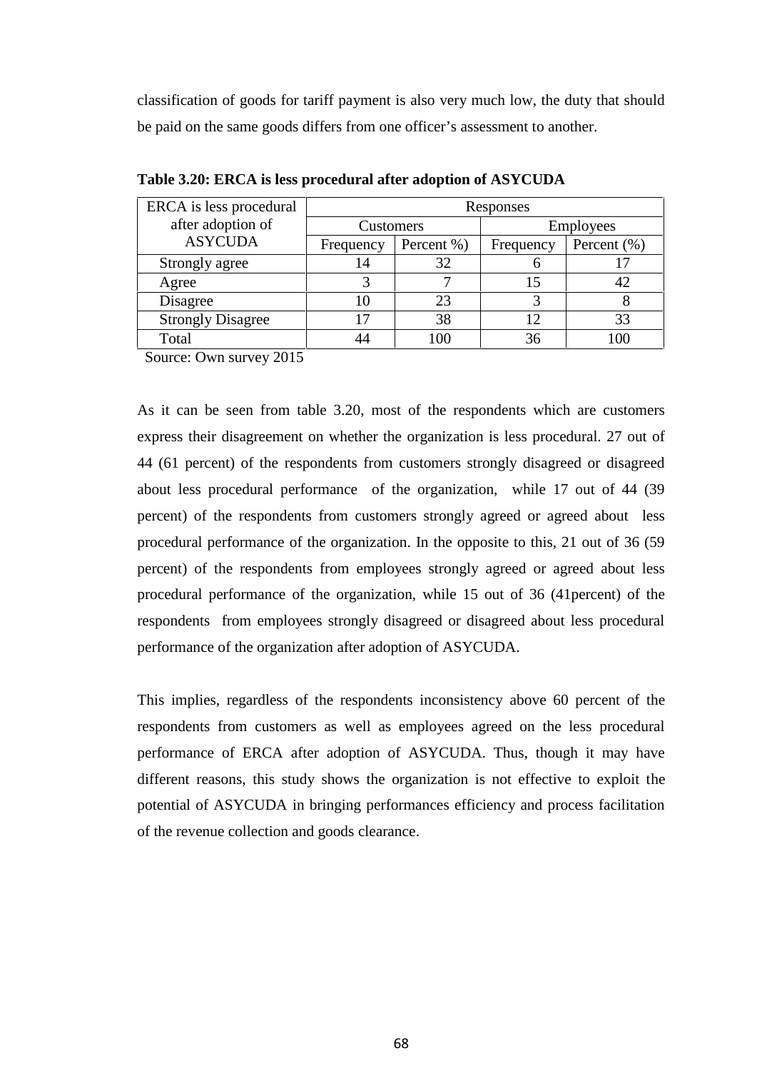classification of goods for tariff payment is also very much low, the duty that should be paid on the same goods differs from one officer's assessment to another.

**Table 3.20: ERCA is less procedural after adoption of ASYCUDA**

| ERCA is less procedural after adoption of ASYCUDA | Responses | | | |
|---|---|---|---|---|
| | Customers | | Employees | |
| | Frequency | Percent %) | Frequency | Percent (%) |
| Strongly agree | 14 | 32 | 6 | 17 |
| Agree | 3 | 7 | 15 | 42 |
| Disagree | 10 | 23 | 3 | 8 |
| Strongly Disagree | 17 | 38 | 12 | 33 |
| Total | 44 | 100 | 36 | 100 |

Source: Own survey 2015

As it can be seen from table 3.20, most of the respondents which are customers express their disagreement on whether the organization is less procedural. 27 out of 44 (61 percent) of the respondents from customers strongly disagreed or disagreed about less procedural performance of the organization, while 17 out of 44 (39 percent) of the respondents from customers strongly agreed or agreed about less procedural performance of the organization. In the opposite to this, 21 out of 36 (59 percent) of the respondents from employees strongly agreed or agreed about less procedural performance of the organization, while 15 out of 36 (41percent) of the respondents from employees strongly disagreed or disagreed about less procedural performance of the organization after adoption of ASYCUDA.

This implies, regardless of the respondents inconsistency above 60 percent of the respondents from customers as well as employees agreed on the less procedural performance of ERCA after adoption of ASYCUDA. Thus, though it may have different reasons, this study shows the organization is not effective to exploit the potential of ASYCUDA in bringing performances efficiency and process facilitation of the revenue collection and goods clearance.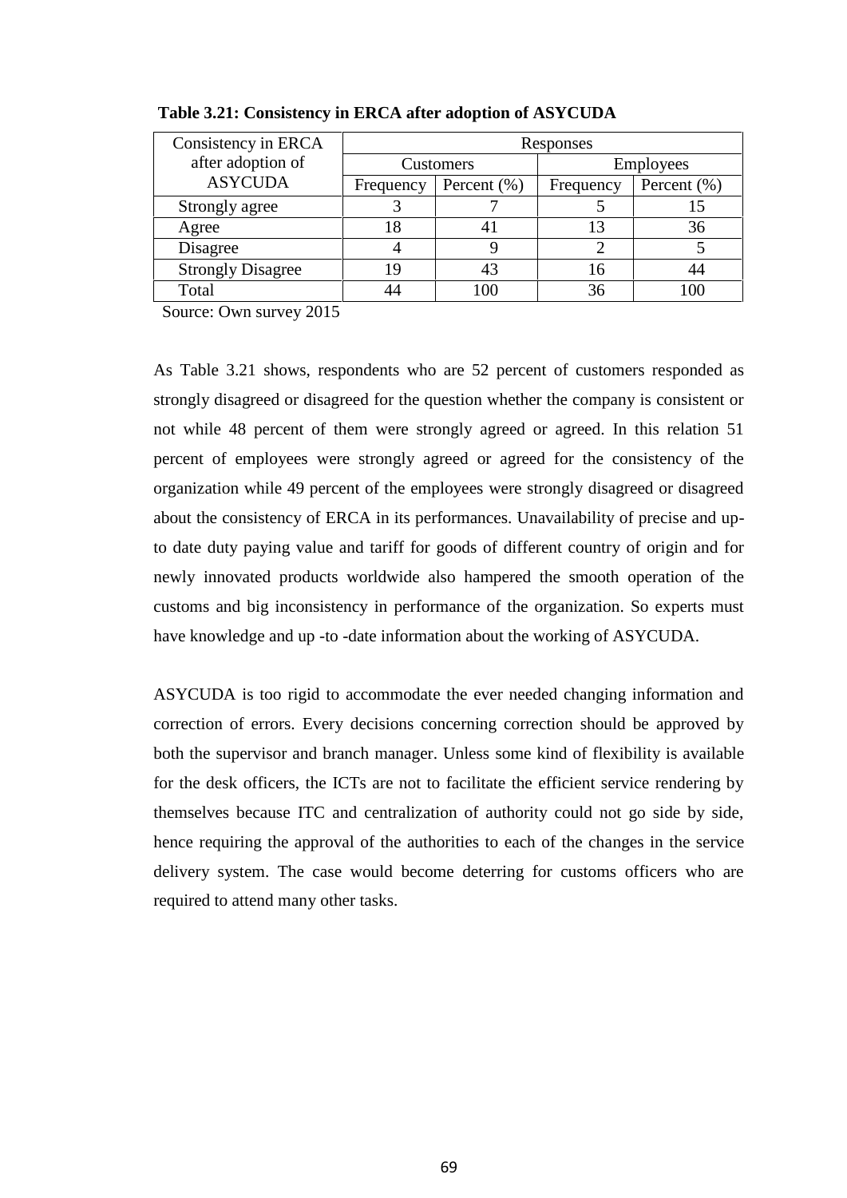**Table 3.21: Consistency in ERCA after adoption of ASYCUDA**

| Consistency in ERCA after adoption of ASYCUDA | Responses | | | |
|---|---|---|---|---|
| | Customers | | Employees | |
| | Frequency | Percent (%) | Frequency | Percent (%) |
| Strongly agree | 3 | 7 | 5 | 15 |
| Agree | 18 | 41 | 13 | 36 |
| Disagree | 4 | 9 | 2 | 5 |
| Strongly Disagree | 19 | 43 | 16 | 44 |
| Total | 44 | 100 | 36 | 100 |

Source: Own survey 2015

As Table 3.21 shows, respondents who are 52 percent of customers responded as strongly disagreed or disagreed for the question whether the company is consistent or not while 48 percent of them were strongly agreed or agreed. In this relation 51 percent of employees were strongly agreed or agreed for the consistency of the organization while 49 percent of the employees were strongly disagreed or disagreed about the consistency of ERCA in its performances. Unavailability of precise and up-to date duty paying value and tariff for goods of different country of origin and for newly innovated products worldwide also hampered the smooth operation of the customs and big inconsistency in performance of the organization. So experts must have knowledge and up -to -date information about the working of ASYCUDA.

ASYCUDA is too rigid to accommodate the ever needed changing information and correction of errors. Every decisions concerning correction should be approved by both the supervisor and branch manager. Unless some kind of flexibility is available for the desk officers, the ICTs are not to facilitate the efficient service rendering by themselves because ITC and centralization of authority could not go side by side, hence requiring the approval of the authorities to each of the changes in the service delivery system. The case would become deterring for customs officers who are required to attend many other tasks.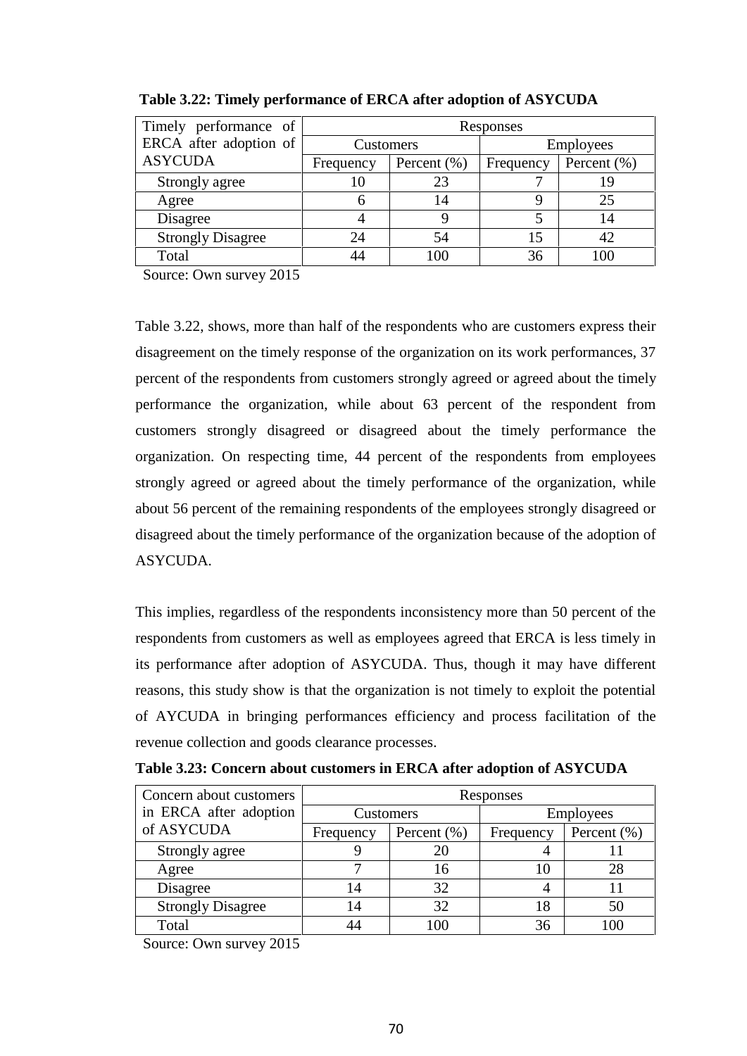**Table 3.22: Timely performance of ERCA after adoption of ASYCUDA**

| Timely performance of ERCA after adoption of ASYCUDA | Responses | | | |
|---|---|---|---|---|
| | Customers | | Employees | |
| | Frequency | Percent (%) | Frequency | Percent (%) |
| Strongly agree | 10 | 23 | 7 | 19 |
| Agree | 6 | 14 | 9 | 25 |
| Disagree | 4 | 9 | 5 | 14 |
| Strongly Disagree | 24 | 54 | 15 | 42 |
| Total | 44 | 100 | 36 | 100 |

Source: Own survey 2015

Table 3.22, shows, more than half of the respondents who are customers express their disagreement on the timely response of the organization on its work performances, 37 percent of the respondents from customers strongly agreed or agreed about the timely performance the organization, while about 63 percent of the respondent from customers strongly disagreed or disagreed about the timely performance the organization. On respecting time, 44 percent of the respondents from employees strongly agreed or agreed about the timely performance of the organization, while about 56 percent of the remaining respondents of the employees strongly disagreed or disagreed about the timely performance of the organization because of the adoption of ASYCUDA.

This implies, regardless of the respondents inconsistency more than 50 percent of the respondents from customers as well as employees agreed that ERCA is less timely in its performance after adoption of ASYCUDA. Thus, though it may have different reasons, this study show is that the organization is not timely to exploit the potential of AYCUDA in bringing performances efficiency and process facilitation of the revenue collection and goods clearance processes.

**Table 3.23: Concern about customers in ERCA after adoption of ASYCUDA**

| Concern about customers in ERCA after adoption of ASYCUDA | Responses | | | |
|---|---|---|---|---|
| | Customers | | Employees | |
| | Frequency | Percent (%) | Frequency | Percent (%) |
| Strongly agree | 9 | 20 | 4 | 11 |
| Agree | 7 | 16 | 10 | 28 |
| Disagree | 14 | 32 | 4 | 11 |
| Strongly Disagree | 14 | 32 | 18 | 50 |
| Total | 44 | 100 | 36 | 100 |

Source: Own survey 2015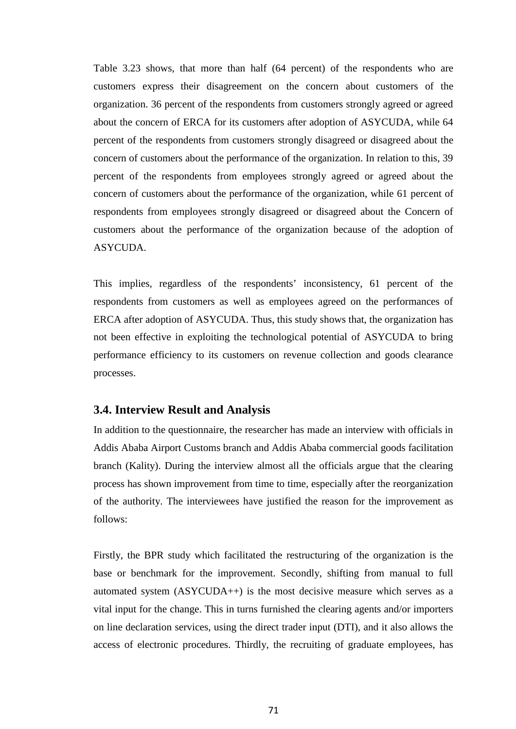Table 3.23 shows, that more than half (64 percent) of the respondents who are customers express their disagreement on the concern about customers of the organization. 36 percent of the respondents from customers strongly agreed or agreed about the concern of ERCA for its customers after adoption of ASYCUDA, while 64 percent of the respondents from customers strongly disagreed or disagreed about the concern of customers about the performance of the organization. In relation to this, 39 percent of the respondents from employees strongly agreed or agreed about the concern of customers about the performance of the organization, while 61 percent of respondents from employees strongly disagreed or disagreed about the Concern of customers about the performance of the organization because of the adoption of ASYCUDA.

This implies, regardless of the respondents' inconsistency, 61 percent of the respondents from customers as well as employees agreed on the performances of ERCA after adoption of ASYCUDA. Thus, this study shows that, the organization has not been effective in exploiting the technological potential of ASYCUDA to bring performance efficiency to its customers on revenue collection and goods clearance processes.

### 3.4. Interview Result and Analysis

In addition to the questionnaire, the researcher has made an interview with officials in Addis Ababa Airport Customs branch and Addis Ababa commercial goods facilitation branch (Kality). During the interview almost all the officials argue that the clearing process has shown improvement from time to time, especially after the reorganization of the authority. The interviewees have justified the reason for the improvement as follows:

Firstly, the BPR study which facilitated the restructuring of the organization is the base or benchmark for the improvement. Secondly, shifting from manual to full automated system (ASYCUDA++) is the most decisive measure which serves as a vital input for the change. This in turns furnished the clearing agents and/or importers on line declaration services, using the direct trader input (DTI), and it also allows the access of electronic procedures. Thirdly, the recruiting of graduate employees, has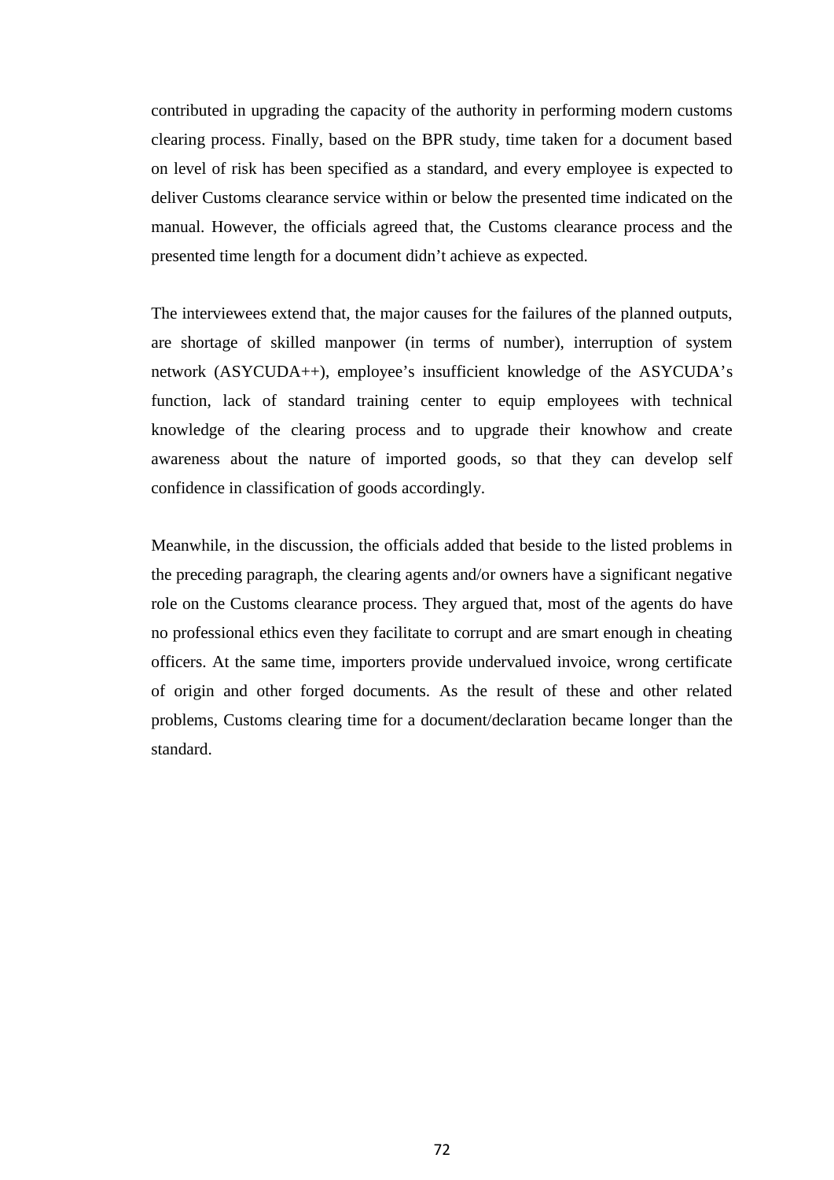contributed in upgrading the capacity of the authority in performing modern customs clearing process. Finally, based on the BPR study, time taken for a document based on level of risk has been specified as a standard, and every employee is expected to deliver Customs clearance service within or below the presented time indicated on the manual. However, the officials agreed that, the Customs clearance process and the presented time length for a document didn't achieve as expected.

The interviewees extend that, the major causes for the failures of the planned outputs, are shortage of skilled manpower (in terms of number), interruption of system network (ASYCUDA++), employee's insufficient knowledge of the ASYCUDA's function, lack of standard training center to equip employees with technical knowledge of the clearing process and to upgrade their knowhow and create awareness about the nature of imported goods, so that they can develop self confidence in classification of goods accordingly.

Meanwhile, in the discussion, the officials added that beside to the listed problems in the preceding paragraph, the clearing agents and/or owners have a significant negative role on the Customs clearance process. They argued that, most of the agents do have no professional ethics even they facilitate to corrupt and are smart enough in cheating officers. At the same time, importers provide undervalued invoice, wrong certificate of origin and other forged documents. As the result of these and other related problems, Customs clearing time for a document/declaration became longer than the standard.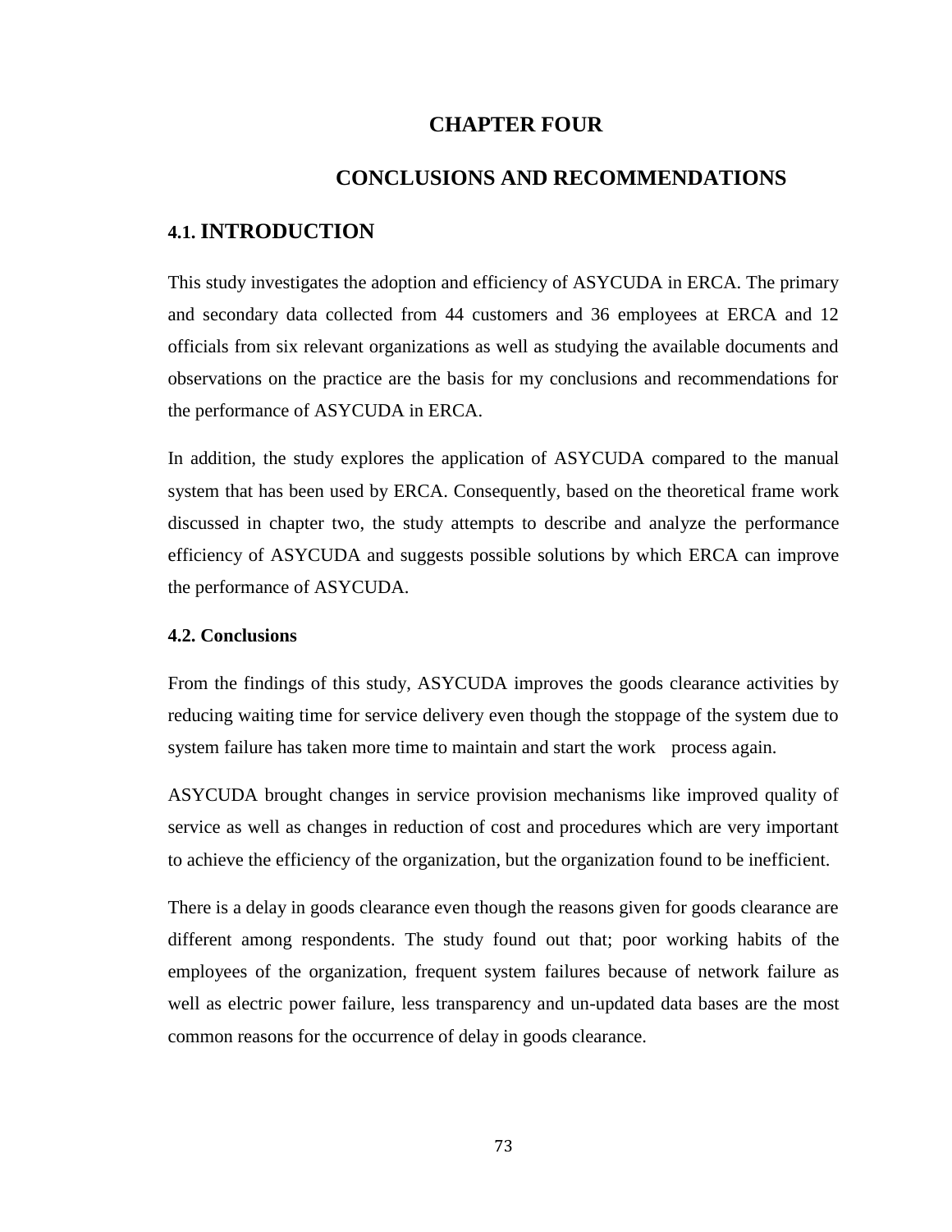# CHAPTER FOUR

# CONCLUSIONS AND RECOMMENDATIONS

## 4.1. INTRODUCTION

This study investigates the adoption and efficiency of ASYCUDA in ERCA. The primary and secondary data collected from 44 customers and 36 employees at ERCA and 12 officials from six relevant organizations as well as studying the available documents and observations on the practice are the basis for my conclusions and recommendations for the performance of ASYCUDA in ERCA.

In addition, the study explores the application of ASYCUDA compared to the manual system that has been used by ERCA. Consequently, based on the theoretical frame work discussed in chapter two, the study attempts to describe and analyze the performance efficiency of ASYCUDA and suggests possible solutions by which ERCA can improve the performance of ASYCUDA.

### 4.2. Conclusions

From the findings of this study, ASYCUDA improves the goods clearance activities by reducing waiting time for service delivery even though the stoppage of the system due to system failure has taken more time to maintain and start the work process again.

ASYCUDA brought changes in service provision mechanisms like improved quality of service as well as changes in reduction of cost and procedures which are very important to achieve the efficiency of the organization, but the organization found to be inefficient.

There is a delay in goods clearance even though the reasons given for goods clearance are different among respondents. The study found out that; poor working habits of the employees of the organization, frequent system failures because of network failure as well as electric power failure, less transparency and un-updated data bases are the most common reasons for the occurrence of delay in goods clearance.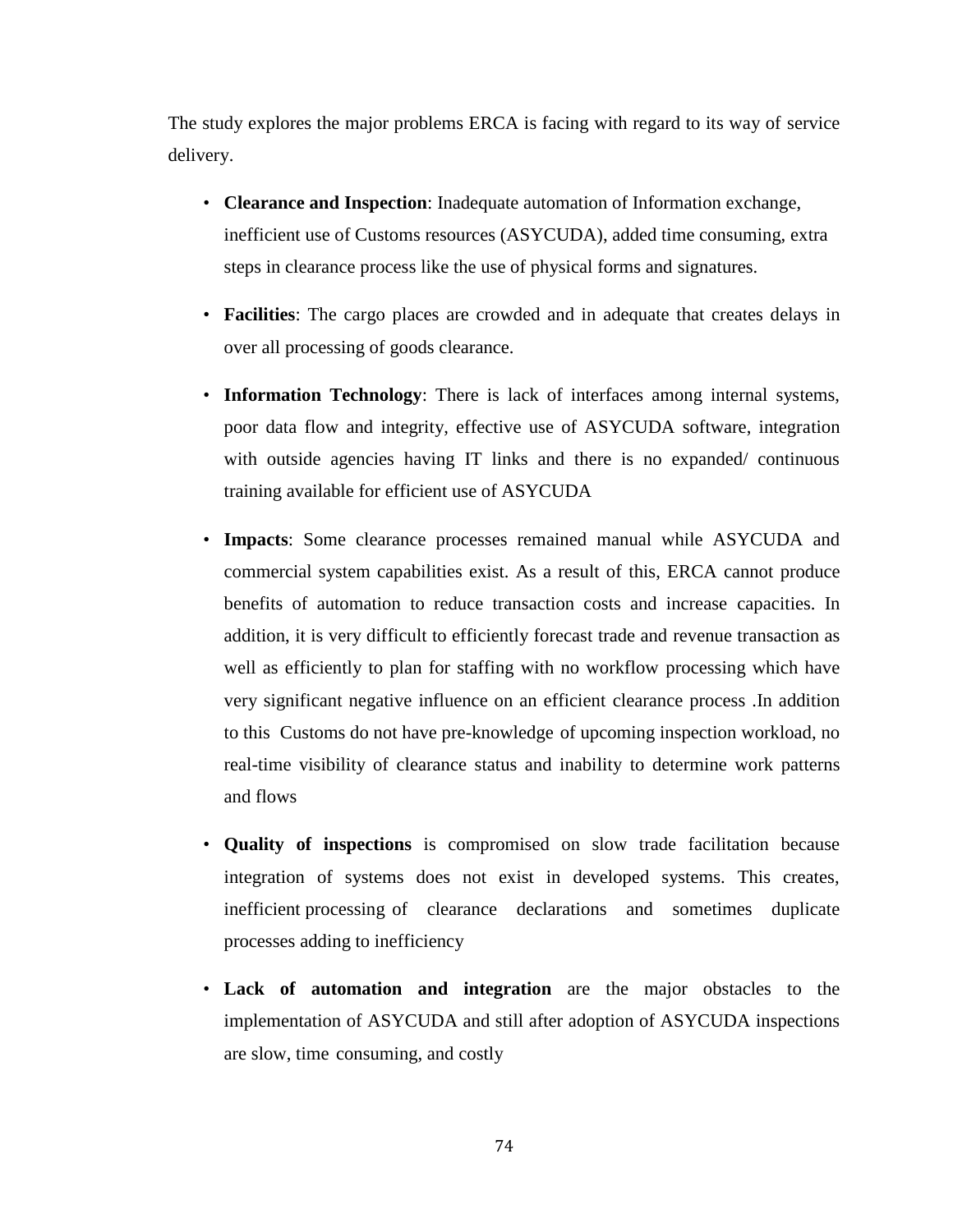The study explores the major problems ERCA is facing with regard to its way of service delivery.

- **Clearance and Inspection**: Inadequate automation of Information exchange, inefficient use of Customs resources (ASYCUDA), added time consuming, extra steps in clearance process like the use of physical forms and signatures.
- **Facilities**: The cargo places are crowded and in adequate that creates delays in over all processing of goods clearance.
- **Information Technology**: There is lack of interfaces among internal systems, poor data flow and integrity, effective use of ASYCUDA software, integration with outside agencies having IT links and there is no expanded/ continuous training available for efficient use of ASYCUDA
- **Impacts**: Some clearance processes remained manual while ASYCUDA and commercial system capabilities exist. As a result of this, ERCA cannot produce benefits of automation to reduce transaction costs and increase capacities. In addition, it is very difficult to efficiently forecast trade and revenue transaction as well as efficiently to plan for staffing with no workflow processing which have very significant negative influence on an efficient clearance process .In addition to this Customs do not have pre-knowledge of upcoming inspection workload, no real-time visibility of clearance status and inability to determine work patterns and flows
- **Quality of inspections** is compromised on slow trade facilitation because integration of systems does not exist in developed systems. This creates, inefficient processing of clearance declarations and sometimes duplicate processes adding to inefficiency
- **Lack of automation and integration** are the major obstacles to the implementation of ASYCUDA and still after adoption of ASYCUDA inspections are slow, time consuming, and costly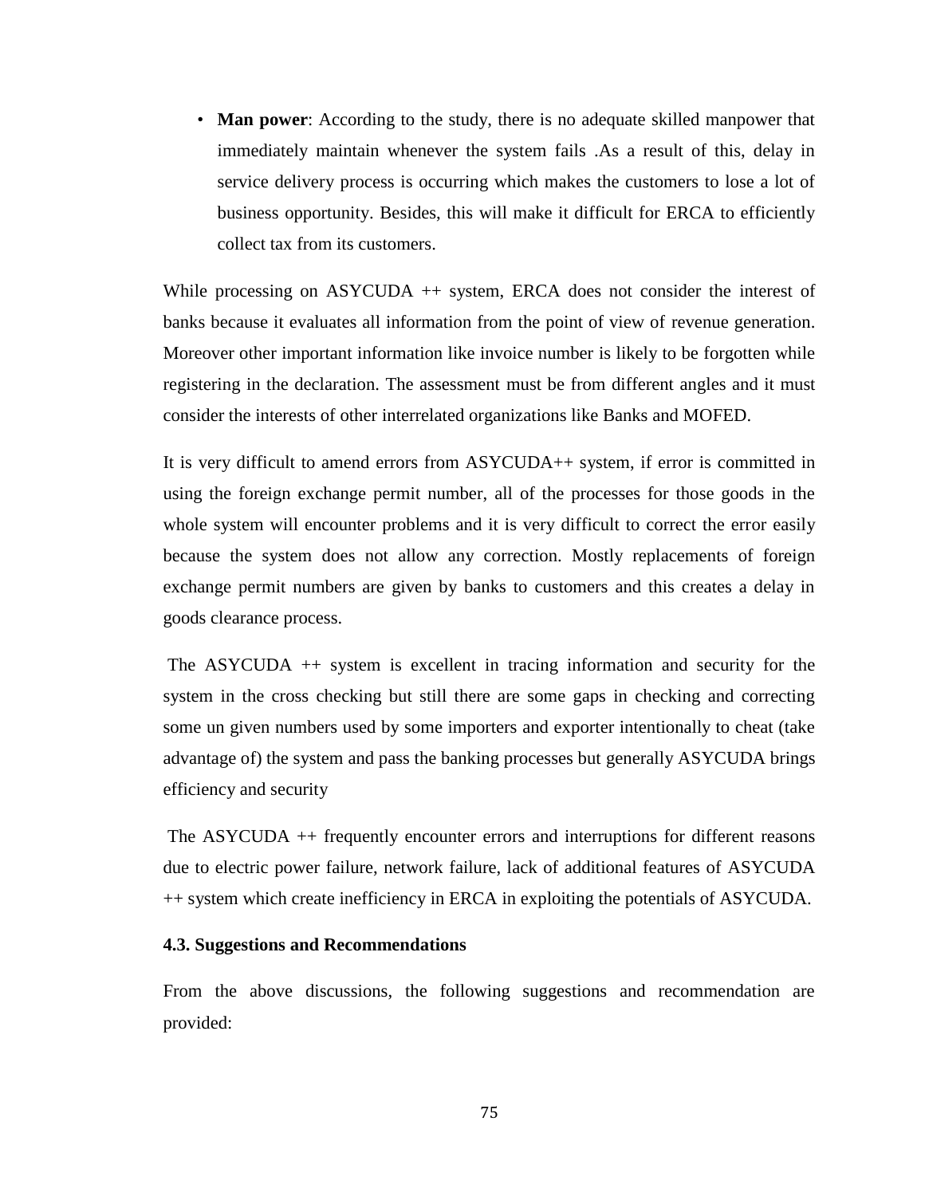- **Man power**: According to the study, there is no adequate skilled manpower that immediately maintain whenever the system fails .As a result of this, delay in service delivery process is occurring which makes the customers to lose a lot of business opportunity. Besides, this will make it difficult for ERCA to efficiently collect tax from its customers.

While processing on ASYCUDA ++ system, ERCA does not consider the interest of banks because it evaluates all information from the point of view of revenue generation. Moreover other important information like invoice number is likely to be forgotten while registering in the declaration. The assessment must be from different angles and it must consider the interests of other interrelated organizations like Banks and MOFED.

It is very difficult to amend errors from ASYCUDA++ system, if error is committed in using the foreign exchange permit number, all of the processes for those goods in the whole system will encounter problems and it is very difficult to correct the error easily because the system does not allow any correction. Mostly replacements of foreign exchange permit numbers are given by banks to customers and this creates a delay in goods clearance process.

The ASYCUDA ++ system is excellent in tracing information and security for the system in the cross checking but still there are some gaps in checking and correcting some un given numbers used by some importers and exporter intentionally to cheat (take advantage of) the system and pass the banking processes but generally ASYCUDA brings efficiency and security

The ASYCUDA ++ frequently encounter errors and interruptions for different reasons due to electric power failure, network failure, lack of additional features of ASYCUDA ++ system which create inefficiency in ERCA in exploiting the potentials of ASYCUDA.

### 4.3. Suggestions and Recommendations

From the above discussions, the following suggestions and recommendation are provided: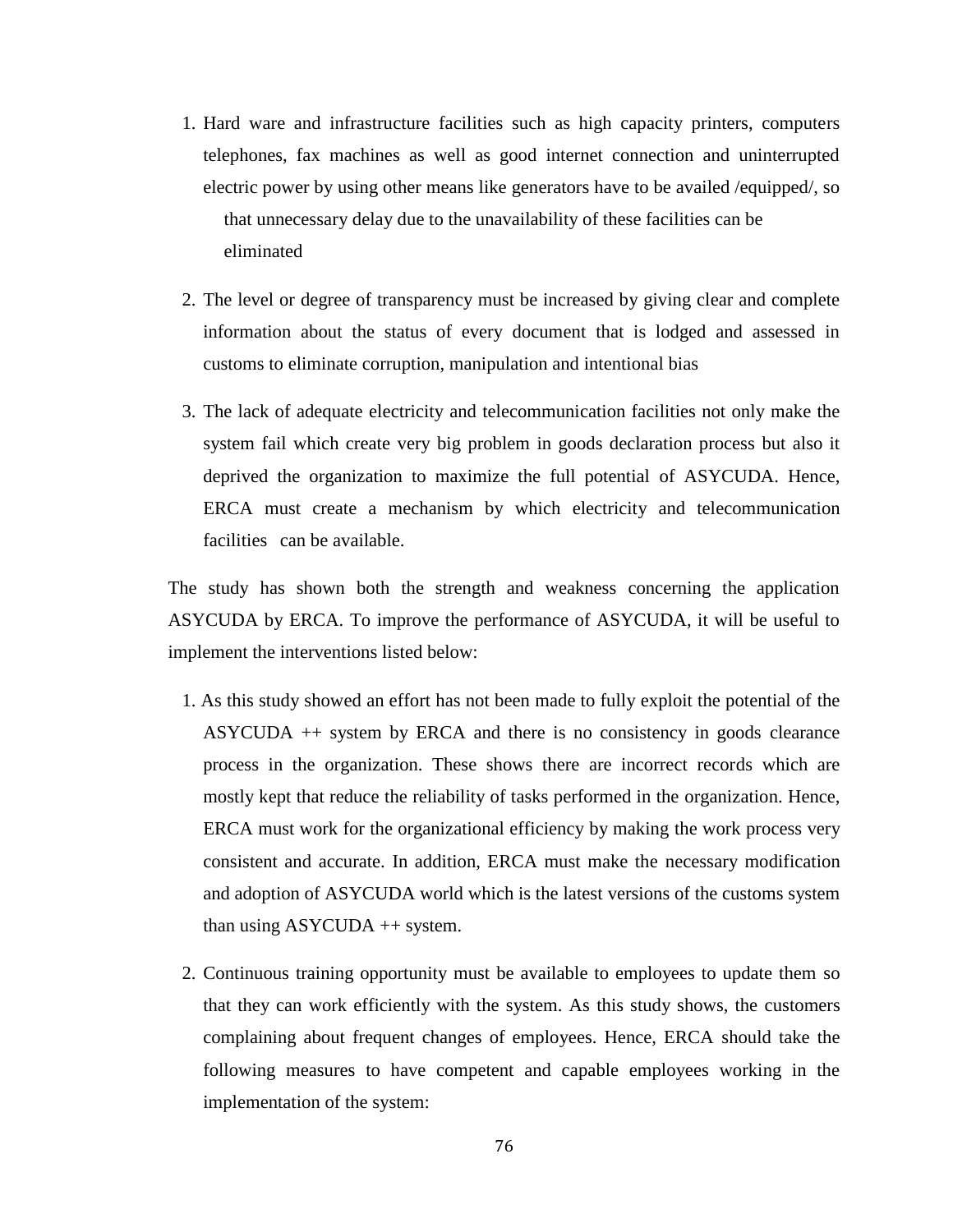1. Hard ware and infrastructure facilities such as high capacity printers, computers telephones, fax machines as well as good internet connection and uninterrupted electric power by using other means like generators have to be availed /equipped/, so that unnecessary delay due to the unavailability of these facilities can be eliminated

2. The level or degree of transparency must be increased by giving clear and complete information about the status of every document that is lodged and assessed in customs to eliminate corruption, manipulation and intentional bias

3. The lack of adequate electricity and telecommunication facilities not only make the system fail which create very big problem in goods declaration process but also it deprived the organization to maximize the full potential of ASYCUDA. Hence, ERCA must create a mechanism by which electricity and telecommunication facilities can be available.

The study has shown both the strength and weakness concerning the application ASYCUDA by ERCA. To improve the performance of ASYCUDA, it will be useful to implement the interventions listed below:

1. As this study showed an effort has not been made to fully exploit the potential of the ASYCUDA ++ system by ERCA and there is no consistency in goods clearance process in the organization. These shows there are incorrect records which are mostly kept that reduce the reliability of tasks performed in the organization. Hence, ERCA must work for the organizational efficiency by making the work process very consistent and accurate. In addition, ERCA must make the necessary modification and adoption of ASYCUDA world which is the latest versions of the customs system than using ASYCUDA ++ system.

2. Continuous training opportunity must be available to employees to update them so that they can work efficiently with the system. As this study shows, the customers complaining about frequent changes of employees. Hence, ERCA should take the following measures to have competent and capable employees working in the implementation of the system: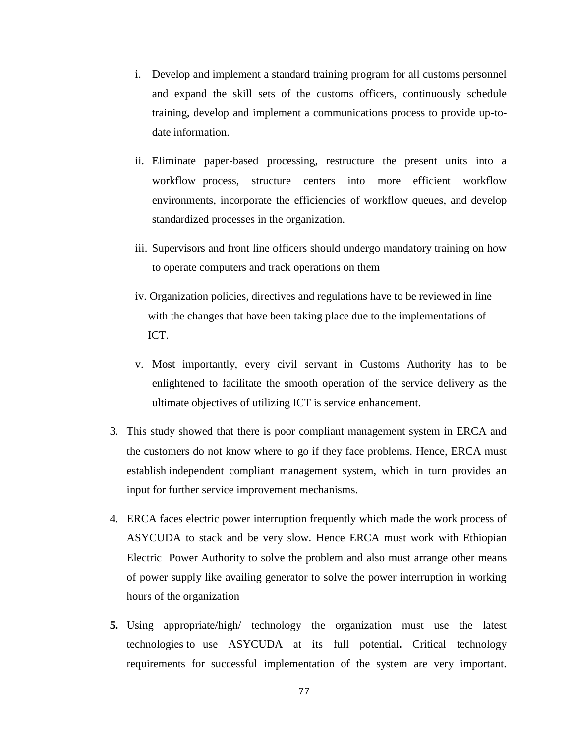i. Develop and implement a standard training program for all customs personnel and expand the skill sets of the customs officers, continuously schedule training, develop and implement a communications process to provide up-to-date information.

ii. Eliminate paper-based processing, restructure the present units into a workflow process, structure centers into more efficient workflow environments, incorporate the efficiencies of workflow queues, and develop standardized processes in the organization.

iii. Supervisors and front line officers should undergo mandatory training on how to operate computers and track operations on them

iv. Organization policies, directives and regulations have to be reviewed in line with the changes that have been taking place due to the implementations of ICT.

v. Most importantly, every civil servant in Customs Authority has to be enlightened to facilitate the smooth operation of the service delivery as the ultimate objectives of utilizing ICT is service enhancement.

3. This study showed that there is poor compliant management system in ERCA and the customers do not know where to go if they face problems. Hence, ERCA must establish independent compliant management system, which in turn provides an input for further service improvement mechanisms.

4. ERCA faces electric power interruption frequently which made the work process of ASYCUDA to stack and be very slow. Hence ERCA must work with Ethiopian Electric Power Authority to solve the problem and also must arrange other means of power supply like availing generator to solve the power interruption in working hours of the organization

**5.** Using appropriate/high/ technology the organization must use the latest technologies to use ASYCUDA at its full potential**.** Critical technology requirements for successful implementation of the system are very important.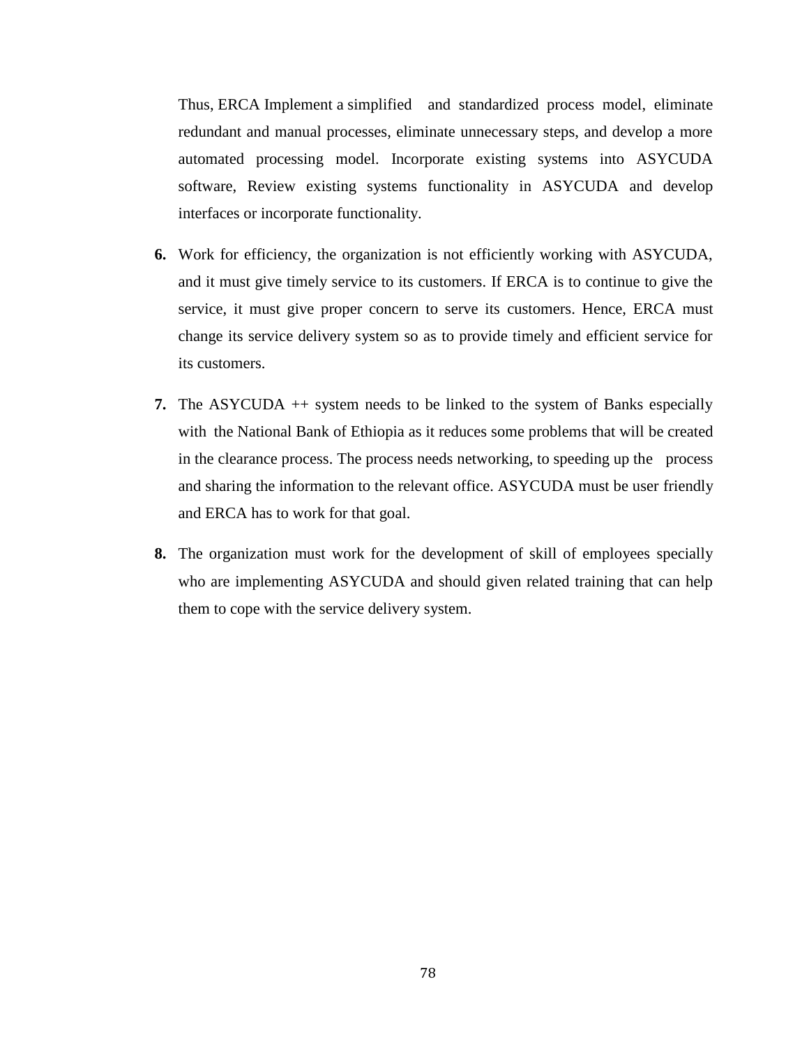Thus, ERCA Implement a simplified and standardized process model, eliminate redundant and manual processes, eliminate unnecessary steps, and develop a more automated processing model. Incorporate existing systems into ASYCUDA software, Review existing systems functionality in ASYCUDA and develop interfaces or incorporate functionality.

6. Work for efficiency, the organization is not efficiently working with ASYCUDA, and it must give timely service to its customers. If ERCA is to continue to give the service, it must give proper concern to serve its customers. Hence, ERCA must change its service delivery system so as to provide timely and efficient service for its customers.

7. The ASYCUDA ++ system needs to be linked to the system of Banks especially with the National Bank of Ethiopia as it reduces some problems that will be created in the clearance process. The process needs networking, to speeding up the process and sharing the information to the relevant office. ASYCUDA must be user friendly and ERCA has to work for that goal.

8. The organization must work for the development of skill of employees specially who are implementing ASYCUDA and should given related training that can help them to cope with the service delivery system.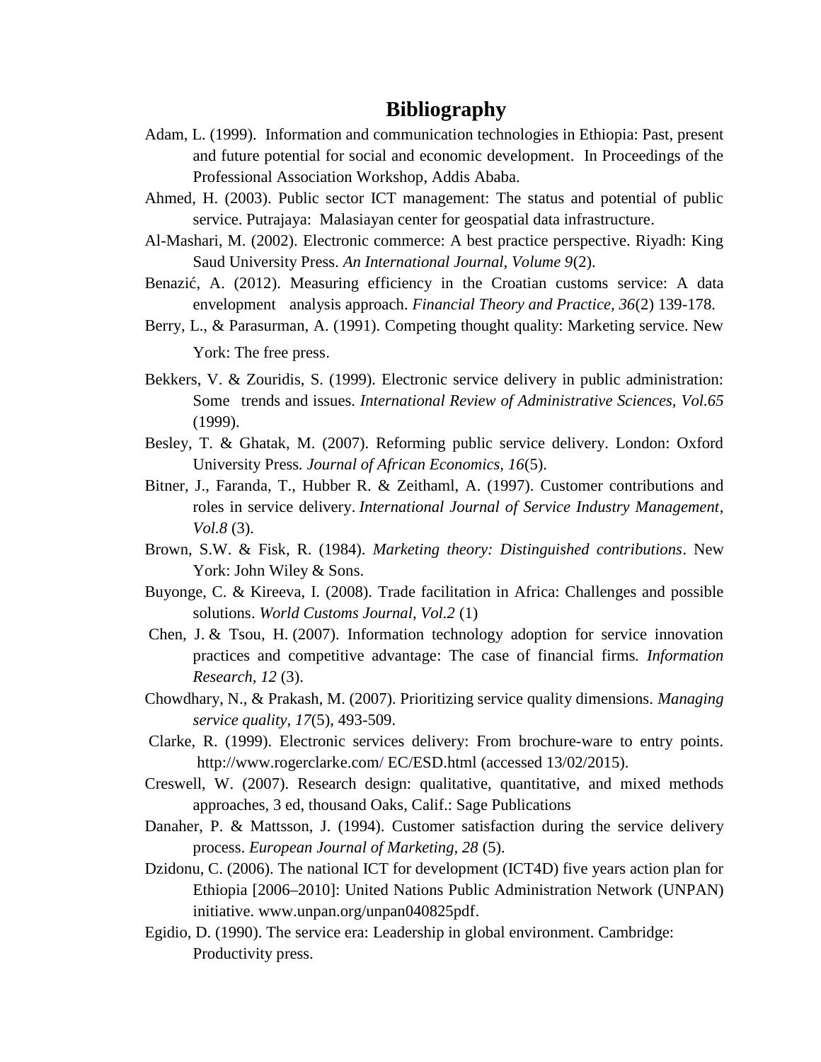# Bibliography

Adam, L. (1999). Information and communication technologies in Ethiopia: Past, present and future potential for social and economic development. In Proceedings of the Professional Association Workshop, Addis Ababa.

Ahmed, H. (2003). Public sector ICT management: The status and potential of public service. Putrajaya: Malasiayan center for geospatial data infrastructure.

Al-Mashari, M. (2002). Electronic commerce: A best practice perspective. Riyadh: King Saud University Press. *An International Journal, Volume 9*(2).

Benazić, A. (2012). Measuring efficiency in the Croatian customs service: A data envelopment analysis approach. *Financial Theory and Practice, 36*(2) 139-178.

Berry, L., & Parasurman, A. (1991). Competing thought quality: Marketing service. New York: The free press.

Bekkers, V. & Zouridis, S. (1999). Electronic service delivery in public administration: Some trends and issues. *International Review of Administrative Sciences, Vol.65* (1999).

Besley, T. & Ghatak, M. (2007). Reforming public service delivery. London: Oxford University Press. *Journal of African Economics, 16*(5).

Bitner, J., Faranda, T., Hubber R. & Zeithaml, A. (1997). Customer contributions and roles in service delivery. *International Journal of Service Industry Management*, *Vol.8* (3).

Brown, S.W. & Fisk, R. (1984). *Marketing theory: Distinguished contributions*. New York: John Wiley & Sons.

Buyonge, C. & Kireeva, I. (2008). Trade facilitation in Africa: Challenges and possible solutions. *World Customs Journal, Vol.2* (1)

Chen, J. & Tsou, H. (2007). Information technology adoption for service innovation practices and competitive advantage: The case of financial firms. *Information Research, 12* (3).

Chowdhary, N., & Prakash, M. (2007). Prioritizing service quality dimensions. *Managing service quality*, *17*(5), 493-509.

Clarke, R. (1999). Electronic services delivery: From brochure-ware to entry points. http://www.rogerclarke.com/ EC/ESD.html (accessed 13/02/2015).

Creswell, W. (2007). Research design: qualitative, quantitative, and mixed methods approaches, 3 ed, thousand Oaks, Calif.: Sage Publications

Danaher, P. & Mattsson, J. (1994). Customer satisfaction during the service delivery process. *European Journal of Marketing, 28* (5).

Dzidonu, C. (2006). The national ICT for development (ICT4D) five years action plan for Ethiopia [2006–2010]: United Nations Public Administration Network (UNPAN) initiative. www.unpan.org/unpan040825pdf.

Egidio, D. (1990). The service era: Leadership in global environment. Cambridge: Productivity press.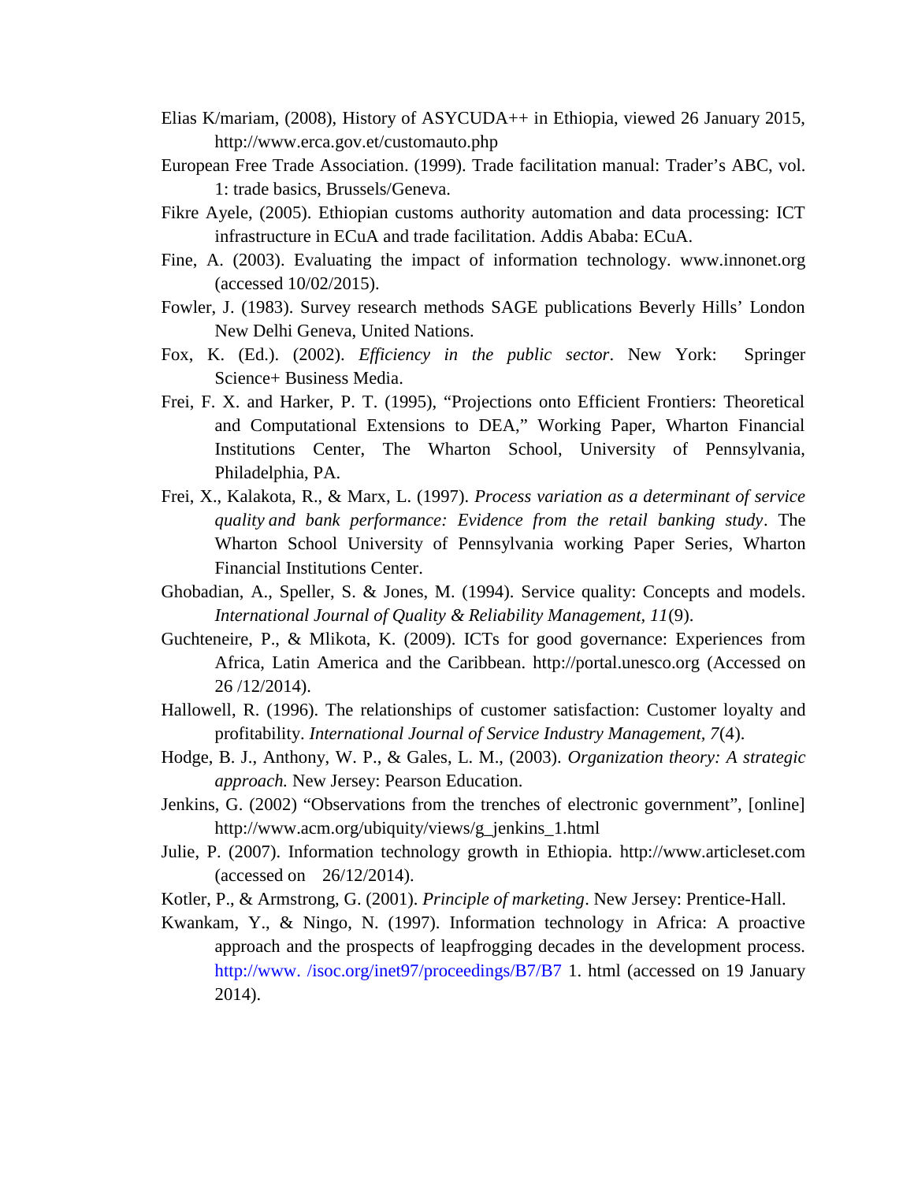Elias K/mariam, (2008), History of ASYCUDA++ in Ethiopia, viewed 26 January 2015, http://www.erca.gov.et/customauto.php

European Free Trade Association. (1999). Trade facilitation manual: Trader's ABC, vol. 1: trade basics, Brussels/Geneva.

Fikre Ayele, (2005). Ethiopian customs authority automation and data processing: ICT infrastructure in ECuA and trade facilitation. Addis Ababa: ECuA.

Fine, A. (2003). Evaluating the impact of information technology. www.innonet.org (accessed 10/02/2015).

Fowler, J. (1983). Survey research methods SAGE publications Beverly Hills' London New Delhi Geneva, United Nations.

Fox, K. (Ed.). (2002). *Efficiency in the public sector*. New York: Springer Science+ Business Media.

Frei, F. X. and Harker, P. T. (1995), "Projections onto Efficient Frontiers: Theoretical and Computational Extensions to DEA," Working Paper, Wharton Financial Institutions Center, The Wharton School, University of Pennsylvania, Philadelphia, PA.

Frei, X., Kalakota, R., & Marx, L. (1997). *Process variation as a determinant of service quality and bank performance: Evidence from the retail banking study*. The Wharton School University of Pennsylvania working Paper Series, Wharton Financial Institutions Center.

Ghobadian, A., Speller, S. & Jones, M. (1994). Service quality: Concepts and models. *International Journal of Quality & Reliability Management, 11*(9).

Guchteneire, P., & Mlikota, K. (2009). ICTs for good governance: Experiences from Africa, Latin America and the Caribbean. http://portal.unesco.org (Accessed on 26 /12/2014).

Hallowell, R. (1996). The relationships of customer satisfaction: Customer loyalty and profitability. *International Journal of Service Industry Management, 7*(4).

Hodge, B. J., Anthony, W. P., & Gales, L. M., (2003). *Organization theory: A strategic approach.* New Jersey: Pearson Education.

Jenkins, G. (2002) "Observations from the trenches of electronic government", [online] http://www.acm.org/ubiquity/views/g_jenkins_1.html

Julie, P. (2007). Information technology growth in Ethiopia. http://www.articleset.com (accessed on 26/12/2014).

Kotler, P., & Armstrong, G. (2001). *Principle of marketing*. New Jersey: Prentice-Hall.

Kwankam, Y., & Ningo, N. (1997). Information technology in Africa: A proactive approach and the prospects of leapfrogging decades in the development process. http://www. /isoc.org/inet97/proceedings/B7/B7 1. html (accessed on 19 January 2014).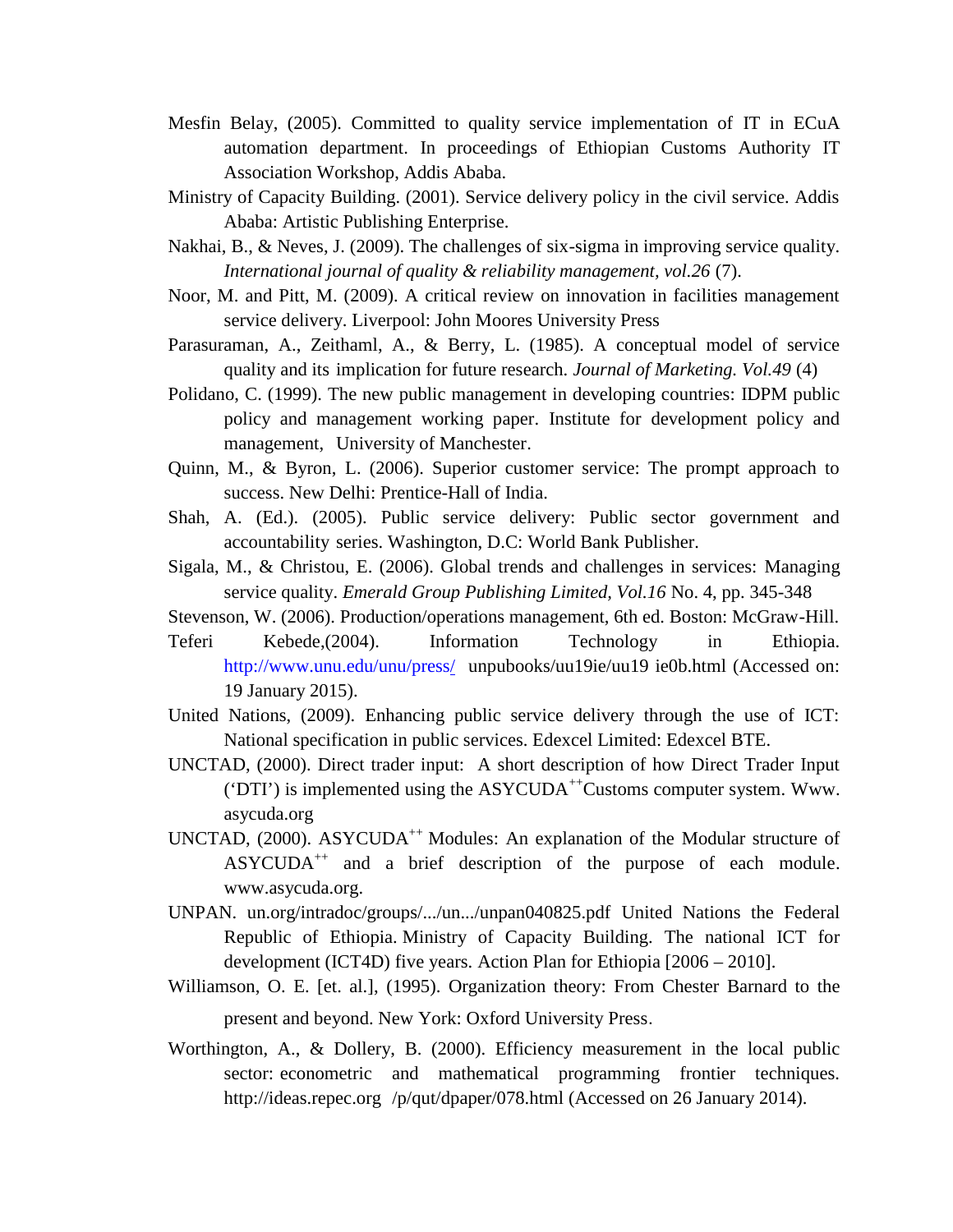Mesfin Belay, (2005). Committed to quality service implementation of IT in ECuA automation department. In proceedings of Ethiopian Customs Authority IT Association Workshop, Addis Ababa.

Ministry of Capacity Building. (2001). Service delivery policy in the civil service. Addis Ababa: Artistic Publishing Enterprise.

Nakhai, B., & Neves, J. (2009). The challenges of six-sigma in improving service quality. *International journal of quality & reliability management, vol.26* (7).

Noor, M. and Pitt, M. (2009). A critical review on innovation in facilities management service delivery. Liverpool: John Moores University Press

Parasuraman, A., Zeithaml, A., & Berry, L. (1985). A conceptual model of service quality and its implication for future research. *Journal of Marketing. Vol.49* (4)

Polidano, C. (1999). The new public management in developing countries: IDPM public policy and management working paper. Institute for development policy and management, University of Manchester.

Quinn, M., & Byron, L. (2006). Superior customer service: The prompt approach to success. New Delhi: Prentice-Hall of India.

Shah, A. (Ed.). (2005). Public service delivery: Public sector government and accountability series. Washington, D.C: World Bank Publisher.

Sigala, M., & Christou, E. (2006). Global trends and challenges in services: Managing service quality. *Emerald Group Publishing Limited, Vol.16* No. 4, pp. 345-348

Stevenson, W. (2006). Production/operations management, 6th ed. Boston: McGraw-Hill.

Teferi Kebede,(2004). Information Technology in Ethiopia. http://www.unu.edu/unu/press/ unpubooks/uu19ie/uu19 ie0b.html (Accessed on: 19 January 2015).

United Nations, (2009). Enhancing public service delivery through the use of ICT: National specification in public services. Edexcel Limited: Edexcel BTE.

UNCTAD, (2000). Direct trader input: A short description of how Direct Trader Input ('DTI') is implemented using the ASYCUDA++Customs computer system. Www. asycuda.org

UNCTAD, (2000). ASYCUDA++ Modules: An explanation of the Modular structure of ASYCUDA++ and a brief description of the purpose of each module. www.asycuda.org.

UNPAN. un.org/intradoc/groups/.../un.../unpan040825.pdf United Nations the Federal Republic of Ethiopia. Ministry of Capacity Building. The national ICT for development (ICT4D) five years. Action Plan for Ethiopia [2006 – 2010].

Williamson, O. E. [et. al.], (1995). Organization theory: From Chester Barnard to the present and beyond. New York: Oxford University Press.

Worthington, A., & Dollery, B. (2000). Efficiency measurement in the local public sector: econometric and mathematical programming frontier techniques. http://ideas.repec.org /p/qut/dpaper/078.html (Accessed on 26 January 2014).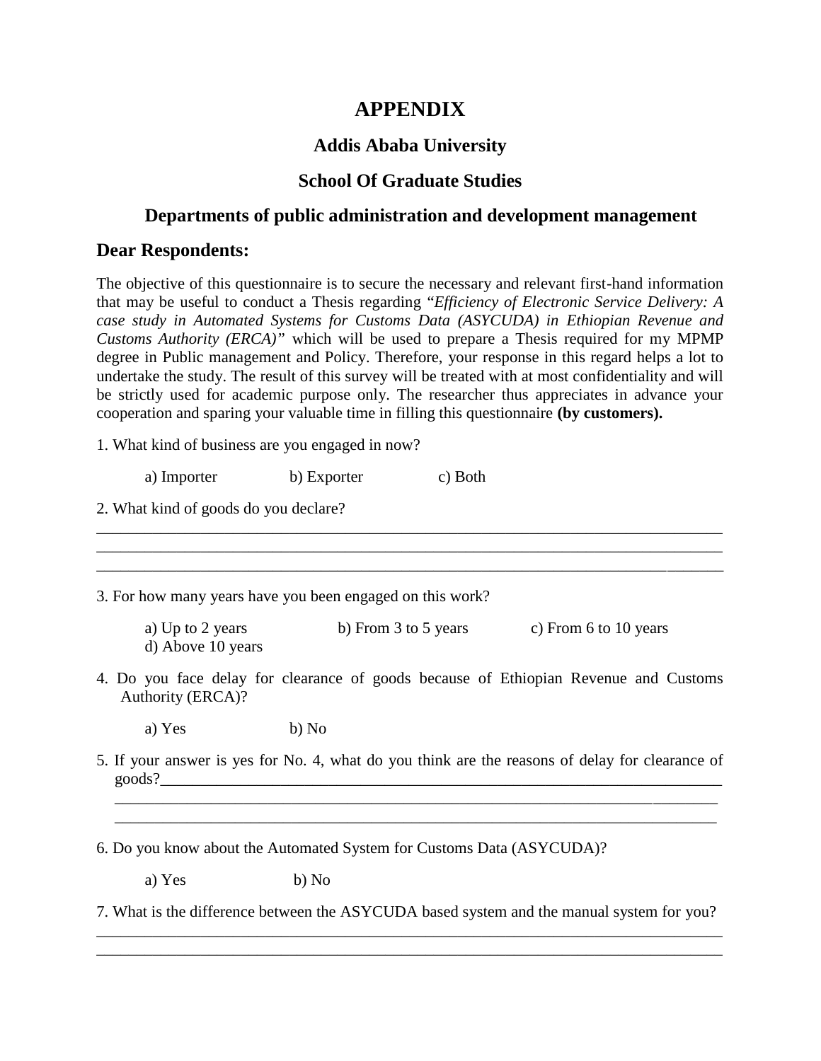# APPENDIX

## Addis Ababa University

## School Of Graduate Studies

## Departments of public administration and development management

### Dear Respondents:

The objective of this questionnaire is to secure the necessary and relevant first-hand information that may be useful to conduct a Thesis regarding *"Efficiency of Electronic Service Delivery: A case study in Automated Systems for Customs Data (ASYCUDA) in Ethiopian Revenue and Customs Authority (ERCA)"* which will be used to prepare a Thesis required for my MPMP degree in Public management and Policy. Therefore, your response in this regard helps a lot to undertake the study. The result of this survey will be treated with at most confidentiality and will be strictly used for academic purpose only. The researcher thus appreciates in advance your cooperation and sparing your valuable time in filling this questionnaire **(by customers).**

1. What kind of business are you engaged in now?

   a) Importer  b) Exporter  c) Both

2. What kind of goods do you declare?

________________________________________________________________________________
________________________________________________________________________________
________________________________________________________________________________

3. For how many years have you been engaged on this work?

   a) Up to 2 years  b) From 3 to 5 years  c) From 6 to 10 years
   d) Above 10 years

4. Do you face delay for clearance of goods because of Ethiopian Revenue and Customs Authority (ERCA)?

   a) Yes  b) No

5. If your answer is yes for No. 4, what do you think are the reasons of delay for clearance of goods?__________________________________________________________________________
________________________________________________________________________________
________________________________________________________________________________

6. Do you know about the Automated System for Customs Data (ASYCUDA)?

   a) Yes  b) No

7. What is the difference between the ASYCUDA based system and the manual system for you?

________________________________________________________________________________
________________________________________________________________________________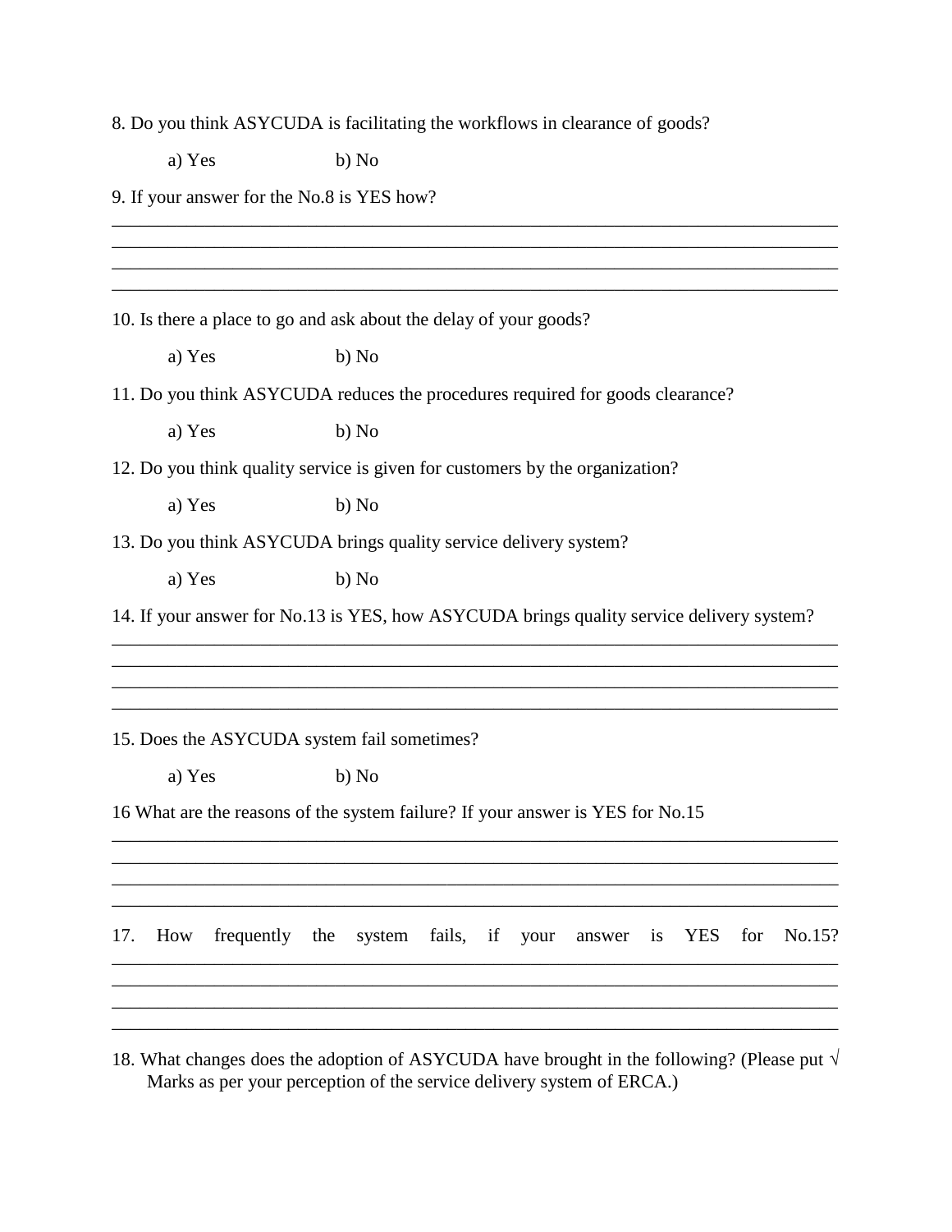8. Do you think ASYCUDA is facilitating the workflows in clearance of goods?

a) Yes b) No

9. If your answer for the No.8 is YES how?

\_\_\_\_\_\_\_\_\_\_\_\_\_\_\_\_\_\_\_\_\_\_\_\_\_\_\_\_\_\_\_\_\_\_\_\_\_\_\_\_\_\_\_\_\_\_\_\_\_\_\_\_\_\_\_\_\_\_\_\_\_\_\_\_\_\_\_\_\_\_\_\_\_\_\_\_\_\_
\_\_\_\_\_\_\_\_\_\_\_\_\_\_\_\_\_\_\_\_\_\_\_\_\_\_\_\_\_\_\_\_\_\_\_\_\_\_\_\_\_\_\_\_\_\_\_\_\_\_\_\_\_\_\_\_\_\_\_\_\_\_\_\_\_\_\_\_\_\_\_\_\_\_\_\_\_\_
\_\_\_\_\_\_\_\_\_\_\_\_\_\_\_\_\_\_\_\_\_\_\_\_\_\_\_\_\_\_\_\_\_\_\_\_\_\_\_\_\_\_\_\_\_\_\_\_\_\_\_\_\_\_\_\_\_\_\_\_\_\_\_\_\_\_\_\_\_\_\_\_\_\_\_\_\_\_
\_\_\_\_\_\_\_\_\_\_\_\_\_\_\_\_\_\_\_\_\_\_\_\_\_\_\_\_\_\_\_\_\_\_\_\_\_\_\_\_\_\_\_\_\_\_\_\_\_\_\_\_\_\_\_\_\_\_\_\_\_\_\_\_\_\_\_\_\_\_\_\_\_\_\_\_\_\_

10. Is there a place to go and ask about the delay of your goods?

a) Yes b) No

11. Do you think ASYCUDA reduces the procedures required for goods clearance?

a) Yes b) No

12. Do you think quality service is given for customers by the organization?

a) Yes b) No

13. Do you think ASYCUDA brings quality service delivery system?

a) Yes b) No

14. If your answer for No.13 is YES, how ASYCUDA brings quality service delivery system?

\_\_\_\_\_\_\_\_\_\_\_\_\_\_\_\_\_\_\_\_\_\_\_\_\_\_\_\_\_\_\_\_\_\_\_\_\_\_\_\_\_\_\_\_\_\_\_\_\_\_\_\_\_\_\_\_\_\_\_\_\_\_\_\_\_\_\_\_\_\_\_\_\_\_\_\_\_\_
\_\_\_\_\_\_\_\_\_\_\_\_\_\_\_\_\_\_\_\_\_\_\_\_\_\_\_\_\_\_\_\_\_\_\_\_\_\_\_\_\_\_\_\_\_\_\_\_\_\_\_\_\_\_\_\_\_\_\_\_\_\_\_\_\_\_\_\_\_\_\_\_\_\_\_\_\_\_
\_\_\_\_\_\_\_\_\_\_\_\_\_\_\_\_\_\_\_\_\_\_\_\_\_\_\_\_\_\_\_\_\_\_\_\_\_\_\_\_\_\_\_\_\_\_\_\_\_\_\_\_\_\_\_\_\_\_\_\_\_\_\_\_\_\_\_\_\_\_\_\_\_\_\_\_\_\_
\_\_\_\_\_\_\_\_\_\_\_\_\_\_\_\_\_\_\_\_\_\_\_\_\_\_\_\_\_\_\_\_\_\_\_\_\_\_\_\_\_\_\_\_\_\_\_\_\_\_\_\_\_\_\_\_\_\_\_\_\_\_\_\_\_\_\_\_\_\_\_\_\_\_\_\_\_\_

15. Does the ASYCUDA system fail sometimes?

a) Yes b) No

16 What are the reasons of the system failure? If your answer is YES for No.15

\_\_\_\_\_\_\_\_\_\_\_\_\_\_\_\_\_\_\_\_\_\_\_\_\_\_\_\_\_\_\_\_\_\_\_\_\_\_\_\_\_\_\_\_\_\_\_\_\_\_\_\_\_\_\_\_\_\_\_\_\_\_\_\_\_\_\_\_\_\_\_\_\_\_\_\_\_\_
\_\_\_\_\_\_\_\_\_\_\_\_\_\_\_\_\_\_\_\_\_\_\_\_\_\_\_\_\_\_\_\_\_\_\_\_\_\_\_\_\_\_\_\_\_\_\_\_\_\_\_\_\_\_\_\_\_\_\_\_\_\_\_\_\_\_\_\_\_\_\_\_\_\_\_\_\_\_
\_\_\_\_\_\_\_\_\_\_\_\_\_\_\_\_\_\_\_\_\_\_\_\_\_\_\_\_\_\_\_\_\_\_\_\_\_\_\_\_\_\_\_\_\_\_\_\_\_\_\_\_\_\_\_\_\_\_\_\_\_\_\_\_\_\_\_\_\_\_\_\_\_\_\_\_\_\_
\_\_\_\_\_\_\_\_\_\_\_\_\_\_\_\_\_\_\_\_\_\_\_\_\_\_\_\_\_\_\_\_\_\_\_\_\_\_\_\_\_\_\_\_\_\_\_\_\_\_\_\_\_\_\_\_\_\_\_\_\_\_\_\_\_\_\_\_\_\_\_\_\_\_\_\_\_\_

17. How frequently the system fails, if your answer is YES for No.15?

\_\_\_\_\_\_\_\_\_\_\_\_\_\_\_\_\_\_\_\_\_\_\_\_\_\_\_\_\_\_\_\_\_\_\_\_\_\_\_\_\_\_\_\_\_\_\_\_\_\_\_\_\_\_\_\_\_\_\_\_\_\_\_\_\_\_\_\_\_\_\_\_\_\_\_\_\_\_
\_\_\_\_\_\_\_\_\_\_\_\_\_\_\_\_\_\_\_\_\_\_\_\_\_\_\_\_\_\_\_\_\_\_\_\_\_\_\_\_\_\_\_\_\_\_\_\_\_\_\_\_\_\_\_\_\_\_\_\_\_\_\_\_\_\_\_\_\_\_\_\_\_\_\_\_\_\_
\_\_\_\_\_\_\_\_\_\_\_\_\_\_\_\_\_\_\_\_\_\_\_\_\_\_\_\_\_\_\_\_\_\_\_\_\_\_\_\_\_\_\_\_\_\_\_\_\_\_\_\_\_\_\_\_\_\_\_\_\_\_\_\_\_\_\_\_\_\_\_\_\_\_\_\_\_\_
\_\_\_\_\_\_\_\_\_\_\_\_\_\_\_\_\_\_\_\_\_\_\_\_\_\_\_\_\_\_\_\_\_\_\_\_\_\_\_\_\_\_\_\_\_\_\_\_\_\_\_\_\_\_\_\_\_\_\_\_\_\_\_\_\_\_\_\_\_\_\_\_\_\_\_\_\_\_

18. What changes does the adoption of ASYCUDA have brought in the following? (Please put √ Marks as per your perception of the service delivery system of ERCA.)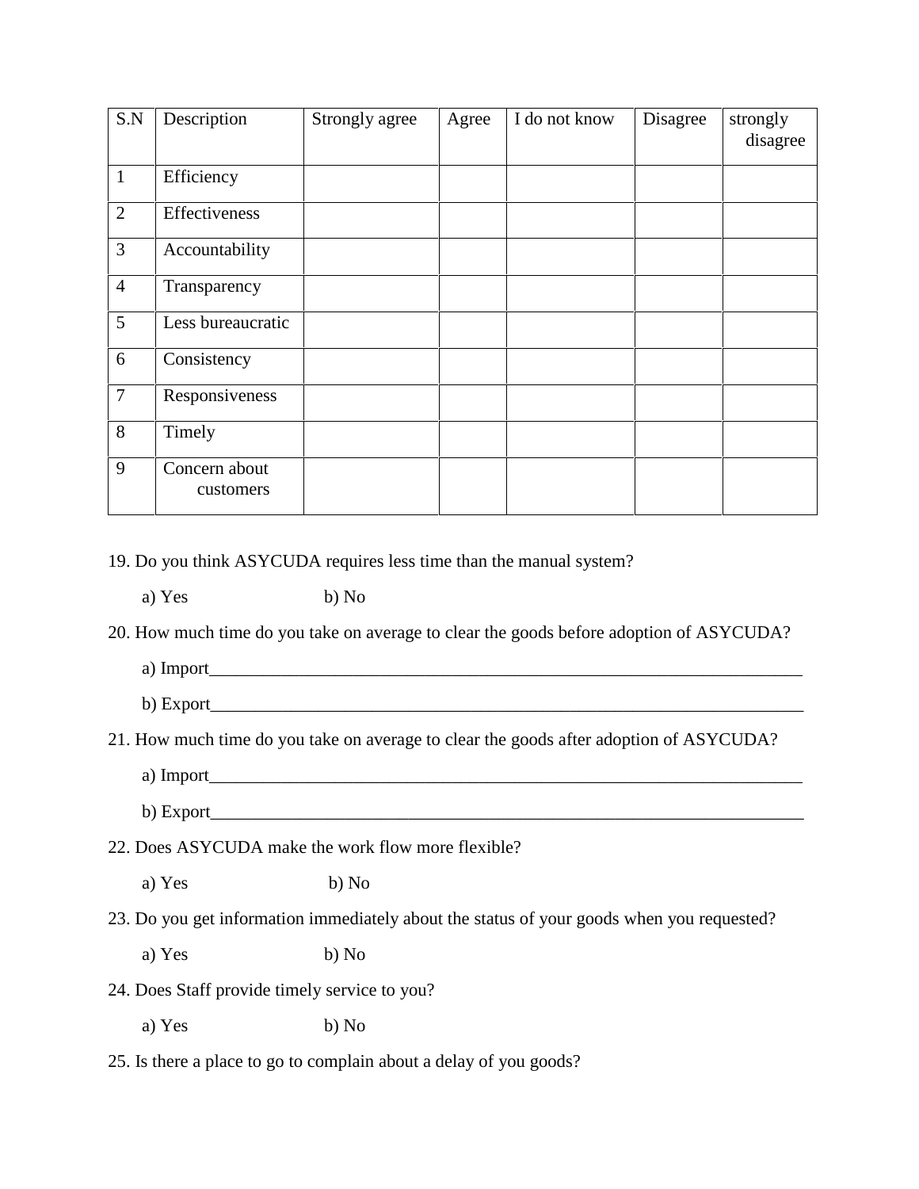| S.N | Description | Strongly agree | Agree | I do not know | Disagree | strongly disagree |
|---|---|---|---|---|---|---|
| 1 | Efficiency | | | | | |
| 2 | Effectiveness | | | | | |
| 3 | Accountability | | | | | |
| 4 | Transparency | | | | | |
| 5 | Less bureaucratic | | | | | |
| 6 | Consistency | | | | | |
| 7 | Responsiveness | | | | | |
| 8 | Timely | | | | | |
| 9 | Concern about customers | | | | | |

19. Do you think ASYCUDA requires less time than the manual system?

   a) Yes  b) No

20. How much time do you take on average to clear the goods before adoption of ASYCUDA?

   a) Import______________________________________________________________________

   b) Export______________________________________________________________________

21. How much time do you take on average to clear the goods after adoption of ASYCUDA?

   a) Import______________________________________________________________________

   b) Export______________________________________________________________________

22. Does ASYCUDA make the work flow more flexible?

   a) Yes  b) No

23. Do you get information immediately about the status of your goods when you requested?

   a) Yes  b) No

24. Does Staff provide timely service to you?

   a) Yes  b) No

25. Is there a place to go to complain about a delay of you goods?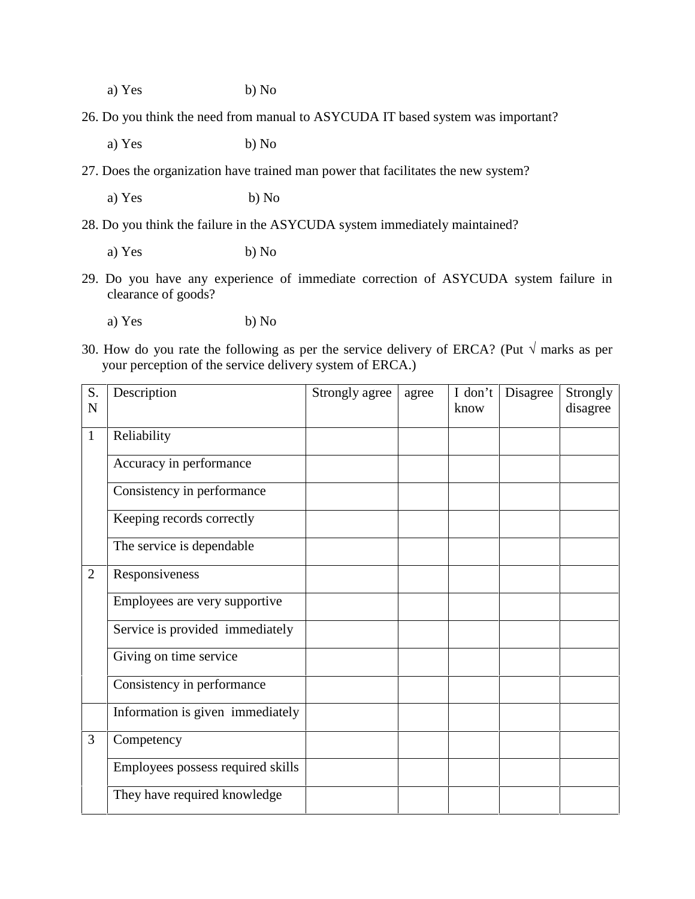a) Yes b) No

26. Do you think the need from manual to ASYCUDA IT based system was important?

 a) Yes b) No

27. Does the organization have trained man power that facilitates the new system?

 a) Yes b) No

28. Do you think the failure in the ASYCUDA system immediately maintained?

 a) Yes b) No

29. Do you have any experience of immediate correction of ASYCUDA system failure in clearance of goods?

 a) Yes b) No

30. How do you rate the following as per the service delivery of ERCA? (Put √ marks as per your perception of the service delivery system of ERCA.)

| S.N | Description | Strongly agree | agree | I don't know | Disagree | Strongly disagree |
|---|---|---|---|---|---|---|
| 1 | Reliability | | | | | |
| | Accuracy in performance | | | | | |
| | Consistency in performance | | | | | |
| | Keeping records correctly | | | | | |
| | The service is dependable | | | | | |
| 2 | Responsiveness | | | | | |
| | Employees are very supportive | | | | | |
| | Service is provided immediately | | | | | |
| | Giving on time service | | | | | |
| | Consistency in performance | | | | | |
| | Information is given immediately | | | | | |
| 3 | Competency | | | | | |
| | Employees possess required skills | | | | | |
| | They have required knowledge | | | | | |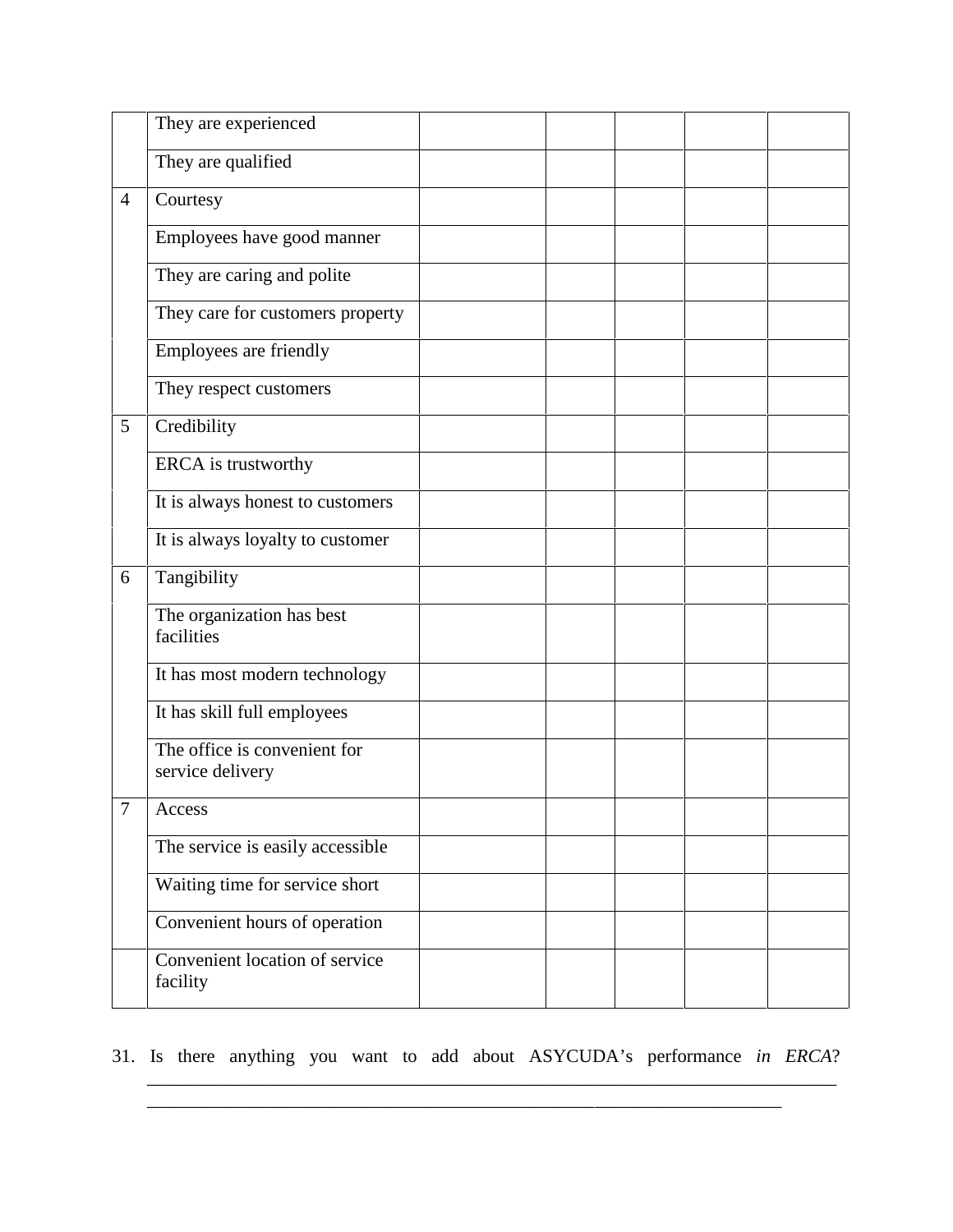| | | | | | | |
|---|---|---|---|---|---|---|
| | They are experienced | | | | | |
| | They are qualified | | | | | |
| 4 | Courtesy | | | | | |
| | Employees have good manner | | | | | |
| | They are caring and polite | | | | | |
| | They care for customers property | | | | | |
| | Employees are friendly | | | | | |
| | They respect customers | | | | | |
| 5 | Credibility | | | | | |
| | ERCA is trustworthy | | | | | |
| | It is always honest to customers | | | | | |
| | It is always loyalty to customer | | | | | |
| 6 | Tangibility | | | | | |
| | The organization has best facilities | | | | | |
| | It has most modern technology | | | | | |
| | It has skill full employees | | | | | |
| | The office is convenient for service delivery | | | | | |
| 7 | Access | | | | | |
| | The service is easily accessible | | | | | |
| | Waiting time for service short | | | | | |
| | Convenient hours of operation | | | | | |
| | Convenient location of service facility | | | | | |

31. Is there anything you want to add about ASYCUDA's performance *in ERCA*? ______________________________________________________________________________
______________________________________________________________________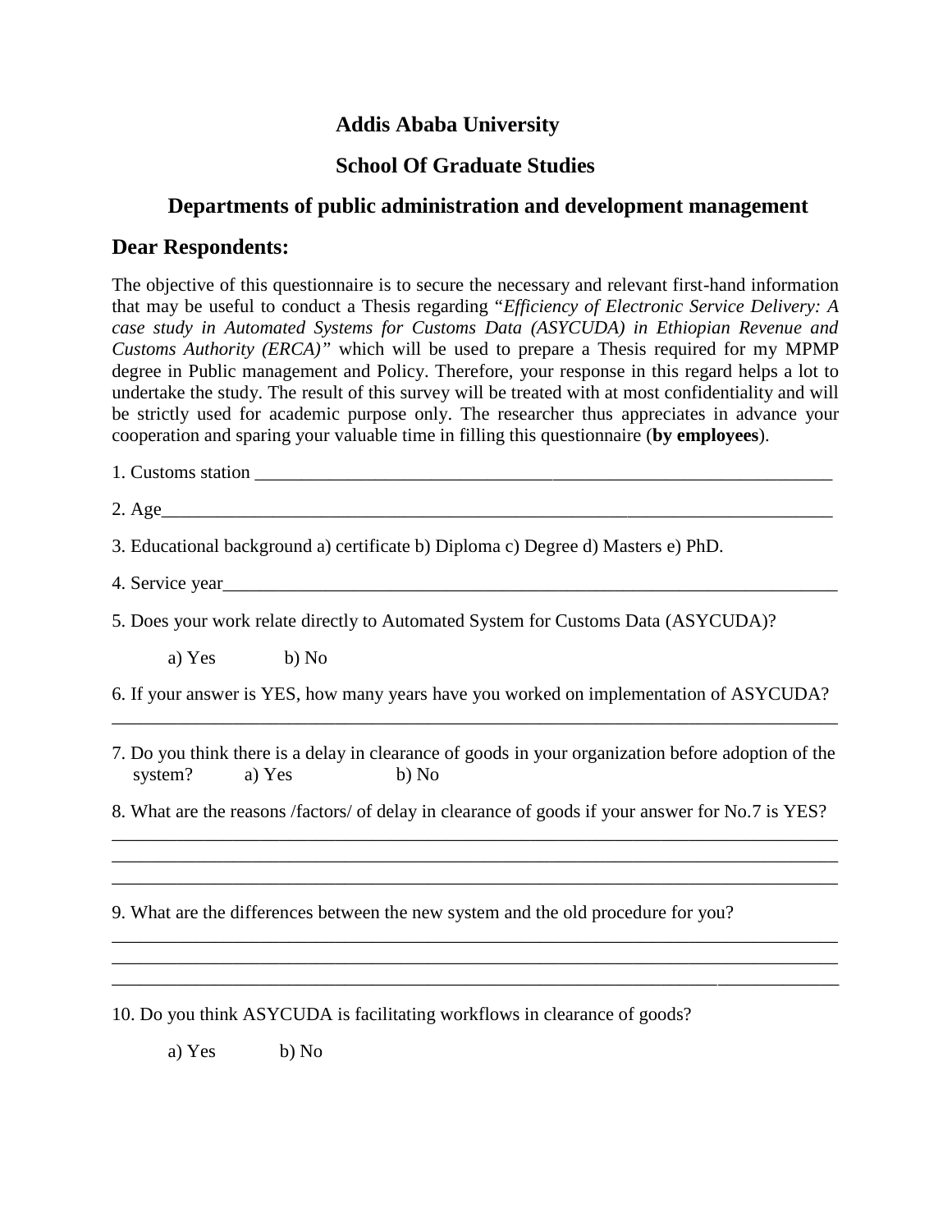**Addis Ababa University**

**School Of Graduate Studies**

**Departments of public administration and development management**

## Dear Respondents:

The objective of this questionnaire is to secure the necessary and relevant first-hand information that may be useful to conduct a Thesis regarding "*Efficiency of Electronic Service Delivery: A case study in Automated Systems for Customs Data (ASYCUDA) in Ethiopian Revenue and Customs Authority (ERCA)"* which will be used to prepare a Thesis required for my MPMP degree in Public management and Policy. Therefore, your response in this regard helps a lot to undertake the study. The result of this survey will be treated with at most confidentiality and will be strictly used for academic purpose only. The researcher thus appreciates in advance your cooperation and sparing your valuable time in filling this questionnaire (**by employees**).

1. Customs station ___________________________________________________________

2. Age___________________________________________________________________________

3. Educational background a) certificate b) Diploma c) Degree d) Masters e) PhD.

4. Service year_____________________________________________________________________

5. Does your work relate directly to Automated System for Customs Data (ASYCUDA)?

   a) Yes b) No

6. If your answer is YES, how many years have you worked on implementation of ASYCUDA?
_______________________________________________________________________________

7. Do you think there is a delay in clearance of goods in your organization before adoption of the system? a) Yes b) No

8. What are the reasons /factors/ of delay in clearance of goods if your answer for No.7 is YES?
_______________________________________________________________________________
_______________________________________________________________________________
_______________________________________________________________________________

9. What are the differences between the new system and the old procedure for you?
_______________________________________________________________________________
_______________________________________________________________________________
_______________________________________________________________________________

10. Do you think ASYCUDA is facilitating workflows in clearance of goods?

   a) Yes b) No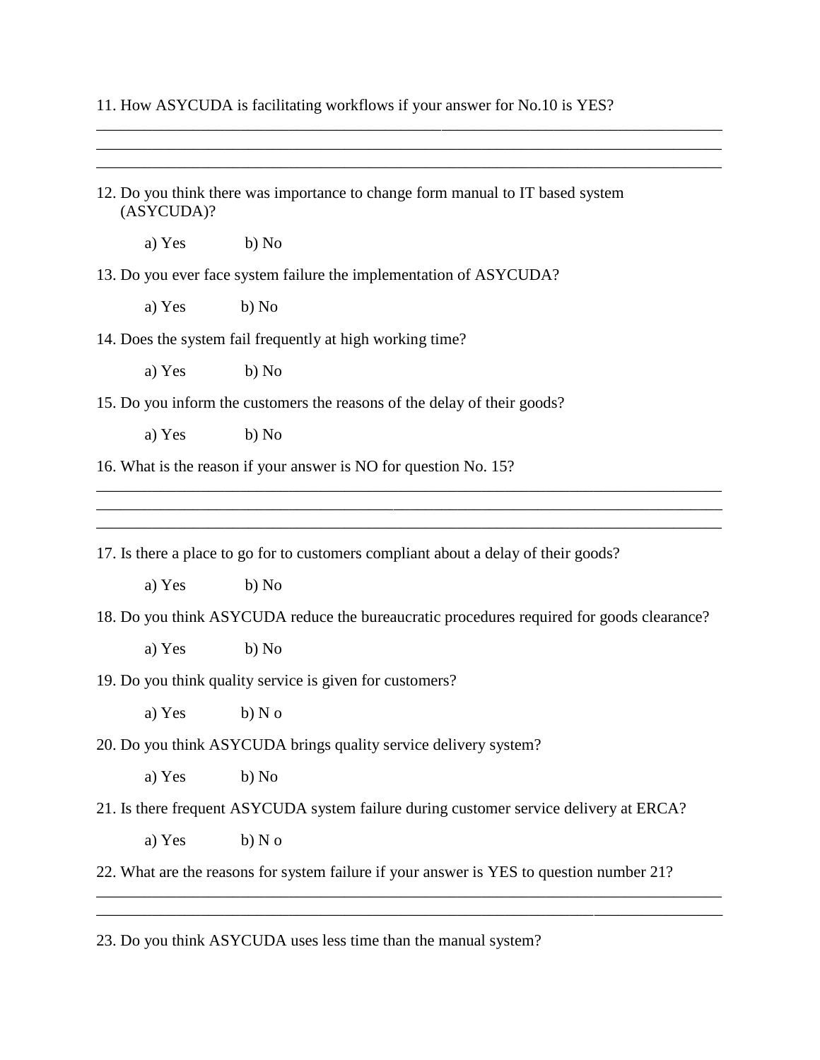11. How ASYCUDA is facilitating workflows if your answer for No.10 is YES?

________________________________________________________________________________
________________________________________________________________________________
________________________________________________________________________________

12. Do you think there was importance to change form manual to IT based system (ASYCUDA)?

    a) Yes    b) No

13. Do you ever face system failure the implementation of ASYCUDA?

    a) Yes    b) No

14. Does the system fail frequently at high working time?

    a) Yes    b) No

15. Do you inform the customers the reasons of the delay of their goods?

    a) Yes    b) No

16. What is the reason if your answer is NO for question No. 15?

________________________________________________________________________________
________________________________________________________________________________
________________________________________________________________________________

17. Is there a place to go for to customers compliant about a delay of their goods?

    a) Yes    b) No

18. Do you think ASYCUDA reduce the bureaucratic procedures required for goods clearance?

    a) Yes    b) No

19. Do you think quality service is given for customers?

    a) Yes    b) N o

20. Do you think ASYCUDA brings quality service delivery system?

    a) Yes    b) No

21. Is there frequent ASYCUDA system failure during customer service delivery at ERCA?

    a) Yes    b) N o

22. What are the reasons for system failure if your answer is YES to question number 21?

________________________________________________________________________________
________________________________________________________________________________

23. Do you think ASYCUDA uses less time than the manual system?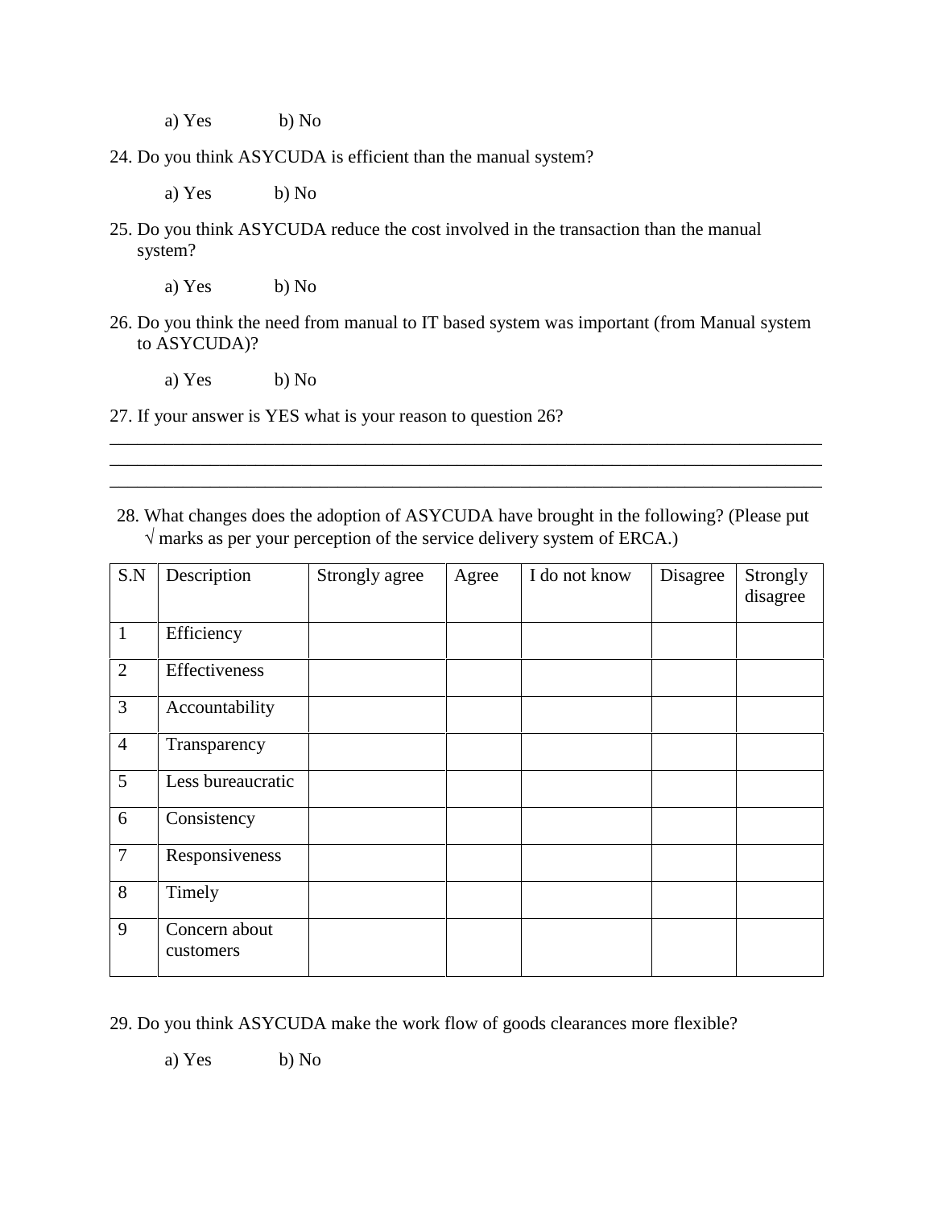a) Yes b) No

24. Do you think ASYCUDA is efficient than the manual system?

    a) Yes b) No

25. Do you think ASYCUDA reduce the cost involved in the transaction than the manual system?

    a) Yes b) No

26. Do you think the need from manual to IT based system was important (from Manual system to ASYCUDA)?

    a) Yes b) No

27. If your answer is YES what is your reason to question 26?

______________________________________________________________________________
______________________________________________________________________________
______________________________________________________________________________

28. What changes does the adoption of ASYCUDA have brought in the following? (Please put √ marks as per your perception of the service delivery system of ERCA.)

| S.N | Description | Strongly agree | Agree | I do not know | Disagree | Strongly disagree |
|---|---|---|---|---|---|---|
| 1 | Efficiency | | | | | |
| 2 | Effectiveness | | | | | |
| 3 | Accountability | | | | | |
| 4 | Transparency | | | | | |
| 5 | Less bureaucratic | | | | | |
| 6 | Consistency | | | | | |
| 7 | Responsiveness | | | | | |
| 8 | Timely | | | | | |
| 9 | Concern about customers | | | | | |

29. Do you think ASYCUDA make the work flow of goods clearances more flexible?

    a) Yes b) No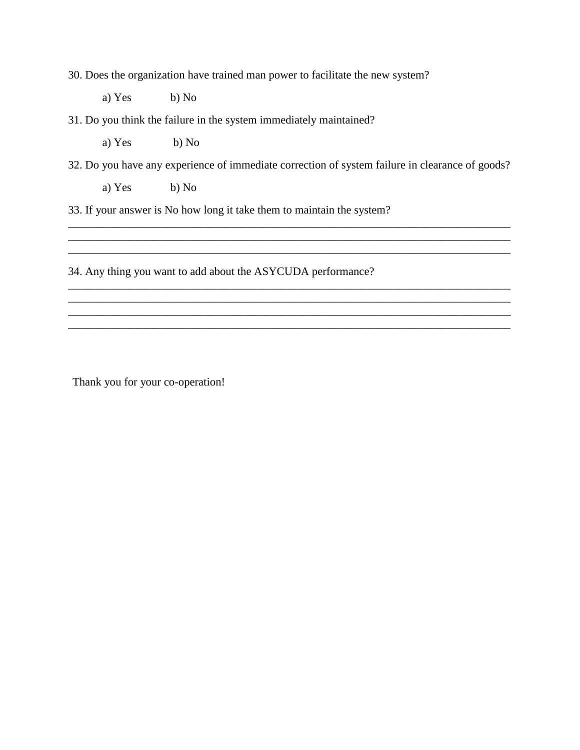30. Does the organization have trained man power to facilitate the new system?

a) Yes　　　b) No

31. Do you think the failure in the system immediately maintained?

a) Yes　　　b) No

32. Do you have any experience of immediate correction of system failure in clearance of goods?

a) Yes　　　b) No

33. If your answer is No how long it take them to maintain the system?

________________________________________________________________________________
________________________________________________________________________________
________________________________________________________________________________

34. Any thing you want to add about the ASYCUDA performance?

________________________________________________________________________________
________________________________________________________________________________
________________________________________________________________________________
________________________________________________________________________________

Thank you for your co-operation!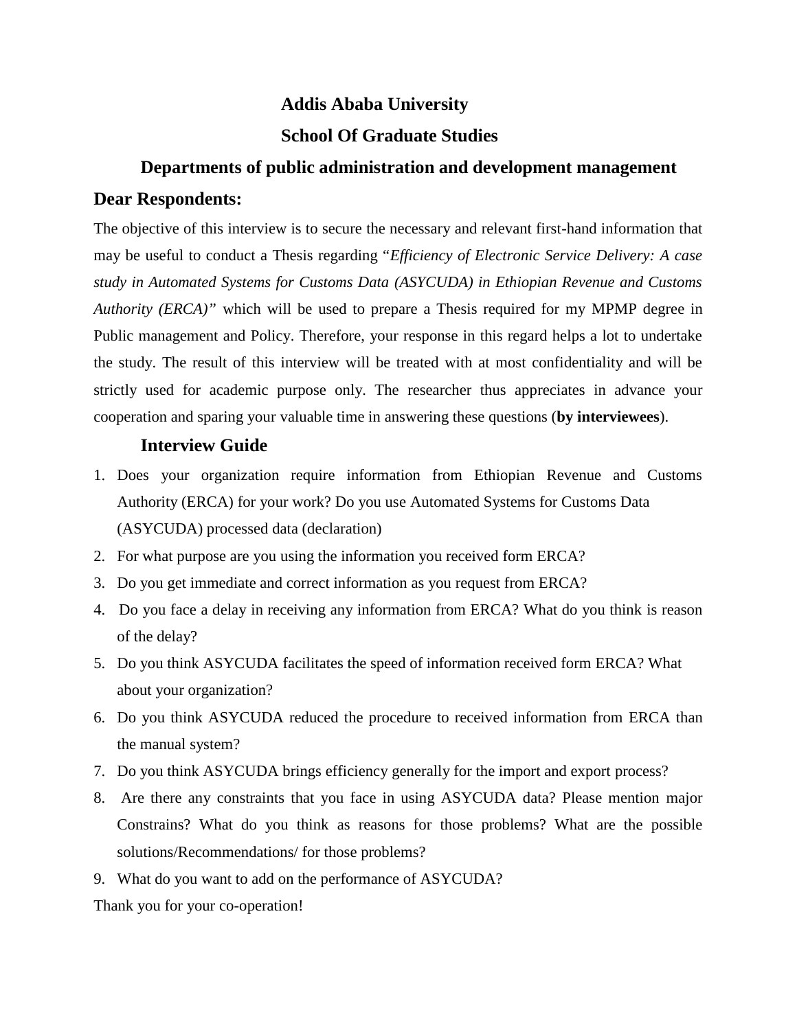**Addis Ababa University**

**School Of Graduate Studies**

**Departments of public administration and development management**

## Dear Respondents:

The objective of this interview is to secure the necessary and relevant first-hand information that may be useful to conduct a Thesis regarding "*Efficiency of Electronic Service Delivery: A case study in Automated Systems for Customs Data (ASYCUDA) in Ethiopian Revenue and Customs Authority (ERCA)"* which will be used to prepare a Thesis required for my MPMP degree in Public management and Policy. Therefore, your response in this regard helps a lot to undertake the study. The result of this interview will be treated with at most confidentiality and will be strictly used for academic purpose only. The researcher thus appreciates in advance your cooperation and sparing your valuable time in answering these questions (**by interviewees**).

### Interview Guide

1. Does your organization require information from Ethiopian Revenue and Customs Authority (ERCA) for your work? Do you use Automated Systems for Customs Data (ASYCUDA) processed data (declaration)
2. For what purpose are you using the information you received form ERCA?
3. Do you get immediate and correct information as you request from ERCA?
4. Do you face a delay in receiving any information from ERCA? What do you think is reason of the delay?
5. Do you think ASYCUDA facilitates the speed of information received form ERCA? What about your organization?
6. Do you think ASYCUDA reduced the procedure to received information from ERCA than the manual system?
7. Do you think ASYCUDA brings efficiency generally for the import and export process?
8. Are there any constraints that you face in using ASYCUDA data? Please mention major Constrains? What do you think as reasons for those problems? What are the possible solutions/Recommendations/ for those problems?
9. What do you want to add on the performance of ASYCUDA?

Thank you for your co-operation!